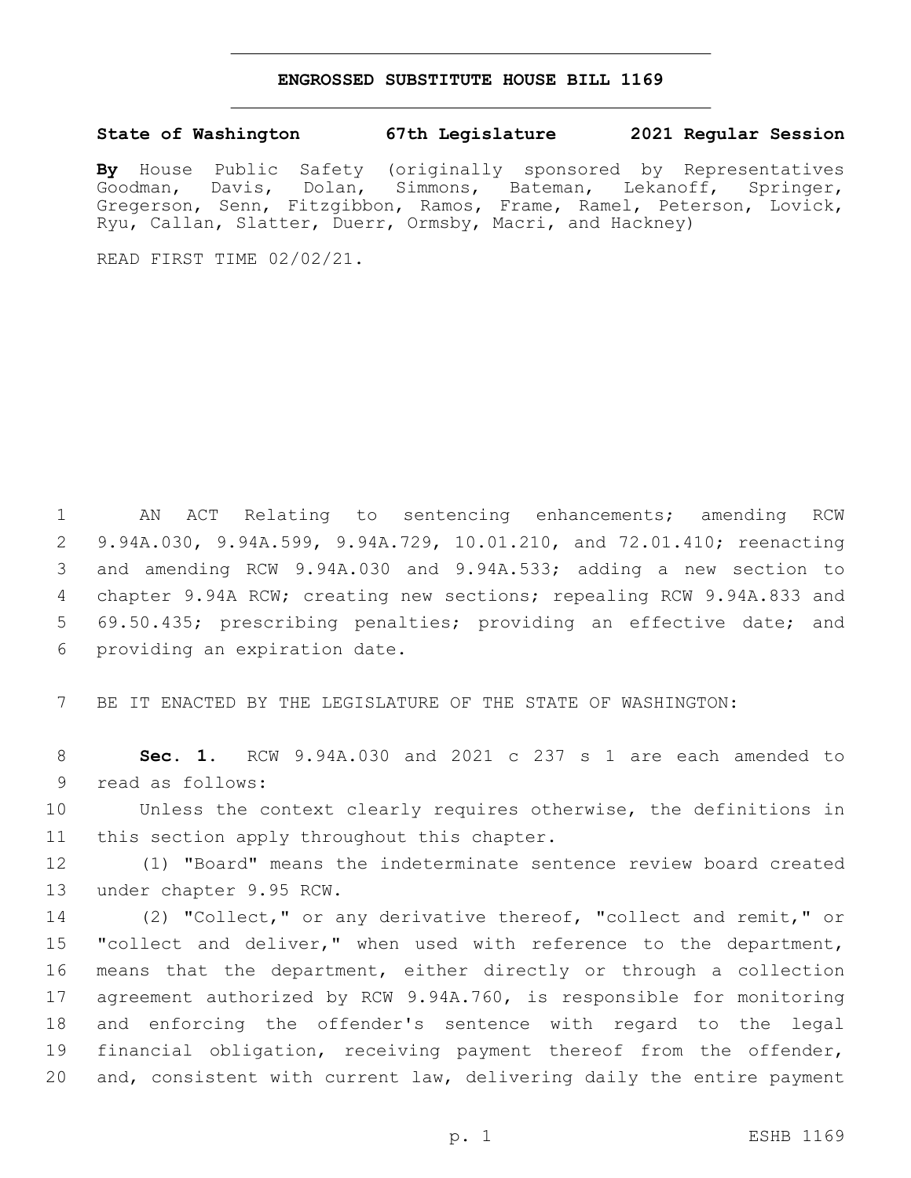# ENGROSSED SUBSTITUTE HOUSE BILL 1169

**State of Washington 67th Legislature 2021 Regular Session**

**By** House Public Safety (originally sponsored by Representatives Goodman, Davis, Dolan, Simmons, Bateman, Lekanoff, Springer, Gregerson, Senn, Fitzgibbon, Ramos, Frame, Ramel, Peterson, Lovick, Ryu, Callan, Slatter, Duerr, Ormsby, Macri, and Hackney)

READ FIRST TIME 02/02/21.

AN ACT Relating to sentencing enhancements; amending RCW 9.94A.030, 9.94A.599, 9.94A.729, 10.01.210, and 72.01.410; reenacting and amending RCW 9.94A.030 and 9.94A.533; adding a new section to chapter 9.94A RCW; creating new sections; repealing RCW 9.94A.833 and 69.50.435; prescribing penalties; providing an effective date; and providing an expiration date.

BE IT ENACTED BY THE LEGISLATURE OF THE STATE OF WASHINGTON:

**Sec. 1.** RCW 9.94A.030 and 2021 c 237 s 1 are each amended to read as follows:

Unless the context clearly requires otherwise, the definitions in this section apply throughout this chapter.

(1) "Board" means the indeterminate sentence review board created under chapter 9.95 RCW.

(2) "Collect," or any derivative thereof, "collect and remit," or "collect and deliver," when used with reference to the department, means that the department, either directly or through a collection agreement authorized by RCW 9.94A.760, is responsible for monitoring and enforcing the offender's sentence with regard to the legal financial obligation, receiving payment thereof from the offender, and, consistent with current law, delivering daily the entire payment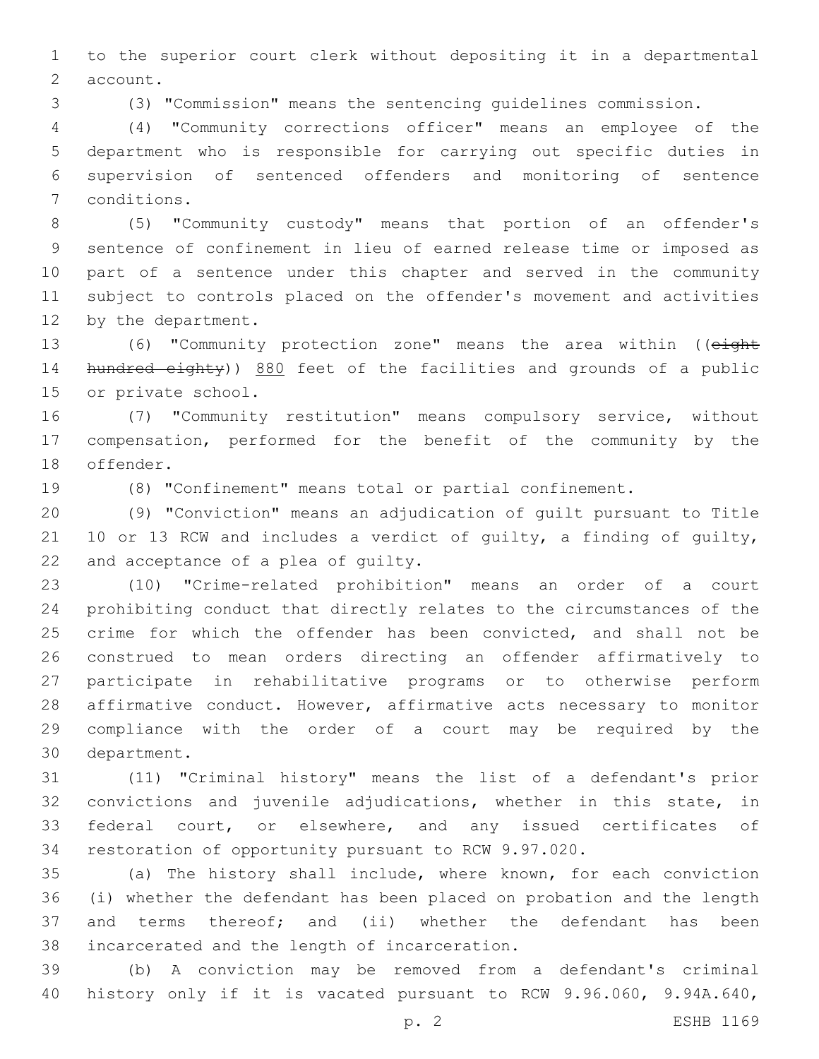to the superior court clerk without depositing it in a departmental account.

(3) "Commission" means the sentencing guidelines commission.

(4) "Community corrections officer" means an employee of the department who is responsible for carrying out specific duties in supervision of sentenced offenders and monitoring of sentence conditions.

(5) "Community custody" means that portion of an offender's sentence of confinement in lieu of earned release time or imposed as part of a sentence under this chapter and served in the community subject to controls placed on the offender's movement and activities by the department.

(6) "Community protection zone" means the area within ((~~eight hundred eighty~~)) <u>880</u> feet of the facilities and grounds of a public or private school.

(7) "Community restitution" means compulsory service, without compensation, performed for the benefit of the community by the offender.

(8) "Confinement" means total or partial confinement.

(9) "Conviction" means an adjudication of guilt pursuant to Title 10 or 13 RCW and includes a verdict of guilty, a finding of guilty, and acceptance of a plea of guilty.

(10) "Crime-related prohibition" means an order of a court prohibiting conduct that directly relates to the circumstances of the crime for which the offender has been convicted, and shall not be construed to mean orders directing an offender affirmatively to participate in rehabilitative programs or to otherwise perform affirmative conduct. However, affirmative acts necessary to monitor compliance with the order of a court may be required by the department.

(11) "Criminal history" means the list of a defendant's prior convictions and juvenile adjudications, whether in this state, in federal court, or elsewhere, and any issued certificates of restoration of opportunity pursuant to RCW 9.97.020.

(a) The history shall include, where known, for each conviction (i) whether the defendant has been placed on probation and the length and terms thereof; and (ii) whether the defendant has been incarcerated and the length of incarceration.

(b) A conviction may be removed from a defendant's criminal history only if it is vacated pursuant to RCW 9.96.060, 9.94A.640,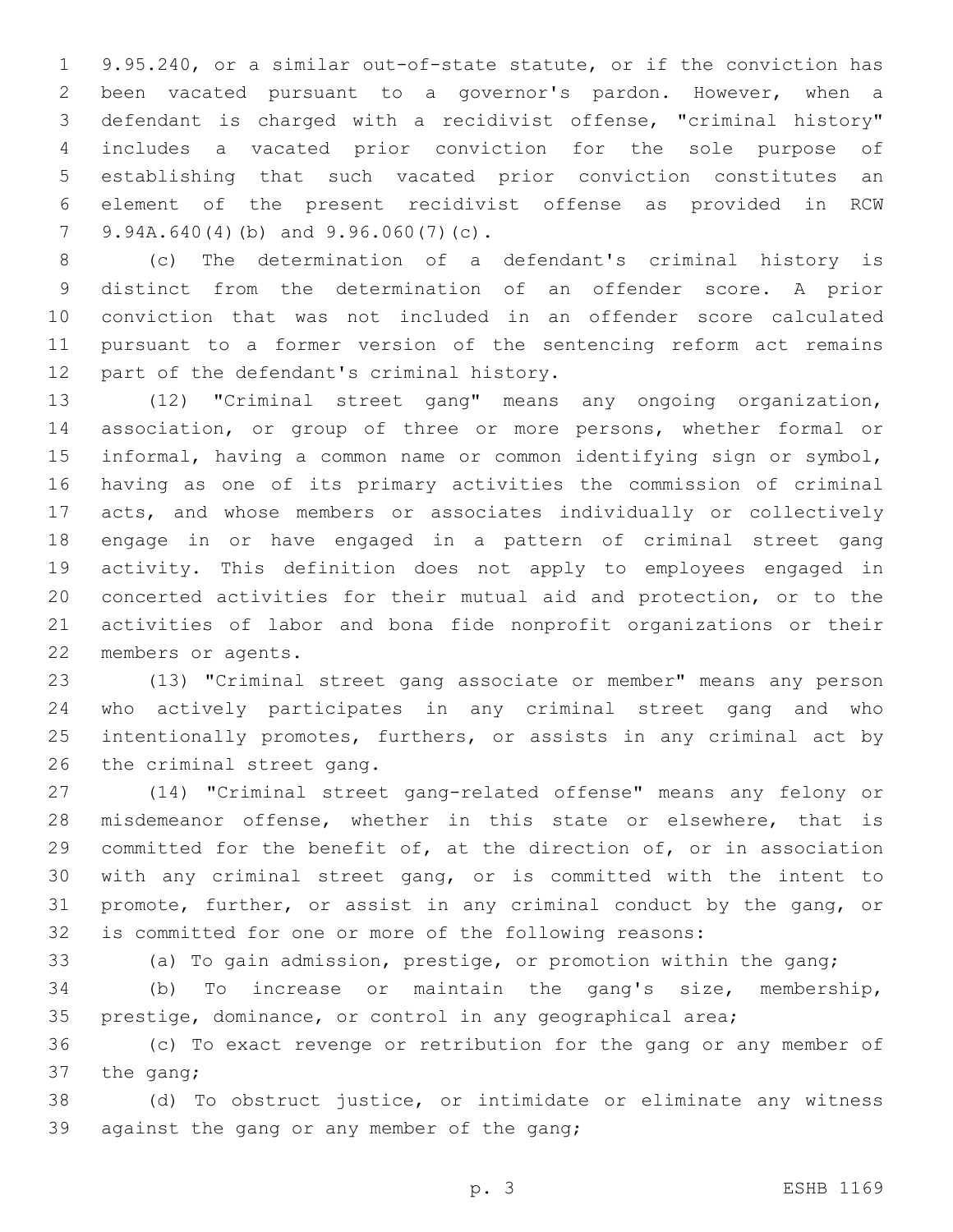9.95.240, or a similar out-of-state statute, or if the conviction has been vacated pursuant to a governor's pardon. However, when a defendant is charged with a recidivist offense, "criminal history" includes a vacated prior conviction for the sole purpose of establishing that such vacated prior conviction constitutes an element of the present recidivist offense as provided in RCW 9.94A.640(4)(b) and 9.96.060(7)(c).

(c) The determination of a defendant's criminal history is distinct from the determination of an offender score. A prior conviction that was not included in an offender score calculated pursuant to a former version of the sentencing reform act remains part of the defendant's criminal history.

(12) "Criminal street gang" means any ongoing organization, association, or group of three or more persons, whether formal or informal, having a common name or common identifying sign or symbol, having as one of its primary activities the commission of criminal acts, and whose members or associates individually or collectively engage in or have engaged in a pattern of criminal street gang activity. This definition does not apply to employees engaged in concerted activities for their mutual aid and protection, or to the activities of labor and bona fide nonprofit organizations or their members or agents.

(13) "Criminal street gang associate or member" means any person who actively participates in any criminal street gang and who intentionally promotes, furthers, or assists in any criminal act by the criminal street gang.

(14) "Criminal street gang-related offense" means any felony or misdemeanor offense, whether in this state or elsewhere, that is committed for the benefit of, at the direction of, or in association with any criminal street gang, or is committed with the intent to promote, further, or assist in any criminal conduct by the gang, or is committed for one or more of the following reasons:

(a) To gain admission, prestige, or promotion within the gang;

(b) To increase or maintain the gang's size, membership, prestige, dominance, or control in any geographical area;

(c) To exact revenge or retribution for the gang or any member of the gang;

(d) To obstruct justice, or intimidate or eliminate any witness against the gang or any member of the gang;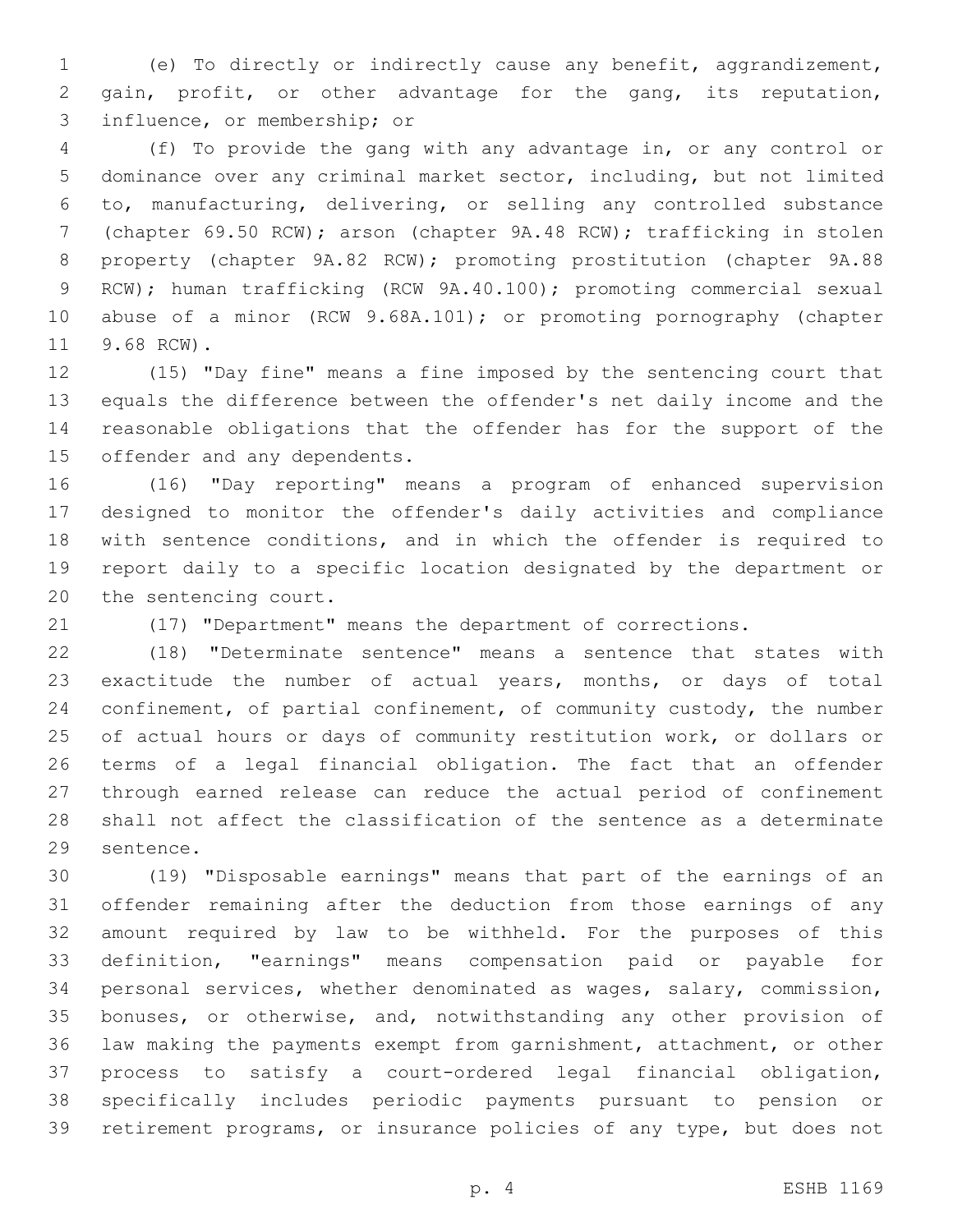(e) To directly or indirectly cause any benefit, aggrandizement, gain, profit, or other advantage for the gang, its reputation, influence, or membership; or

(f) To provide the gang with any advantage in, or any control or dominance over any criminal market sector, including, but not limited to, manufacturing, delivering, or selling any controlled substance (chapter 69.50 RCW); arson (chapter 9A.48 RCW); trafficking in stolen property (chapter 9A.82 RCW); promoting prostitution (chapter 9A.88 RCW); human trafficking (RCW 9A.40.100); promoting commercial sexual abuse of a minor (RCW 9.68A.101); or promoting pornography (chapter 9.68 RCW).

(15) "Day fine" means a fine imposed by the sentencing court that equals the difference between the offender's net daily income and the reasonable obligations that the offender has for the support of the offender and any dependents.

(16) "Day reporting" means a program of enhanced supervision designed to monitor the offender's daily activities and compliance with sentence conditions, and in which the offender is required to report daily to a specific location designated by the department or the sentencing court.

(17) "Department" means the department of corrections.

(18) "Determinate sentence" means a sentence that states with exactitude the number of actual years, months, or days of total confinement, of partial confinement, of community custody, the number of actual hours or days of community restitution work, or dollars or terms of a legal financial obligation. The fact that an offender through earned release can reduce the actual period of confinement shall not affect the classification of the sentence as a determinate sentence.

(19) "Disposable earnings" means that part of the earnings of an offender remaining after the deduction from those earnings of any amount required by law to be withheld. For the purposes of this definition, "earnings" means compensation paid or payable for personal services, whether denominated as wages, salary, commission, bonuses, or otherwise, and, notwithstanding any other provision of law making the payments exempt from garnishment, attachment, or other process to satisfy a court-ordered legal financial obligation, specifically includes periodic payments pursuant to pension or retirement programs, or insurance policies of any type, but does not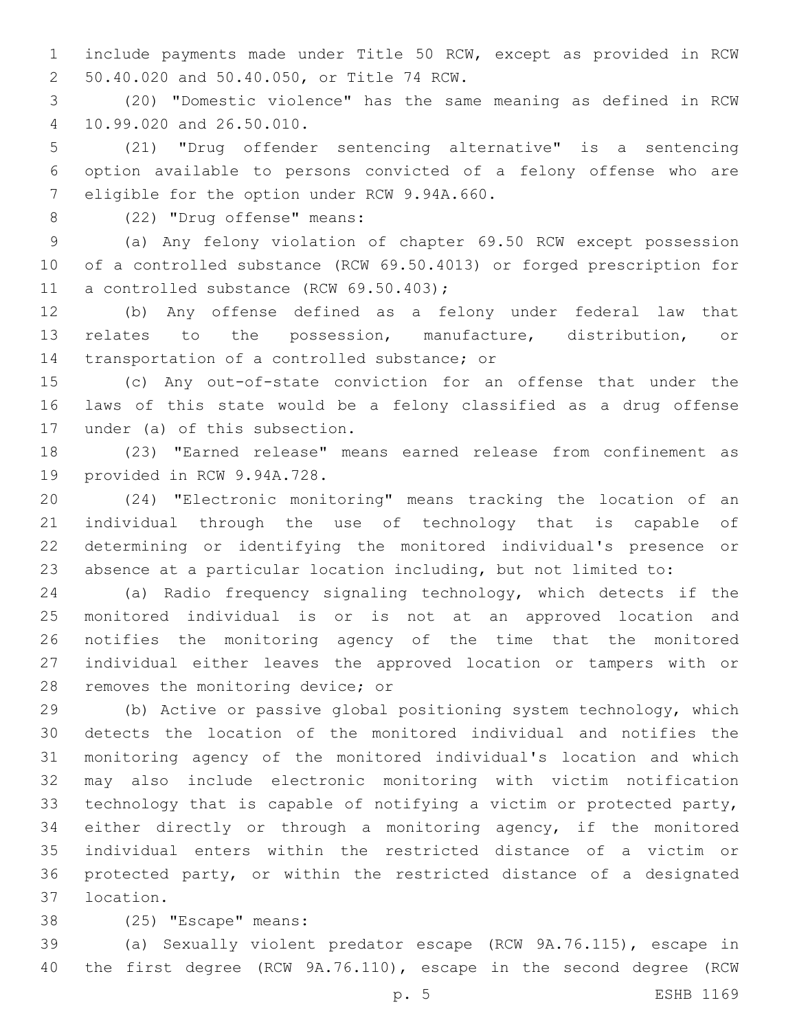include payments made under Title 50 RCW, except as provided in RCW 50.40.020 and 50.40.050, or Title 74 RCW.

(20) "Domestic violence" has the same meaning as defined in RCW 10.99.020 and 26.50.010.

(21) "Drug offender sentencing alternative" is a sentencing option available to persons convicted of a felony offense who are eligible for the option under RCW 9.94A.660.

(22) "Drug offense" means:

(a) Any felony violation of chapter 69.50 RCW except possession of a controlled substance (RCW 69.50.4013) or forged prescription for a controlled substance (RCW 69.50.403);

(b) Any offense defined as a felony under federal law that relates to the possession, manufacture, distribution, or transportation of a controlled substance; or

(c) Any out-of-state conviction for an offense that under the laws of this state would be a felony classified as a drug offense under (a) of this subsection.

(23) "Earned release" means earned release from confinement as provided in RCW 9.94A.728.

(24) "Electronic monitoring" means tracking the location of an individual through the use of technology that is capable of determining or identifying the monitored individual's presence or absence at a particular location including, but not limited to:

(a) Radio frequency signaling technology, which detects if the monitored individual is or is not at an approved location and notifies the monitoring agency of the time that the monitored individual either leaves the approved location or tampers with or removes the monitoring device; or

(b) Active or passive global positioning system technology, which detects the location of the monitored individual and notifies the monitoring agency of the monitored individual's location and which may also include electronic monitoring with victim notification technology that is capable of notifying a victim or protected party, either directly or through a monitoring agency, if the monitored individual enters within the restricted distance of a victim or protected party, or within the restricted distance of a designated location.

(25) "Escape" means:

(a) Sexually violent predator escape (RCW 9A.76.115), escape in the first degree (RCW 9A.76.110), escape in the second degree (RCW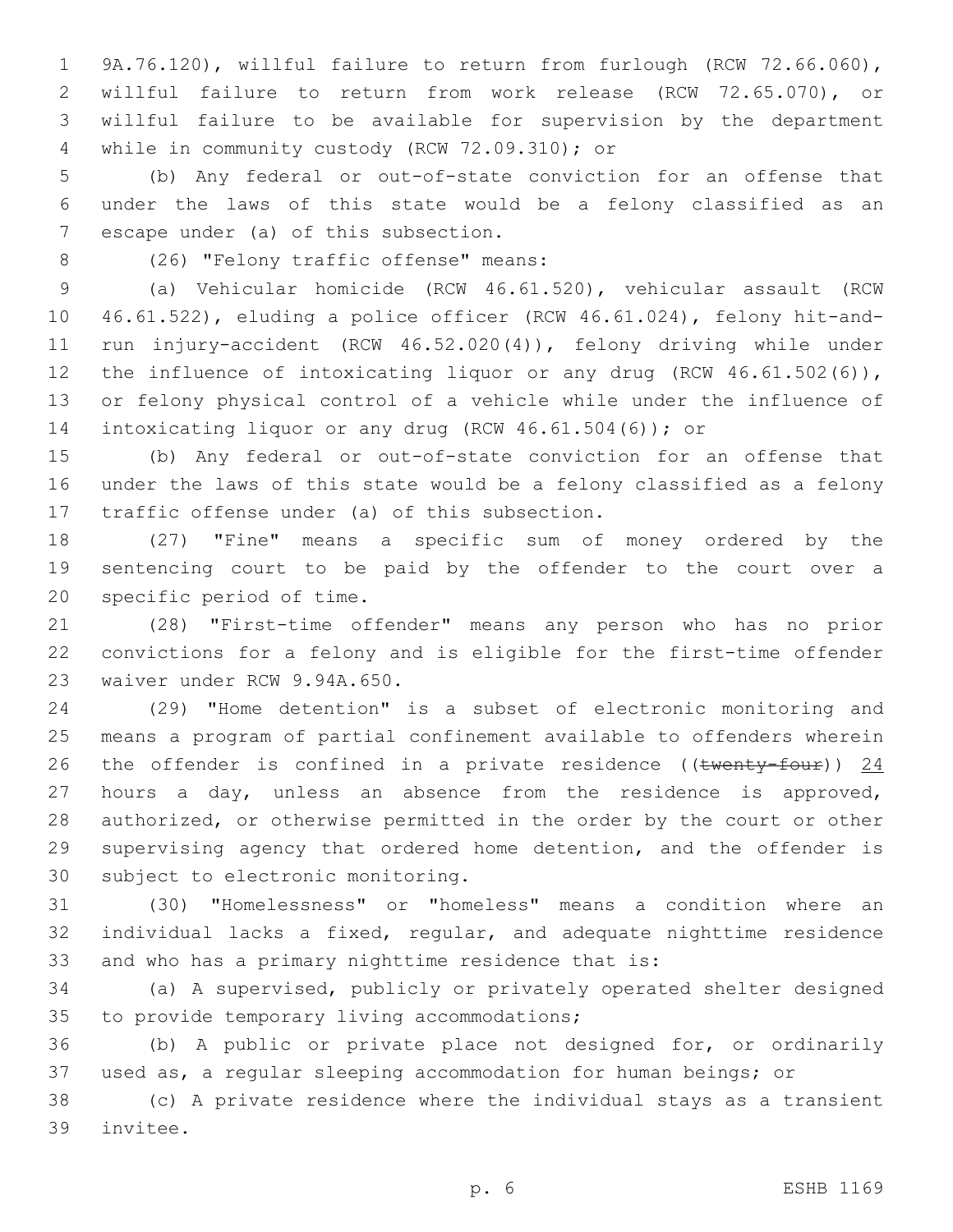9A.76.120), willful failure to return from furlough (RCW 72.66.060), willful failure to return from work release (RCW 72.65.070), or willful failure to be available for supervision by the department while in community custody (RCW 72.09.310); or

(b) Any federal or out-of-state conviction for an offense that under the laws of this state would be a felony classified as an escape under (a) of this subsection.

(26) "Felony traffic offense" means:

(a) Vehicular homicide (RCW 46.61.520), vehicular assault (RCW 46.61.522), eluding a police officer (RCW 46.61.024), felony hit-and-run injury-accident (RCW 46.52.020(4)), felony driving while under the influence of intoxicating liquor or any drug (RCW 46.61.502(6)), or felony physical control of a vehicle while under the influence of intoxicating liquor or any drug (RCW 46.61.504(6)); or

(b) Any federal or out-of-state conviction for an offense that under the laws of this state would be a felony classified as a felony traffic offense under (a) of this subsection.

(27) "Fine" means a specific sum of money ordered by the sentencing court to be paid by the offender to the court over a specific period of time.

(28) "First-time offender" means any person who has no prior convictions for a felony and is eligible for the first-time offender waiver under RCW 9.94A.650.

(29) "Home detention" is a subset of electronic monitoring and means a program of partial confinement available to offenders wherein the offender is confined in a private residence ((~~twenty-four~~)) <u>24</u> hours a day, unless an absence from the residence is approved, authorized, or otherwise permitted in the order by the court or other supervising agency that ordered home detention, and the offender is subject to electronic monitoring.

(30) "Homelessness" or "homeless" means a condition where an individual lacks a fixed, regular, and adequate nighttime residence and who has a primary nighttime residence that is:

(a) A supervised, publicly or privately operated shelter designed to provide temporary living accommodations;

(b) A public or private place not designed for, or ordinarily used as, a regular sleeping accommodation for human beings; or

(c) A private residence where the individual stays as a transient invitee.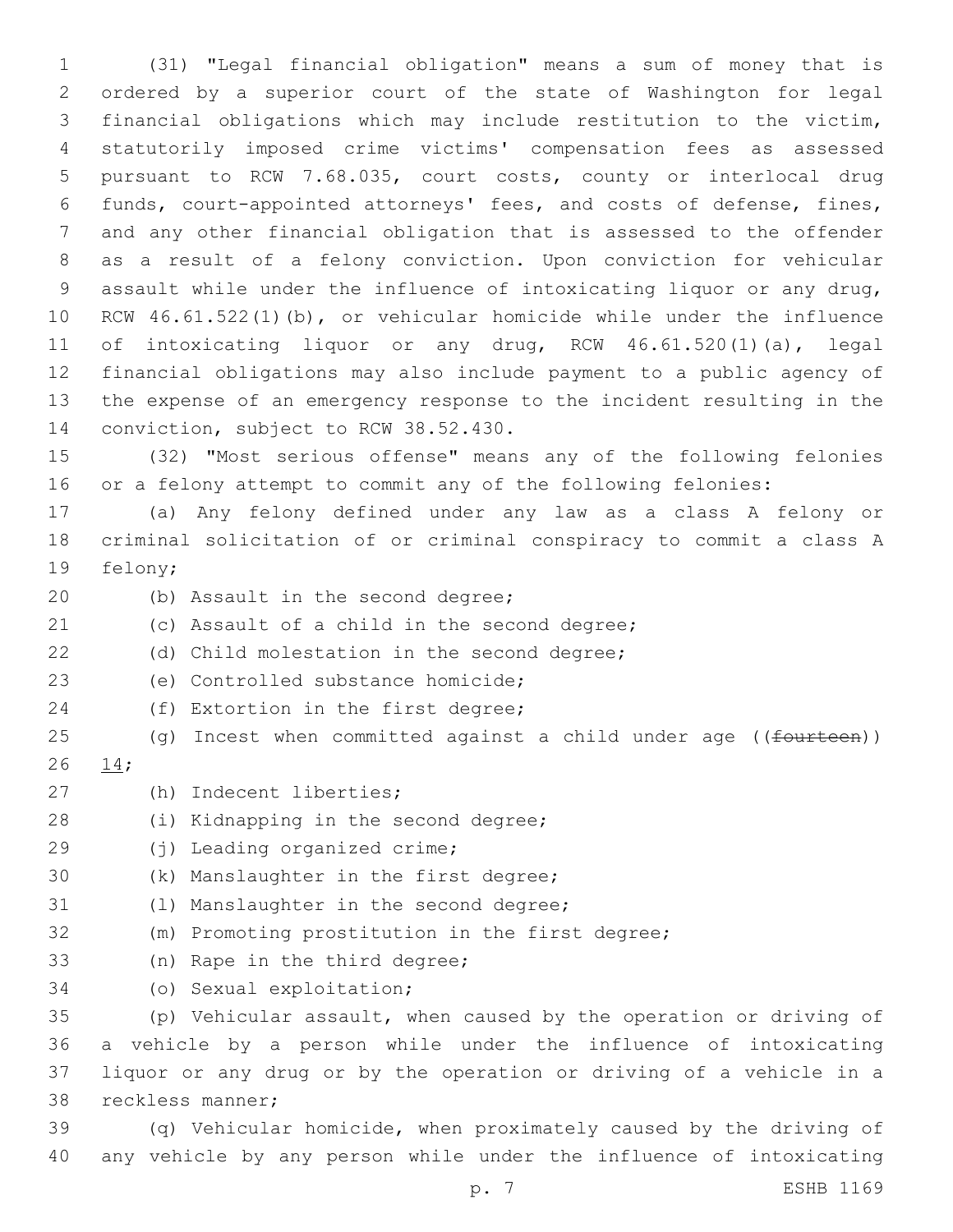(31) "Legal financial obligation" means a sum of money that is ordered by a superior court of the state of Washington for legal financial obligations which may include restitution to the victim, statutorily imposed crime victims' compensation fees as assessed pursuant to RCW 7.68.035, court costs, county or interlocal drug funds, court-appointed attorneys' fees, and costs of defense, fines, and any other financial obligation that is assessed to the offender as a result of a felony conviction. Upon conviction for vehicular assault while under the influence of intoxicating liquor or any drug, RCW 46.61.522(1)(b), or vehicular homicide while under the influence of intoxicating liquor or any drug, RCW 46.61.520(1)(a), legal financial obligations may also include payment to a public agency of the expense of an emergency response to the incident resulting in the conviction, subject to RCW 38.52.430.

(32) "Most serious offense" means any of the following felonies or a felony attempt to commit any of the following felonies:

(a) Any felony defined under any law as a class A felony or criminal solicitation of or criminal conspiracy to commit a class A felony;

(b) Assault in the second degree;

(c) Assault of a child in the second degree;

(d) Child molestation in the second degree;

(e) Controlled substance homicide;

(f) Extortion in the first degree;

(g) Incest when committed against a child under age ((~~fourteen~~)) <u>14</u>;

(h) Indecent liberties;

(i) Kidnapping in the second degree;

(j) Leading organized crime;

(k) Manslaughter in the first degree;

(l) Manslaughter in the second degree;

(m) Promoting prostitution in the first degree;

(n) Rape in the third degree;

(o) Sexual exploitation;

(p) Vehicular assault, when caused by the operation or driving of a vehicle by a person while under the influence of intoxicating liquor or any drug or by the operation or driving of a vehicle in a reckless manner;

(q) Vehicular homicide, when proximately caused by the driving of any vehicle by any person while under the influence of intoxicating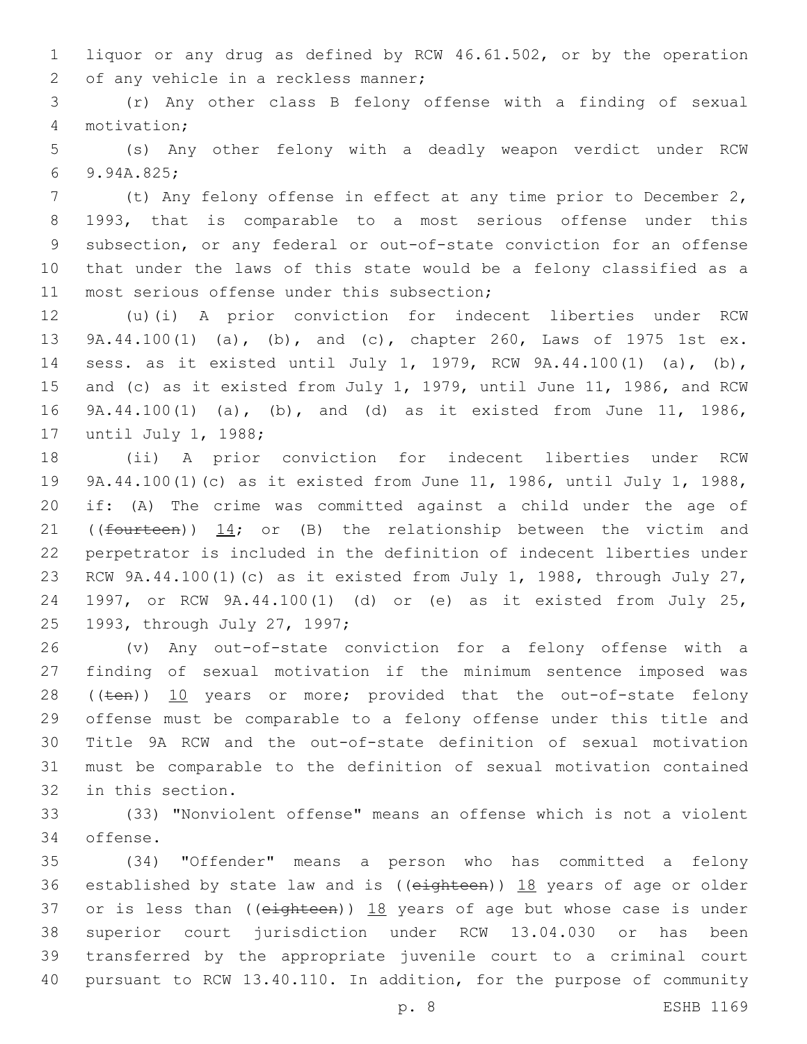liquor or any drug as defined by RCW 46.61.502, or by the operation of any vehicle in a reckless manner;

(r) Any other class B felony offense with a finding of sexual motivation;

(s) Any other felony with a deadly weapon verdict under RCW 9.94A.825;

(t) Any felony offense in effect at any time prior to December 2, 1993, that is comparable to a most serious offense under this subsection, or any federal or out-of-state conviction for an offense that under the laws of this state would be a felony classified as a most serious offense under this subsection;

(u)(i) A prior conviction for indecent liberties under RCW 9A.44.100(1) (a), (b), and (c), chapter 260, Laws of 1975 1st ex. sess. as it existed until July 1, 1979, RCW 9A.44.100(1) (a), (b), and (c) as it existed from July 1, 1979, until June 11, 1986, and RCW 9A.44.100(1) (a), (b), and (d) as it existed from June 11, 1986, until July 1, 1988;

(ii) A prior conviction for indecent liberties under RCW 9A.44.100(1)(c) as it existed from June 11, 1986, until July 1, 1988, if: (A) The crime was committed against a child under the age of ((~~fourteen~~)) 14; or (B) the relationship between the victim and perpetrator is included in the definition of indecent liberties under RCW 9A.44.100(1)(c) as it existed from July 1, 1988, through July 27, 1997, or RCW 9A.44.100(1) (d) or (e) as it existed from July 25, 1993, through July 27, 1997;

(v) Any out-of-state conviction for a felony offense with a finding of sexual motivation if the minimum sentence imposed was ((~~ten~~)) 10 years or more; provided that the out-of-state felony offense must be comparable to a felony offense under this title and Title 9A RCW and the out-of-state definition of sexual motivation must be comparable to the definition of sexual motivation contained in this section.

(33) "Nonviolent offense" means an offense which is not a violent offense.

(34) "Offender" means a person who has committed a felony established by state law and is ((~~eighteen~~)) 18 years of age or older or is less than ((~~eighteen~~)) 18 years of age but whose case is under superior court jurisdiction under RCW 13.04.030 or has been transferred by the appropriate juvenile court to a criminal court pursuant to RCW 13.40.110. In addition, for the purpose of community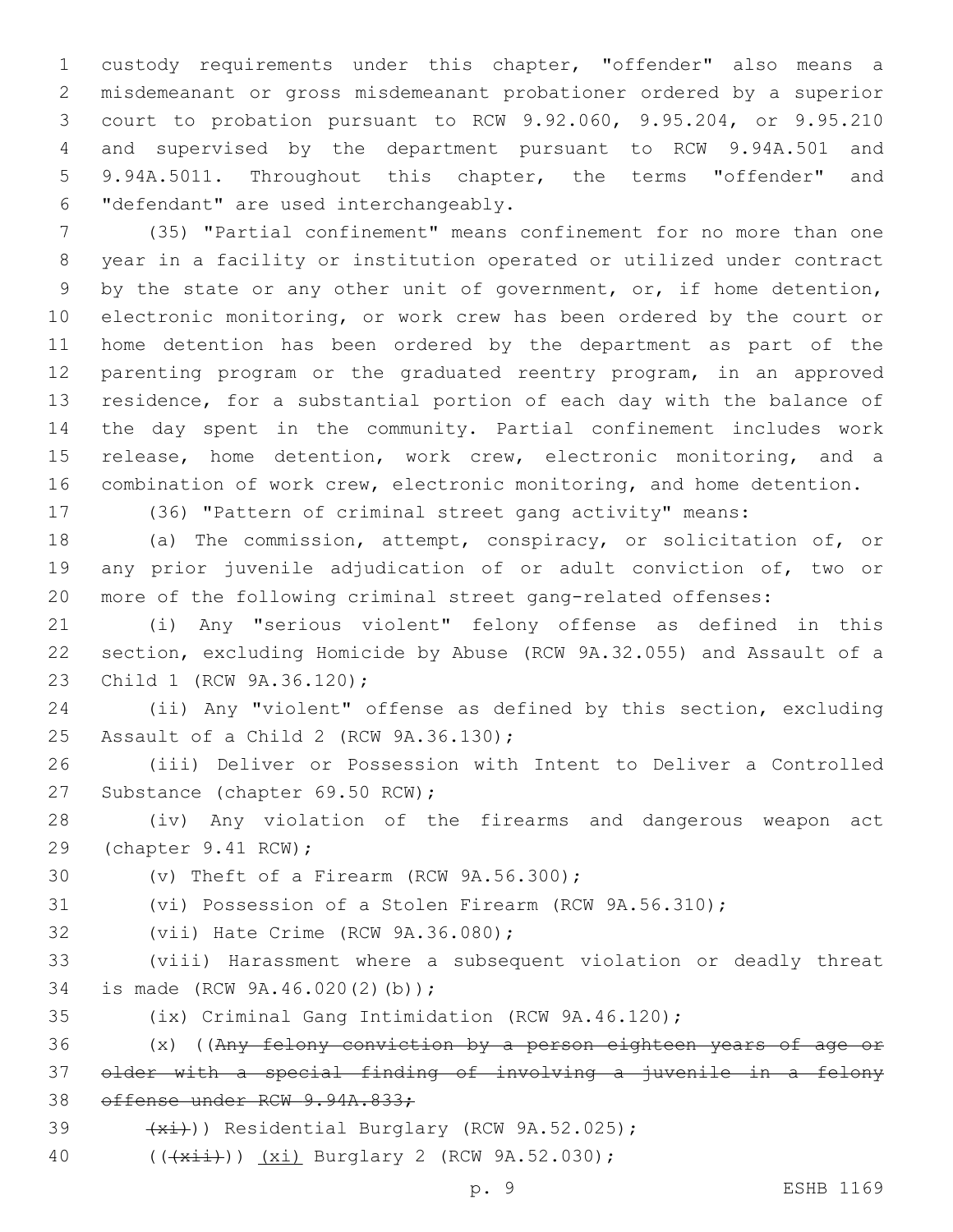custody requirements under this chapter, "offender" also means a misdemeanant or gross misdemeanant probationer ordered by a superior court to probation pursuant to RCW 9.92.060, 9.95.204, or 9.95.210 and supervised by the department pursuant to RCW 9.94A.501 and 9.94A.5011. Throughout this chapter, the terms "offender" and "defendant" are used interchangeably.

(35) "Partial confinement" means confinement for no more than one year in a facility or institution operated or utilized under contract by the state or any other unit of government, or, if home detention, electronic monitoring, or work crew has been ordered by the court or home detention has been ordered by the department as part of the parenting program or the graduated reentry program, in an approved residence, for a substantial portion of each day with the balance of the day spent in the community. Partial confinement includes work release, home detention, work crew, electronic monitoring, and a combination of work crew, electronic monitoring, and home detention.

(36) "Pattern of criminal street gang activity" means:

(a) The commission, attempt, conspiracy, or solicitation of, or any prior juvenile adjudication of or adult conviction of, two or more of the following criminal street gang-related offenses:

(i) Any "serious violent" felony offense as defined in this section, excluding Homicide by Abuse (RCW 9A.32.055) and Assault of a Child 1 (RCW 9A.36.120);

(ii) Any "violent" offense as defined by this section, excluding Assault of a Child 2 (RCW 9A.36.130);

(iii) Deliver or Possession with Intent to Deliver a Controlled Substance (chapter 69.50 RCW);

(iv) Any violation of the firearms and dangerous weapon act (chapter 9.41 RCW);

(v) Theft of a Firearm (RCW 9A.56.300);

(vi) Possession of a Stolen Firearm (RCW 9A.56.310);

(vii) Hate Crime (RCW 9A.36.080);

(viii) Harassment where a subsequent violation or deadly threat is made (RCW 9A.46.020(2)(b));

(ix) Criminal Gang Intimidation (RCW 9A.46.120);

(x) ((~~Any felony conviction by a person eighteen years of age or older with a special finding of involving a juvenile in a felony offense under RCW 9.94A.833;~~

~~(xi)~~)) Residential Burglary (RCW 9A.52.025);

((~~(xii)~~)) <u>(xi)</u> Burglary 2 (RCW 9A.52.030);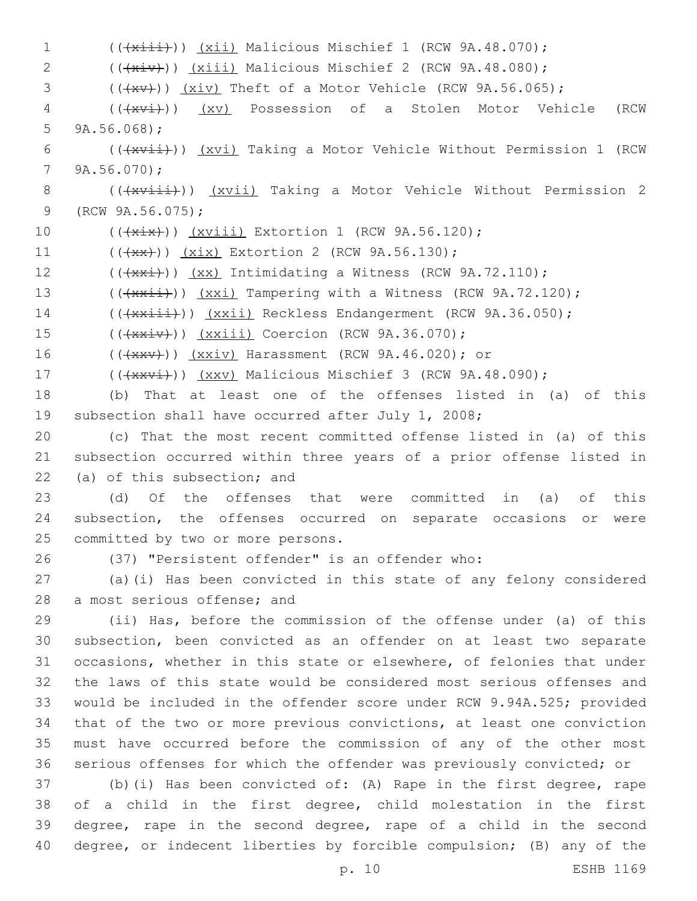(((xiii))) (xii) Malicious Mischief 1 (RCW 9A.48.070);

(((xiv))) (xiii) Malicious Mischief 2 (RCW 9A.48.080);

(((xv))) (xiv) Theft of a Motor Vehicle (RCW 9A.56.065);

(((xvi))) (xv) Possession of a Stolen Motor Vehicle (RCW 9A.56.068);

(((xvii))) (xvi) Taking a Motor Vehicle Without Permission 1 (RCW 9A.56.070);

(((xviii))) (xvii) Taking a Motor Vehicle Without Permission 2 (RCW 9A.56.075);

(((xix))) (xviii) Extortion 1 (RCW 9A.56.120);

(((xx))) (xix) Extortion 2 (RCW 9A.56.130);

(((xxi))) (xx) Intimidating a Witness (RCW 9A.72.110);

(((xxii))) (xxi) Tampering with a Witness (RCW 9A.72.120);

(((xxiii))) (xxii) Reckless Endangerment (RCW 9A.36.050);

(((xxiv))) (xxiii) Coercion (RCW 9A.36.070);

(((xxv))) (xxiv) Harassment (RCW 9A.46.020); or

(((xxvi))) (xxv) Malicious Mischief 3 (RCW 9A.48.090);

(b) That at least one of the offenses listed in (a) of this subsection shall have occurred after July 1, 2008;

(c) That the most recent committed offense listed in (a) of this subsection occurred within three years of a prior offense listed in (a) of this subsection; and

(d) Of the offenses that were committed in (a) of this subsection, the offenses occurred on separate occasions or were committed by two or more persons.

(37) "Persistent offender" is an offender who:

(a)(i) Has been convicted in this state of any felony considered a most serious offense; and

(ii) Has, before the commission of the offense under (a) of this subsection, been convicted as an offender on at least two separate occasions, whether in this state or elsewhere, of felonies that under the laws of this state would be considered most serious offenses and would be included in the offender score under RCW 9.94A.525; provided that of the two or more previous convictions, at least one conviction must have occurred before the commission of any of the other most serious offenses for which the offender was previously convicted; or

(b)(i) Has been convicted of: (A) Rape in the first degree, rape of a child in the first degree, child molestation in the first degree, rape in the second degree, rape of a child in the second degree, or indecent liberties by forcible compulsion; (B) any of the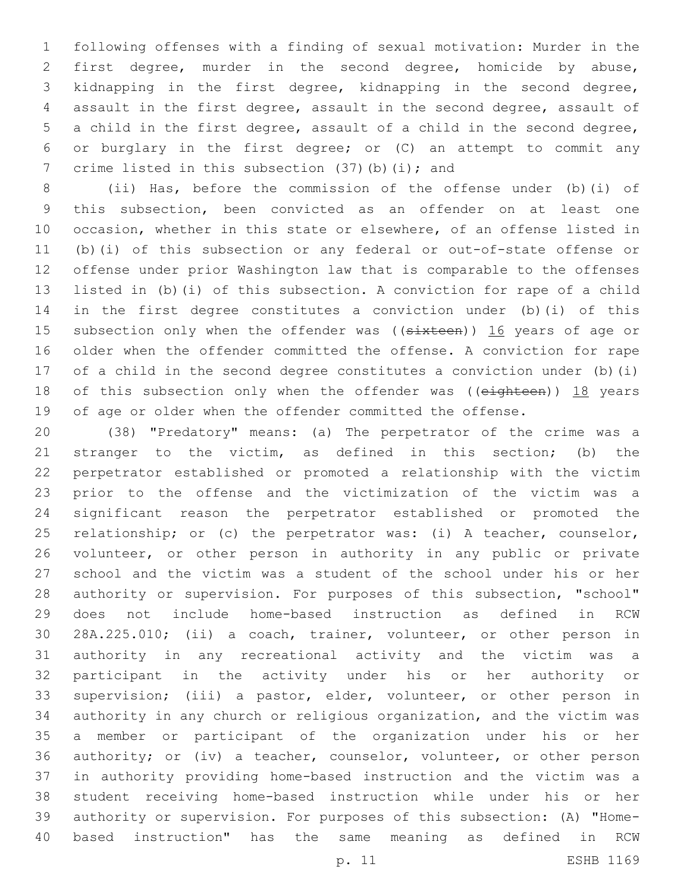following offenses with a finding of sexual motivation: Murder in the first degree, murder in the second degree, homicide by abuse, kidnapping in the first degree, kidnapping in the second degree, assault in the first degree, assault in the second degree, assault of a child in the first degree, assault of a child in the second degree, or burglary in the first degree; or (C) an attempt to commit any crime listed in this subsection (37)(b)(i); and

(ii) Has, before the commission of the offense under (b)(i) of this subsection, been convicted as an offender on at least one occasion, whether in this state or elsewhere, of an offense listed in (b)(i) of this subsection or any federal or out-of-state offense or offense under prior Washington law that is comparable to the offenses listed in (b)(i) of this subsection. A conviction for rape of a child in the first degree constitutes a conviction under (b)(i) of this subsection only when the offender was ((~~sixteen~~)) 16 years of age or older when the offender committed the offense. A conviction for rape of a child in the second degree constitutes a conviction under (b)(i) of this subsection only when the offender was ((~~eighteen~~)) 18 years of age or older when the offender committed the offense.

(38) "Predatory" means: (a) The perpetrator of the crime was a stranger to the victim, as defined in this section; (b) the perpetrator established or promoted a relationship with the victim prior to the offense and the victimization of the victim was a significant reason the perpetrator established or promoted the relationship; or (c) the perpetrator was: (i) A teacher, counselor, volunteer, or other person in authority in any public or private school and the victim was a student of the school under his or her authority or supervision. For purposes of this subsection, "school" does not include home-based instruction as defined in RCW 28A.225.010; (ii) a coach, trainer, volunteer, or other person in authority in any recreational activity and the victim was a participant in the activity under his or her authority or supervision; (iii) a pastor, elder, volunteer, or other person in authority in any church or religious organization, and the victim was a member or participant of the organization under his or her authority; or (iv) a teacher, counselor, volunteer, or other person in authority providing home-based instruction and the victim was a student receiving home-based instruction while under his or her authority or supervision. For purposes of this subsection: (A) "Home-based instruction" has the same meaning as defined in RCW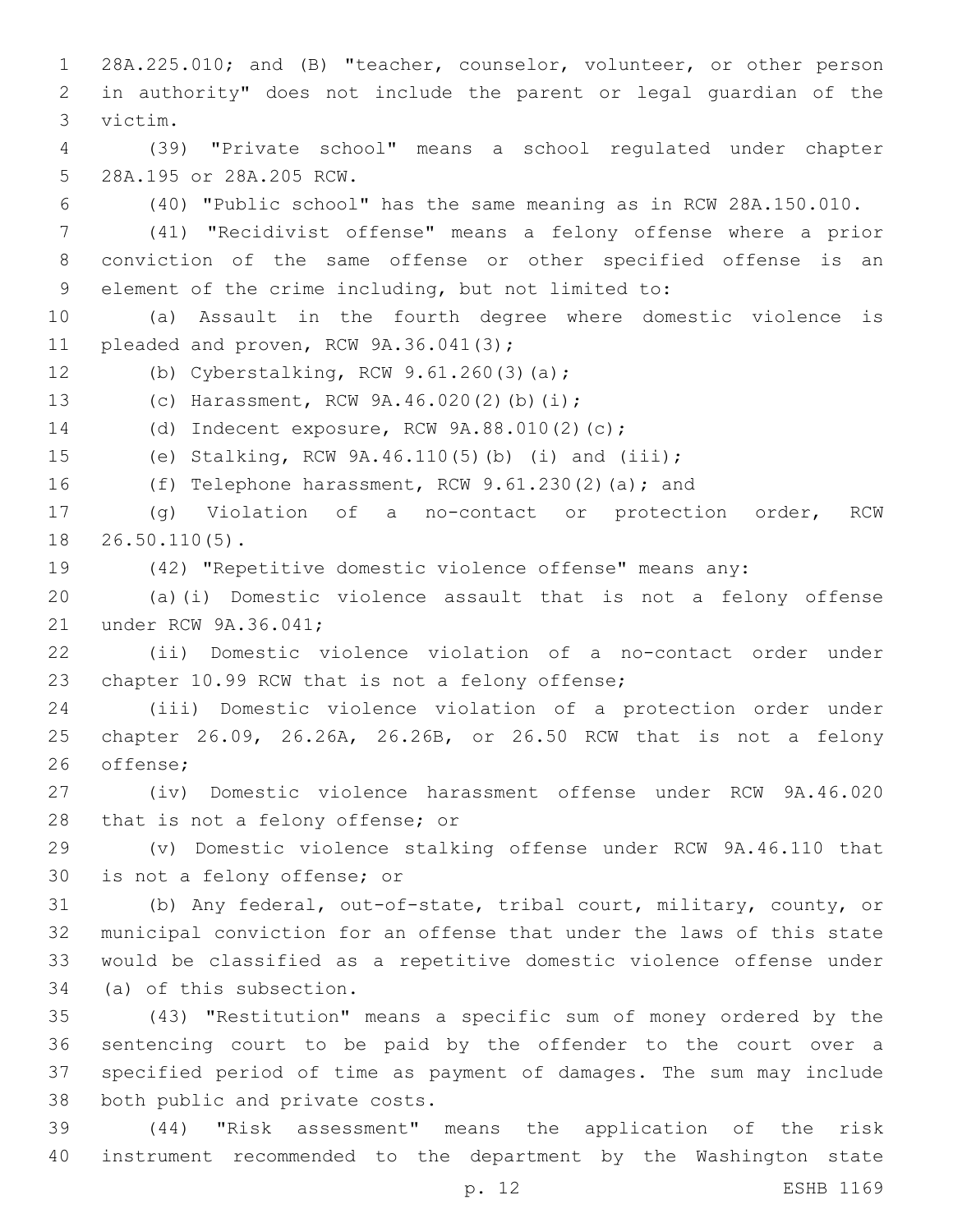28A.225.010; and (B) "teacher, counselor, volunteer, or other person in authority" does not include the parent or legal guardian of the victim.

(39) "Private school" means a school regulated under chapter 28A.195 or 28A.205 RCW.

(40) "Public school" has the same meaning as in RCW 28A.150.010.

(41) "Recidivist offense" means a felony offense where a prior conviction of the same offense or other specified offense is an element of the crime including, but not limited to:

(a) Assault in the fourth degree where domestic violence is pleaded and proven, RCW 9A.36.041(3);

(b) Cyberstalking, RCW 9.61.260(3)(a);

(c) Harassment, RCW 9A.46.020(2)(b)(i);

(d) Indecent exposure, RCW 9A.88.010(2)(c);

(e) Stalking, RCW 9A.46.110(5)(b) (i) and (iii);

(f) Telephone harassment, RCW 9.61.230(2)(a); and

(g) Violation of a no-contact or protection order, RCW 26.50.110(5).

(42) "Repetitive domestic violence offense" means any:

(a)(i) Domestic violence assault that is not a felony offense under RCW 9A.36.041;

(ii) Domestic violence violation of a no-contact order under chapter 10.99 RCW that is not a felony offense;

(iii) Domestic violence violation of a protection order under chapter 26.09, 26.26A, 26.26B, or 26.50 RCW that is not a felony offense;

(iv) Domestic violence harassment offense under RCW 9A.46.020 that is not a felony offense; or

(v) Domestic violence stalking offense under RCW 9A.46.110 that is not a felony offense; or

(b) Any federal, out-of-state, tribal court, military, county, or municipal conviction for an offense that under the laws of this state would be classified as a repetitive domestic violence offense under (a) of this subsection.

(43) "Restitution" means a specific sum of money ordered by the sentencing court to be paid by the offender to the court over a specified period of time as payment of damages. The sum may include both public and private costs.

(44) "Risk assessment" means the application of the risk instrument recommended to the department by the Washington state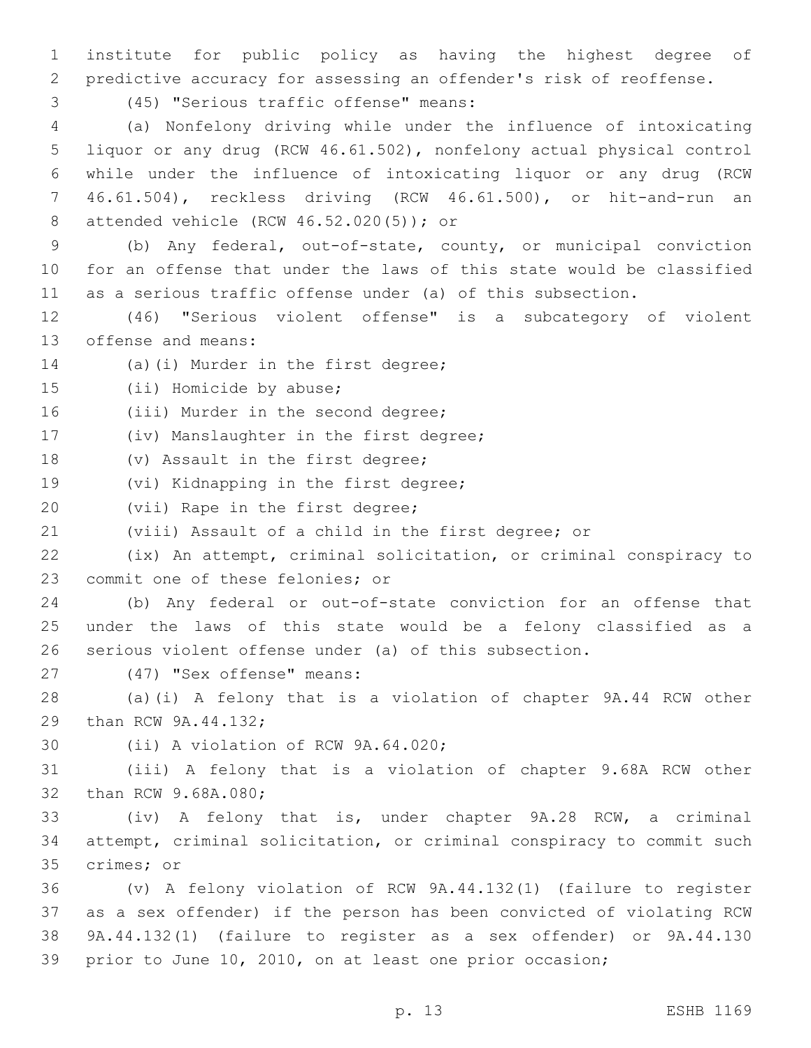institute for public policy as having the highest degree of predictive accuracy for assessing an offender's risk of reoffense.

(45) "Serious traffic offense" means:

(a) Nonfelony driving while under the influence of intoxicating liquor or any drug (RCW 46.61.502), nonfelony actual physical control while under the influence of intoxicating liquor or any drug (RCW 46.61.504), reckless driving (RCW 46.61.500), or hit-and-run an attended vehicle (RCW 46.52.020(5)); or

(b) Any federal, out-of-state, county, or municipal conviction for an offense that under the laws of this state would be classified as a serious traffic offense under (a) of this subsection.

(46) "Serious violent offense" is a subcategory of violent offense and means:

(a)(i) Murder in the first degree;

(ii) Homicide by abuse;

(iii) Murder in the second degree;

(iv) Manslaughter in the first degree;

(v) Assault in the first degree;

(vi) Kidnapping in the first degree;

(vii) Rape in the first degree;

(viii) Assault of a child in the first degree; or

(ix) An attempt, criminal solicitation, or criminal conspiracy to commit one of these felonies; or

(b) Any federal or out-of-state conviction for an offense that under the laws of this state would be a felony classified as a serious violent offense under (a) of this subsection.

(47) "Sex offense" means:

(a)(i) A felony that is a violation of chapter 9A.44 RCW other than RCW 9A.44.132;

(ii) A violation of RCW 9A.64.020;

(iii) A felony that is a violation of chapter 9.68A RCW other than RCW 9.68A.080;

(iv) A felony that is, under chapter 9A.28 RCW, a criminal attempt, criminal solicitation, or criminal conspiracy to commit such crimes; or

(v) A felony violation of RCW 9A.44.132(1) (failure to register as a sex offender) if the person has been convicted of violating RCW 9A.44.132(1) (failure to register as a sex offender) or 9A.44.130 prior to June 10, 2010, on at least one prior occasion;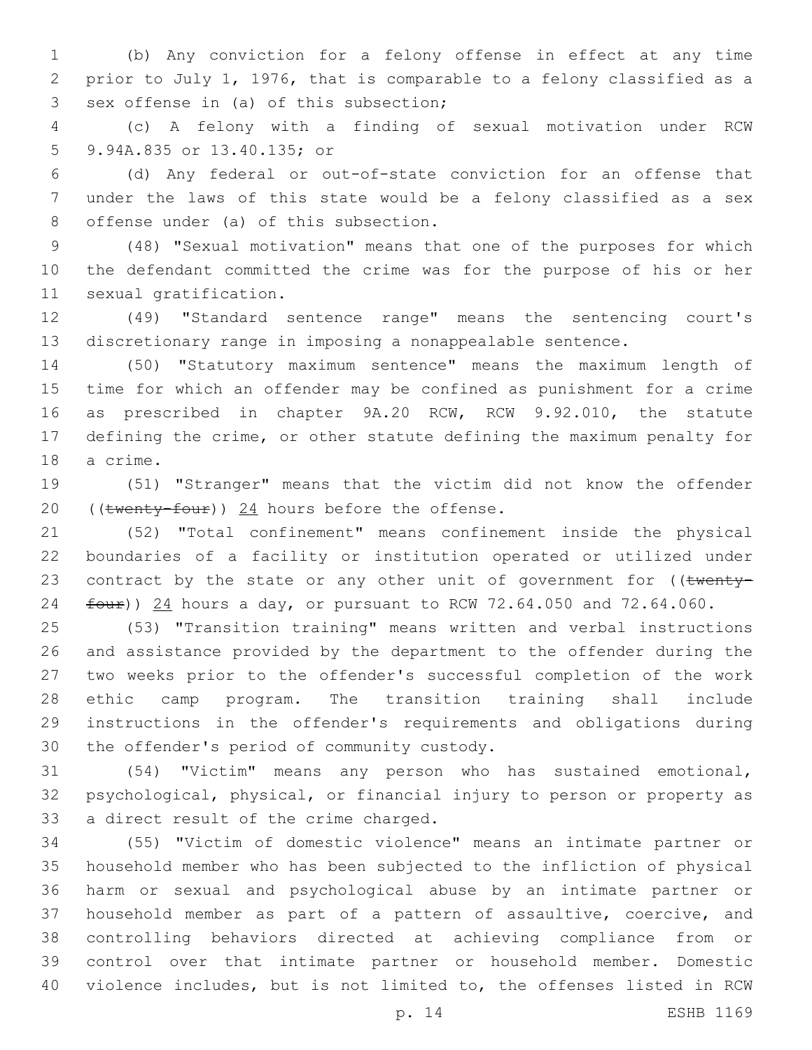(b) Any conviction for a felony offense in effect at any time prior to July 1, 1976, that is comparable to a felony classified as a sex offense in (a) of this subsection;

(c) A felony with a finding of sexual motivation under RCW 9.94A.835 or 13.40.135; or

(d) Any federal or out-of-state conviction for an offense that under the laws of this state would be a felony classified as a sex offense under (a) of this subsection.

(48) "Sexual motivation" means that one of the purposes for which the defendant committed the crime was for the purpose of his or her sexual gratification.

(49) "Standard sentence range" means the sentencing court's discretionary range in imposing a nonappealable sentence.

(50) "Statutory maximum sentence" means the maximum length of time for which an offender may be confined as punishment for a crime as prescribed in chapter 9A.20 RCW, RCW 9.92.010, the statute defining the crime, or other statute defining the maximum penalty for a crime.

(51) "Stranger" means that the victim did not know the offender ((~~twenty-four~~)) <u>24</u> hours before the offense.

(52) "Total confinement" means confinement inside the physical boundaries of a facility or institution operated or utilized under contract by the state or any other unit of government for ((~~twenty-four~~)) <u>24</u> hours a day, or pursuant to RCW 72.64.050 and 72.64.060.

(53) "Transition training" means written and verbal instructions and assistance provided by the department to the offender during the two weeks prior to the offender's successful completion of the work ethic camp program. The transition training shall include instructions in the offender's requirements and obligations during the offender's period of community custody.

(54) "Victim" means any person who has sustained emotional, psychological, physical, or financial injury to person or property as a direct result of the crime charged.

(55) "Victim of domestic violence" means an intimate partner or household member who has been subjected to the infliction of physical harm or sexual and psychological abuse by an intimate partner or household member as part of a pattern of assaultive, coercive, and controlling behaviors directed at achieving compliance from or control over that intimate partner or household member. Domestic violence includes, but is not limited to, the offenses listed in RCW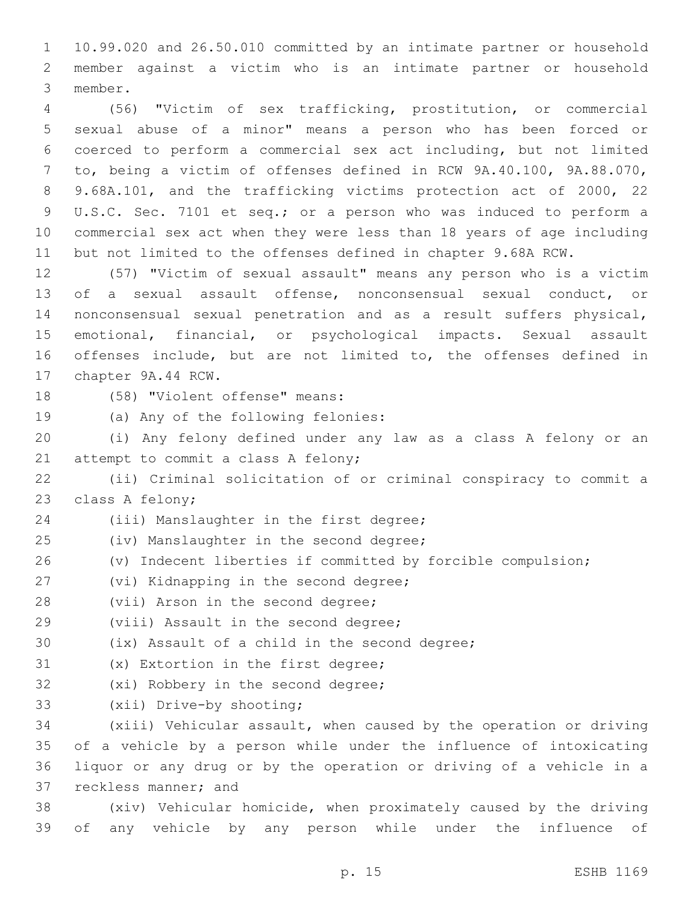10.99.020 and 26.50.010 committed by an intimate partner or household member against a victim who is an intimate partner or household member.

(56) "Victim of sex trafficking, prostitution, or commercial sexual abuse of a minor" means a person who has been forced or coerced to perform a commercial sex act including, but not limited to, being a victim of offenses defined in RCW 9A.40.100, 9A.88.070, 9.68A.101, and the trafficking victims protection act of 2000, 22 U.S.C. Sec. 7101 et seq.; or a person who was induced to perform a commercial sex act when they were less than 18 years of age including but not limited to the offenses defined in chapter 9.68A RCW.

(57) "Victim of sexual assault" means any person who is a victim of a sexual assault offense, nonconsensual sexual conduct, or nonconsensual sexual penetration and as a result suffers physical, emotional, financial, or psychological impacts. Sexual assault offenses include, but are not limited to, the offenses defined in chapter 9A.44 RCW.

(58) "Violent offense" means:

(a) Any of the following felonies:

(i) Any felony defined under any law as a class A felony or an attempt to commit a class A felony;

(ii) Criminal solicitation of or criminal conspiracy to commit a class A felony;

(iii) Manslaughter in the first degree;

(iv) Manslaughter in the second degree;

(v) Indecent liberties if committed by forcible compulsion;

(vi) Kidnapping in the second degree;

(vii) Arson in the second degree;

(viii) Assault in the second degree;

(ix) Assault of a child in the second degree;

(x) Extortion in the first degree;

(xi) Robbery in the second degree;

(xii) Drive-by shooting;

(xiii) Vehicular assault, when caused by the operation or driving of a vehicle by a person while under the influence of intoxicating liquor or any drug or by the operation or driving of a vehicle in a reckless manner; and

(xiv) Vehicular homicide, when proximately caused by the driving of any vehicle by any person while under the influence of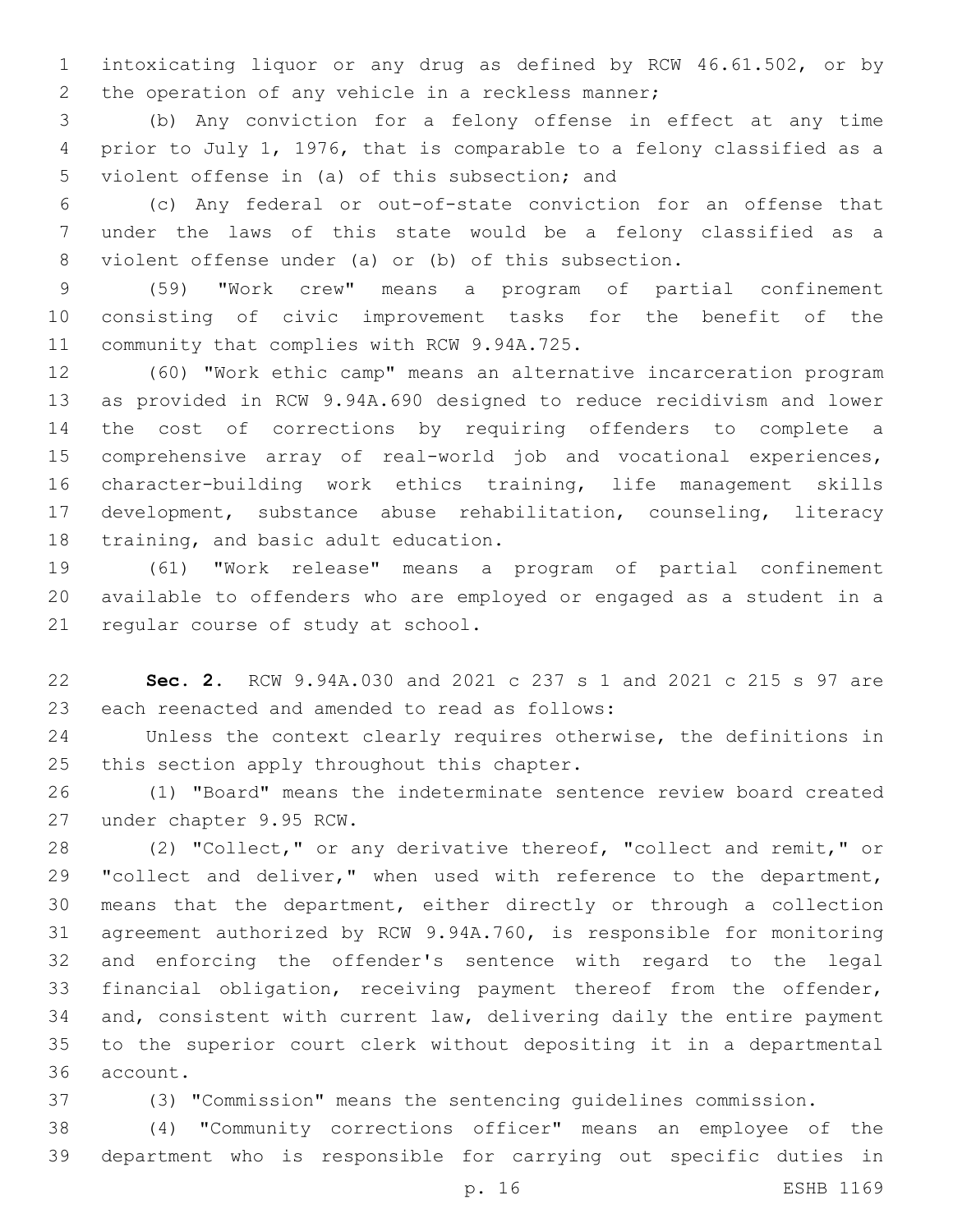intoxicating liquor or any drug as defined by RCW 46.61.502, or by the operation of any vehicle in a reckless manner;

(b) Any conviction for a felony offense in effect at any time prior to July 1, 1976, that is comparable to a felony classified as a violent offense in (a) of this subsection; and

(c) Any federal or out-of-state conviction for an offense that under the laws of this state would be a felony classified as a violent offense under (a) or (b) of this subsection.

(59) "Work crew" means a program of partial confinement consisting of civic improvement tasks for the benefit of the community that complies with RCW 9.94A.725.

(60) "Work ethic camp" means an alternative incarceration program as provided in RCW 9.94A.690 designed to reduce recidivism and lower the cost of corrections by requiring offenders to complete a comprehensive array of real-world job and vocational experiences, character-building work ethics training, life management skills development, substance abuse rehabilitation, counseling, literacy training, and basic adult education.

(61) "Work release" means a program of partial confinement available to offenders who are employed or engaged as a student in a regular course of study at school.

**Sec. 2.** RCW 9.94A.030 and 2021 c 237 s 1 and 2021 c 215 s 97 are each reenacted and amended to read as follows:

Unless the context clearly requires otherwise, the definitions in this section apply throughout this chapter.

(1) "Board" means the indeterminate sentence review board created under chapter 9.95 RCW.

(2) "Collect," or any derivative thereof, "collect and remit," or "collect and deliver," when used with reference to the department, means that the department, either directly or through a collection agreement authorized by RCW 9.94A.760, is responsible for monitoring and enforcing the offender's sentence with regard to the legal financial obligation, receiving payment thereof from the offender, and, consistent with current law, delivering daily the entire payment to the superior court clerk without depositing it in a departmental account.

(3) "Commission" means the sentencing guidelines commission.

(4) "Community corrections officer" means an employee of the department who is responsible for carrying out specific duties in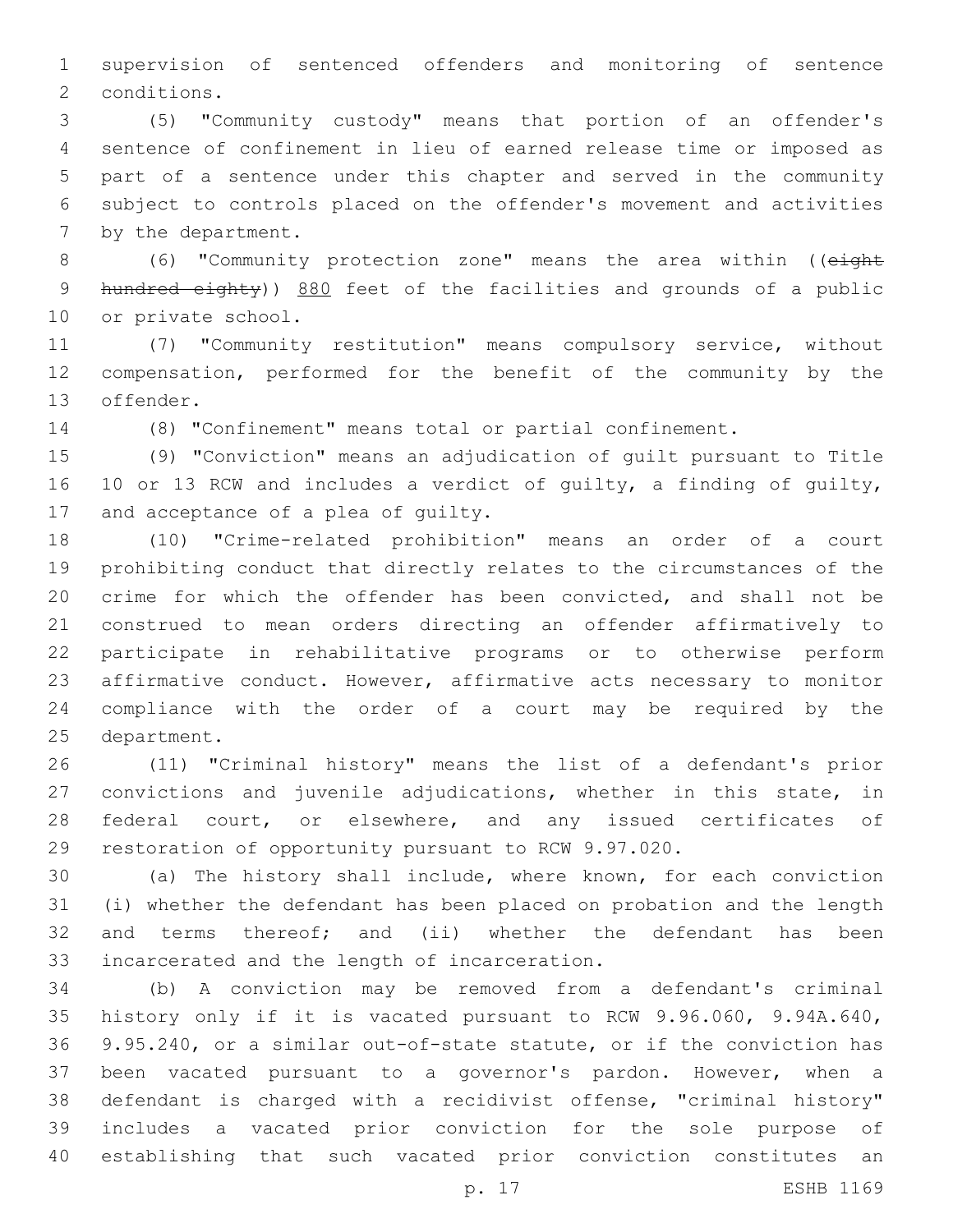supervision of sentenced offenders and monitoring of sentence conditions.

(5) "Community custody" means that portion of an offender's sentence of confinement in lieu of earned release time or imposed as part of a sentence under this chapter and served in the community subject to controls placed on the offender's movement and activities by the department.

(6) "Community protection zone" means the area within ((~~eight hundred eighty~~)) <u>880</u> feet of the facilities and grounds of a public or private school.

(7) "Community restitution" means compulsory service, without compensation, performed for the benefit of the community by the offender.

(8) "Confinement" means total or partial confinement.

(9) "Conviction" means an adjudication of guilt pursuant to Title 10 or 13 RCW and includes a verdict of guilty, a finding of guilty, and acceptance of a plea of guilty.

(10) "Crime-related prohibition" means an order of a court prohibiting conduct that directly relates to the circumstances of the crime for which the offender has been convicted, and shall not be construed to mean orders directing an offender affirmatively to participate in rehabilitative programs or to otherwise perform affirmative conduct. However, affirmative acts necessary to monitor compliance with the order of a court may be required by the department.

(11) "Criminal history" means the list of a defendant's prior convictions and juvenile adjudications, whether in this state, in federal court, or elsewhere, and any issued certificates of restoration of opportunity pursuant to RCW 9.97.020.

(a) The history shall include, where known, for each conviction (i) whether the defendant has been placed on probation and the length and terms thereof; and (ii) whether the defendant has been incarcerated and the length of incarceration.

(b) A conviction may be removed from a defendant's criminal history only if it is vacated pursuant to RCW 9.96.060, 9.94A.640, 9.95.240, or a similar out-of-state statute, or if the conviction has been vacated pursuant to a governor's pardon. However, when a defendant is charged with a recidivist offense, "criminal history" includes a vacated prior conviction for the sole purpose of establishing that such vacated prior conviction constitutes an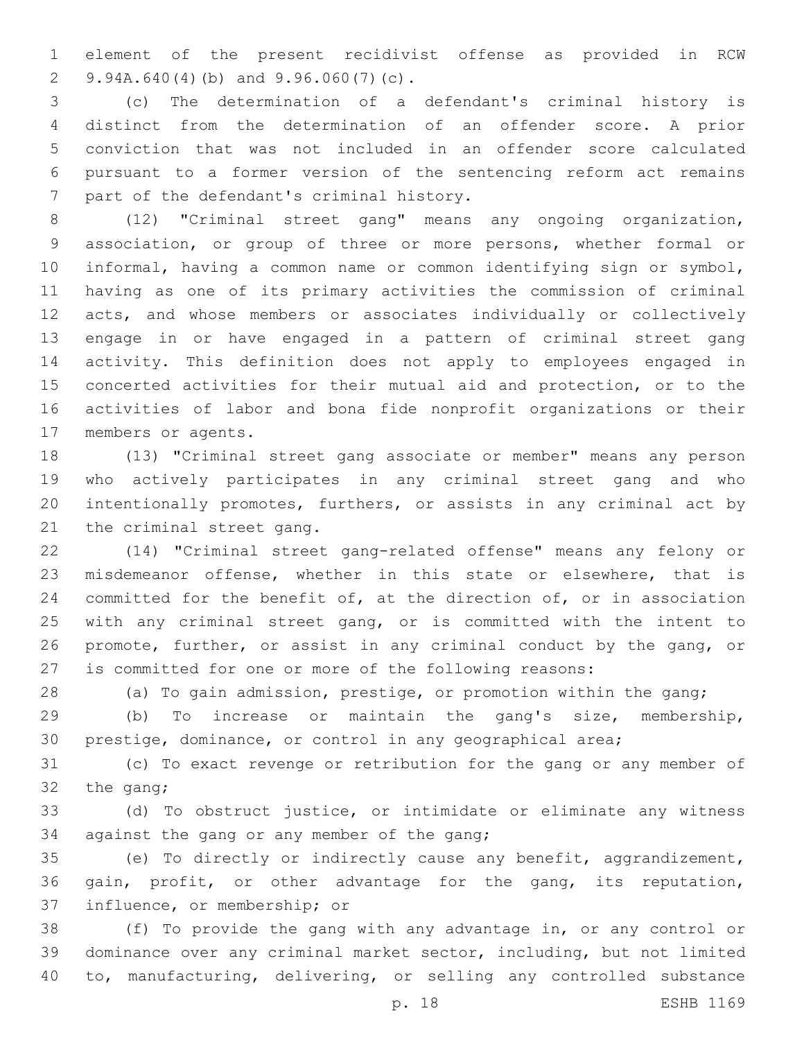element of the present recidivist offense as provided in RCW 9.94A.640(4)(b) and 9.96.060(7)(c).

(c) The determination of a defendant's criminal history is distinct from the determination of an offender score. A prior conviction that was not included in an offender score calculated pursuant to a former version of the sentencing reform act remains part of the defendant's criminal history.

(12) "Criminal street gang" means any ongoing organization, association, or group of three or more persons, whether formal or informal, having a common name or common identifying sign or symbol, having as one of its primary activities the commission of criminal acts, and whose members or associates individually or collectively engage in or have engaged in a pattern of criminal street gang activity. This definition does not apply to employees engaged in concerted activities for their mutual aid and protection, or to the activities of labor and bona fide nonprofit organizations or their members or agents.

(13) "Criminal street gang associate or member" means any person who actively participates in any criminal street gang and who intentionally promotes, furthers, or assists in any criminal act by the criminal street gang.

(14) "Criminal street gang-related offense" means any felony or misdemeanor offense, whether in this state or elsewhere, that is committed for the benefit of, at the direction of, or in association with any criminal street gang, or is committed with the intent to promote, further, or assist in any criminal conduct by the gang, or is committed for one or more of the following reasons:

(a) To gain admission, prestige, or promotion within the gang;

(b) To increase or maintain the gang's size, membership, prestige, dominance, or control in any geographical area;

(c) To exact revenge or retribution for the gang or any member of the gang;

(d) To obstruct justice, or intimidate or eliminate any witness against the gang or any member of the gang;

(e) To directly or indirectly cause any benefit, aggrandizement, gain, profit, or other advantage for the gang, its reputation, influence, or membership; or

(f) To provide the gang with any advantage in, or any control or dominance over any criminal market sector, including, but not limited to, manufacturing, delivering, or selling any controlled substance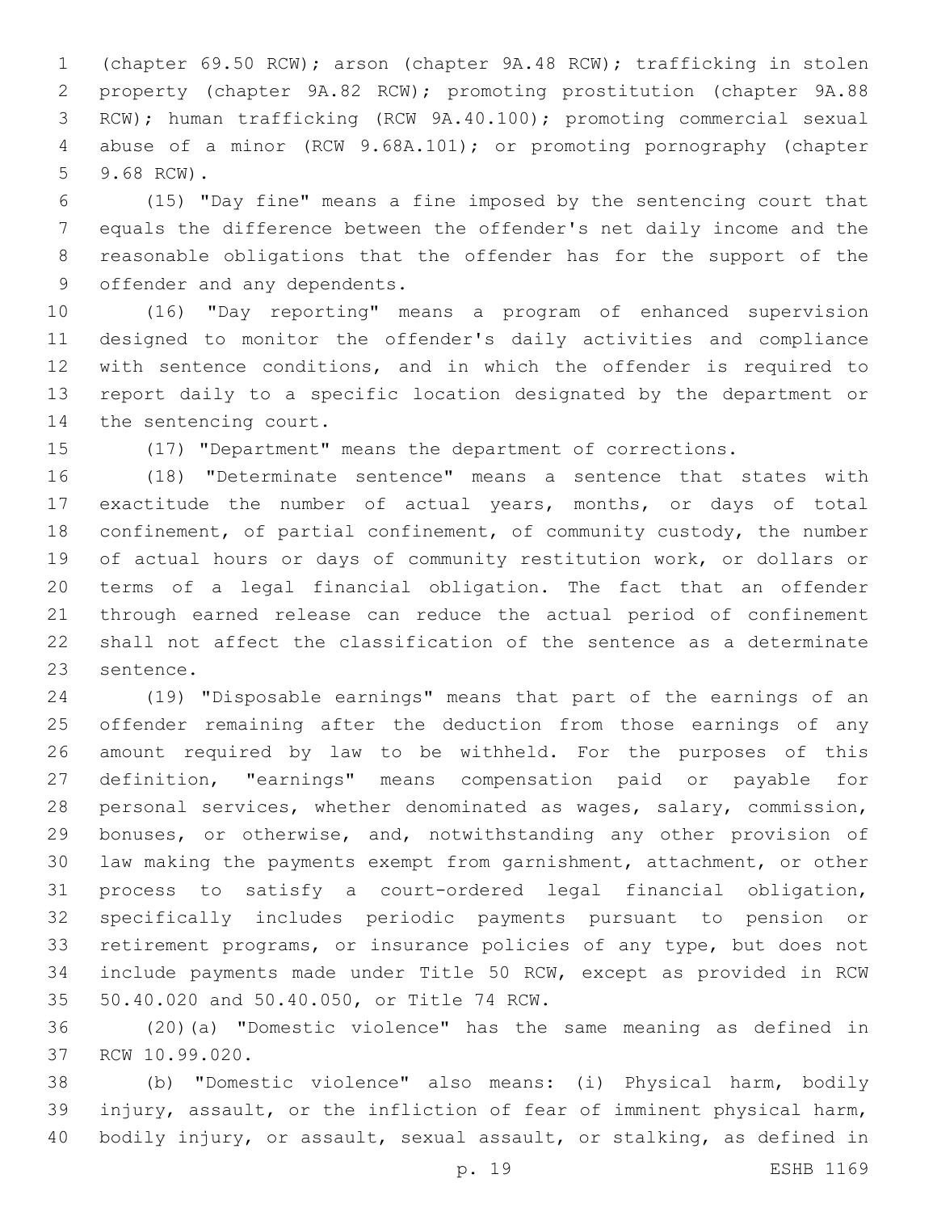(chapter 69.50 RCW); arson (chapter 9A.48 RCW); trafficking in stolen property (chapter 9A.82 RCW); promoting prostitution (chapter 9A.88 RCW); human trafficking (RCW 9A.40.100); promoting commercial sexual abuse of a minor (RCW 9.68A.101); or promoting pornography (chapter 9.68 RCW).

(15) "Day fine" means a fine imposed by the sentencing court that equals the difference between the offender's net daily income and the reasonable obligations that the offender has for the support of the offender and any dependents.

(16) "Day reporting" means a program of enhanced supervision designed to monitor the offender's daily activities and compliance with sentence conditions, and in which the offender is required to report daily to a specific location designated by the department or the sentencing court.

(17) "Department" means the department of corrections.

(18) "Determinate sentence" means a sentence that states with exactitude the number of actual years, months, or days of total confinement, of partial confinement, of community custody, the number of actual hours or days of community restitution work, or dollars or terms of a legal financial obligation. The fact that an offender through earned release can reduce the actual period of confinement shall not affect the classification of the sentence as a determinate sentence.

(19) "Disposable earnings" means that part of the earnings of an offender remaining after the deduction from those earnings of any amount required by law to be withheld. For the purposes of this definition, "earnings" means compensation paid or payable for personal services, whether denominated as wages, salary, commission, bonuses, or otherwise, and, notwithstanding any other provision of law making the payments exempt from garnishment, attachment, or other process to satisfy a court-ordered legal financial obligation, specifically includes periodic payments pursuant to pension or retirement programs, or insurance policies of any type, but does not include payments made under Title 50 RCW, except as provided in RCW 50.40.020 and 50.40.050, or Title 74 RCW.

(20)(a) "Domestic violence" has the same meaning as defined in RCW 10.99.020.

(b) "Domestic violence" also means: (i) Physical harm, bodily injury, assault, or the infliction of fear of imminent physical harm, bodily injury, or assault, sexual assault, or stalking, as defined in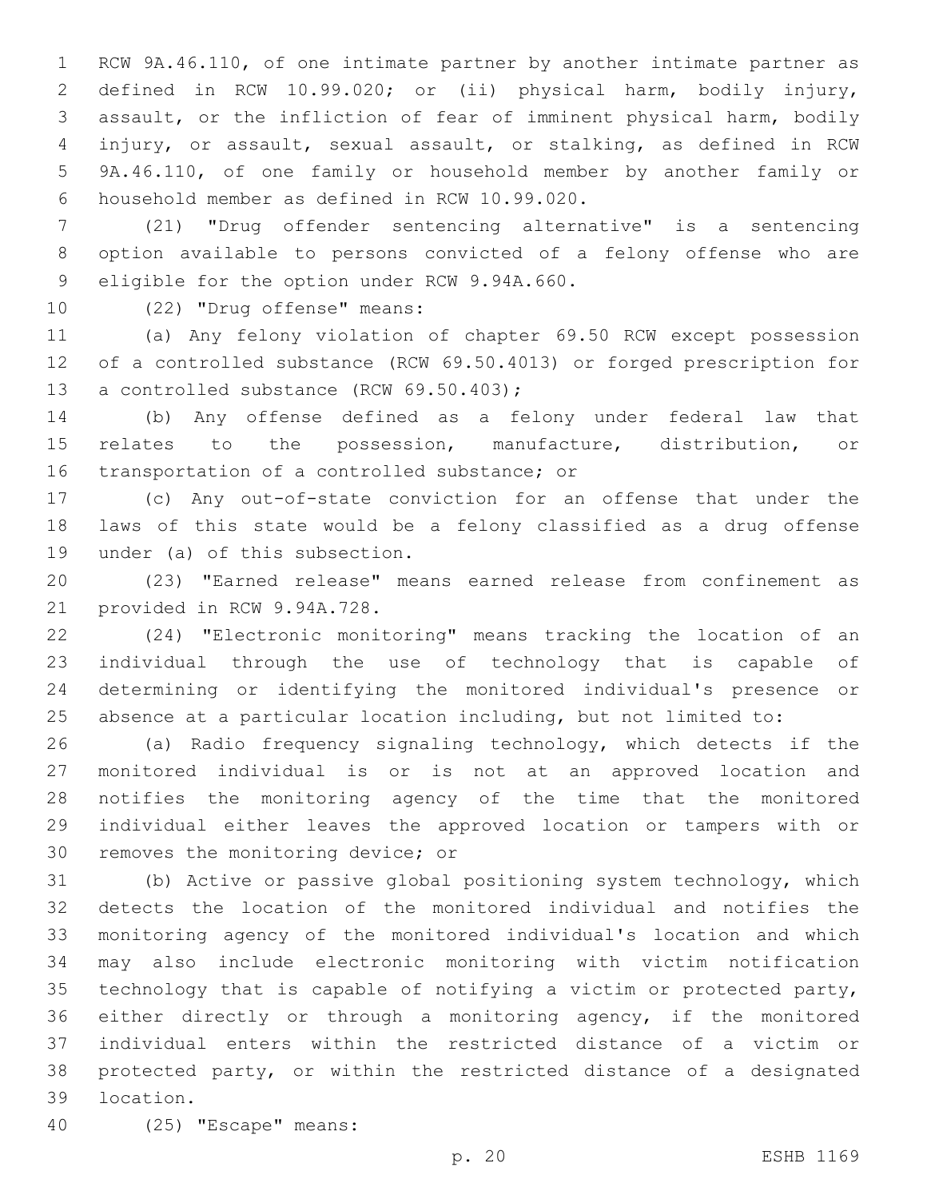RCW 9A.46.110, of one intimate partner by another intimate partner as defined in RCW 10.99.020; or (ii) physical harm, bodily injury, assault, or the infliction of fear of imminent physical harm, bodily injury, or assault, sexual assault, or stalking, as defined in RCW 9A.46.110, of one family or household member by another family or household member as defined in RCW 10.99.020.

(21) "Drug offender sentencing alternative" is a sentencing option available to persons convicted of a felony offense who are eligible for the option under RCW 9.94A.660.

(22) "Drug offense" means:

(a) Any felony violation of chapter 69.50 RCW except possession of a controlled substance (RCW 69.50.4013) or forged prescription for a controlled substance (RCW 69.50.403);

(b) Any offense defined as a felony under federal law that relates to the possession, manufacture, distribution, or transportation of a controlled substance; or

(c) Any out-of-state conviction for an offense that under the laws of this state would be a felony classified as a drug offense under (a) of this subsection.

(23) "Earned release" means earned release from confinement as provided in RCW 9.94A.728.

(24) "Electronic monitoring" means tracking the location of an individual through the use of technology that is capable of determining or identifying the monitored individual's presence or absence at a particular location including, but not limited to:

(a) Radio frequency signaling technology, which detects if the monitored individual is or is not at an approved location and notifies the monitoring agency of the time that the monitored individual either leaves the approved location or tampers with or removes the monitoring device; or

(b) Active or passive global positioning system technology, which detects the location of the monitored individual and notifies the monitoring agency of the monitored individual's location and which may also include electronic monitoring with victim notification technology that is capable of notifying a victim or protected party, either directly or through a monitoring agency, if the monitored individual enters within the restricted distance of a victim or protected party, or within the restricted distance of a designated location.

(25) "Escape" means: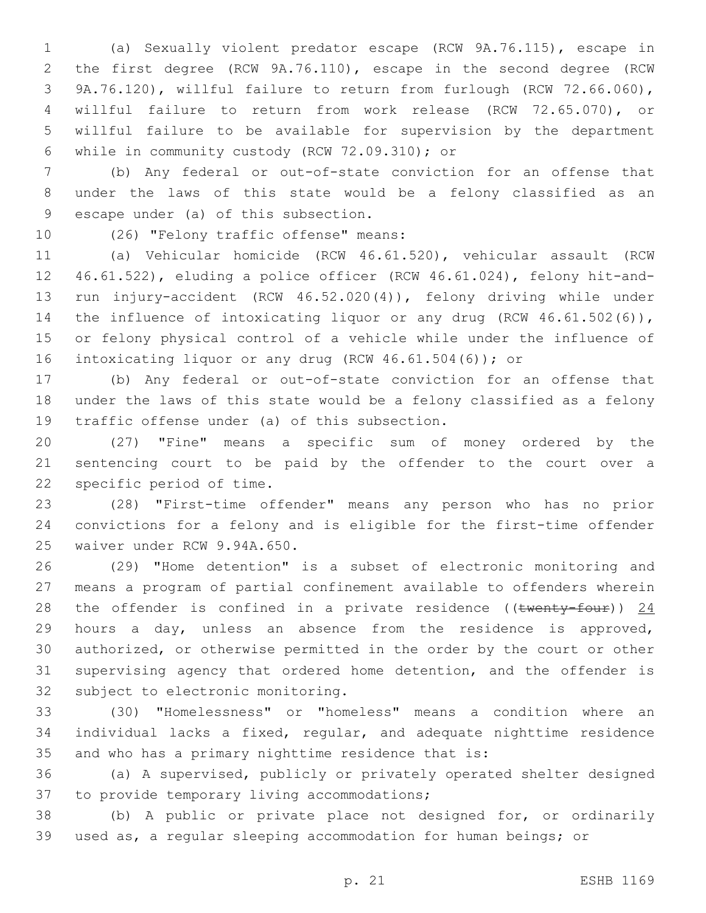(a) Sexually violent predator escape (RCW 9A.76.115), escape in the first degree (RCW 9A.76.110), escape in the second degree (RCW 9A.76.120), willful failure to return from furlough (RCW 72.66.060), willful failure to return from work release (RCW 72.65.070), or willful failure to be available for supervision by the department while in community custody (RCW 72.09.310); or

(b) Any federal or out-of-state conviction for an offense that under the laws of this state would be a felony classified as an escape under (a) of this subsection.

(26) "Felony traffic offense" means:

(a) Vehicular homicide (RCW 46.61.520), vehicular assault (RCW 46.61.522), eluding a police officer (RCW 46.61.024), felony hit-and-run injury-accident (RCW 46.52.020(4)), felony driving while under the influence of intoxicating liquor or any drug (RCW 46.61.502(6)), or felony physical control of a vehicle while under the influence of intoxicating liquor or any drug (RCW 46.61.504(6)); or

(b) Any federal or out-of-state conviction for an offense that under the laws of this state would be a felony classified as a felony traffic offense under (a) of this subsection.

(27) "Fine" means a specific sum of money ordered by the sentencing court to be paid by the offender to the court over a specific period of time.

(28) "First-time offender" means any person who has no prior convictions for a felony and is eligible for the first-time offender waiver under RCW 9.94A.650.

(29) "Home detention" is a subset of electronic monitoring and means a program of partial confinement available to offenders wherein the offender is confined in a private residence ((~~twenty-four~~)) 24 hours a day, unless an absence from the residence is approved, authorized, or otherwise permitted in the order by the court or other supervising agency that ordered home detention, and the offender is subject to electronic monitoring.

(30) "Homelessness" or "homeless" means a condition where an individual lacks a fixed, regular, and adequate nighttime residence and who has a primary nighttime residence that is:

(a) A supervised, publicly or privately operated shelter designed to provide temporary living accommodations;

(b) A public or private place not designed for, or ordinarily used as, a regular sleeping accommodation for human beings; or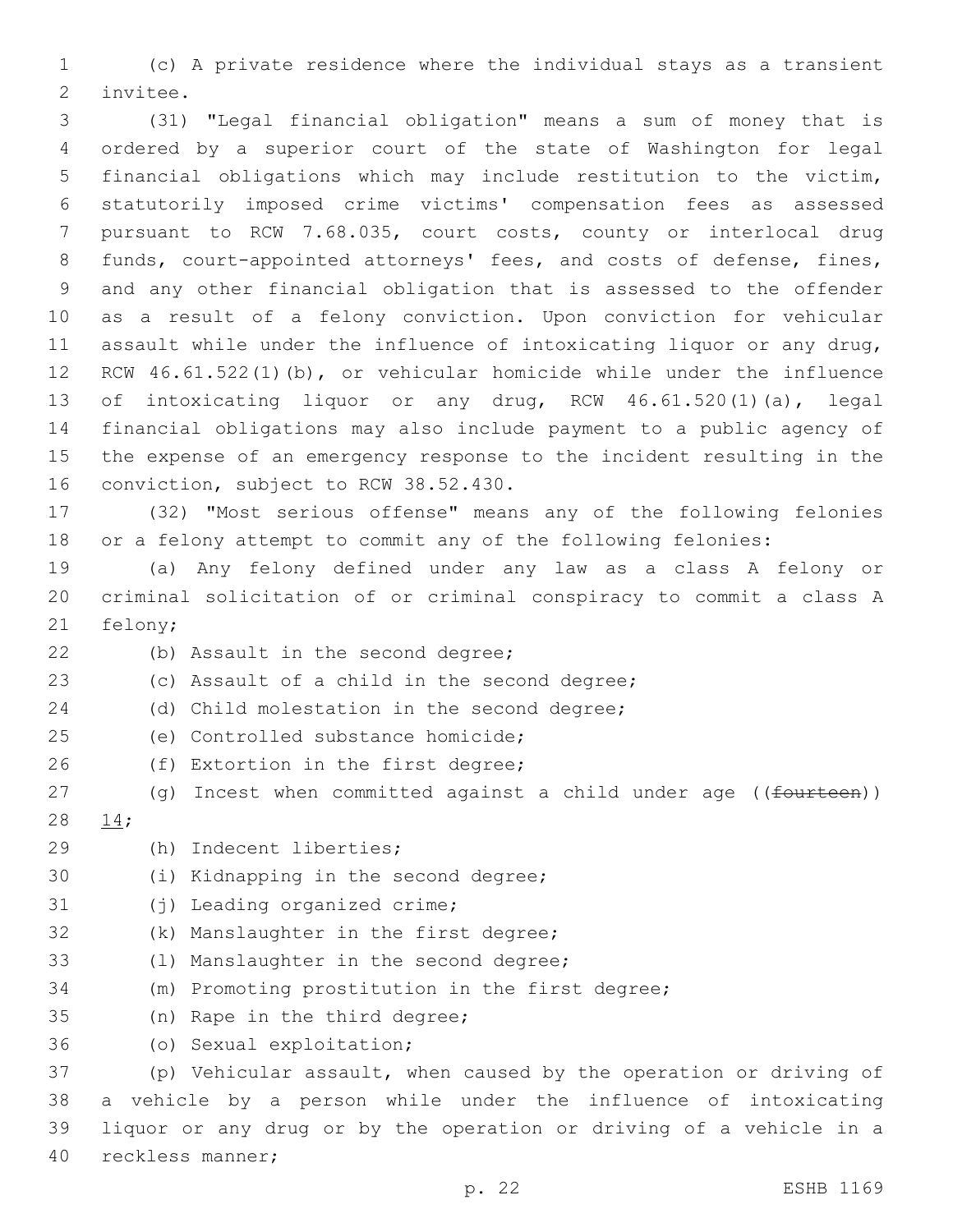(c) A private residence where the individual stays as a transient invitee.

(31) "Legal financial obligation" means a sum of money that is ordered by a superior court of the state of Washington for legal financial obligations which may include restitution to the victim, statutorily imposed crime victims' compensation fees as assessed pursuant to RCW 7.68.035, court costs, county or interlocal drug funds, court-appointed attorneys' fees, and costs of defense, fines, and any other financial obligation that is assessed to the offender as a result of a felony conviction. Upon conviction for vehicular assault while under the influence of intoxicating liquor or any drug, RCW 46.61.522(1)(b), or vehicular homicide while under the influence of intoxicating liquor or any drug, RCW 46.61.520(1)(a), legal financial obligations may also include payment to a public agency of the expense of an emergency response to the incident resulting in the conviction, subject to RCW 38.52.430.

(32) "Most serious offense" means any of the following felonies or a felony attempt to commit any of the following felonies:

(a) Any felony defined under any law as a class A felony or criminal solicitation of or criminal conspiracy to commit a class A felony;

(b) Assault in the second degree;

(c) Assault of a child in the second degree;

(d) Child molestation in the second degree;

(e) Controlled substance homicide;

(f) Extortion in the first degree;

(g) Incest when committed against a child under age ((~~fourteen~~)) 14;

(h) Indecent liberties;

(i) Kidnapping in the second degree;

(j) Leading organized crime;

(k) Manslaughter in the first degree;

(l) Manslaughter in the second degree;

(m) Promoting prostitution in the first degree;

(n) Rape in the third degree;

(o) Sexual exploitation;

(p) Vehicular assault, when caused by the operation or driving of a vehicle by a person while under the influence of intoxicating liquor or any drug or by the operation or driving of a vehicle in a reckless manner;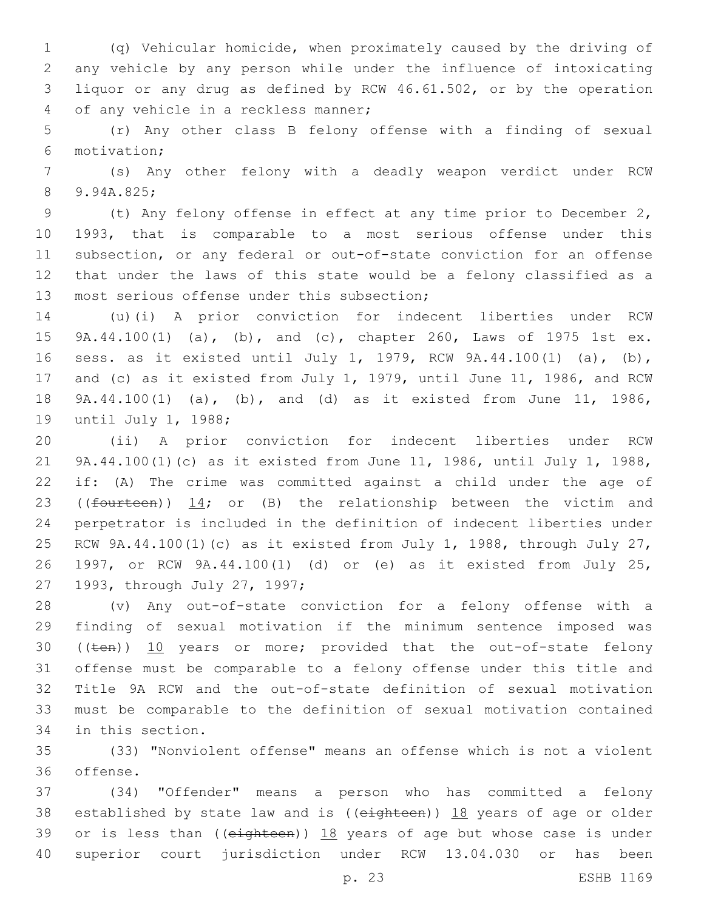(q) Vehicular homicide, when proximately caused by the driving of any vehicle by any person while under the influence of intoxicating liquor or any drug as defined by RCW 46.61.502, or by the operation of any vehicle in a reckless manner;

(r) Any other class B felony offense with a finding of sexual motivation;

(s) Any other felony with a deadly weapon verdict under RCW 9.94A.825;

(t) Any felony offense in effect at any time prior to December 2, 1993, that is comparable to a most serious offense under this subsection, or any federal or out-of-state conviction for an offense that under the laws of this state would be a felony classified as a most serious offense under this subsection;

(u)(i) A prior conviction for indecent liberties under RCW 9A.44.100(1) (a), (b), and (c), chapter 260, Laws of 1975 1st ex. sess. as it existed until July 1, 1979, RCW 9A.44.100(1) (a), (b), and (c) as it existed from July 1, 1979, until June 11, 1986, and RCW 9A.44.100(1) (a), (b), and (d) as it existed from June 11, 1986, until July 1, 1988;

(ii) A prior conviction for indecent liberties under RCW 9A.44.100(1)(c) as it existed from June 11, 1986, until July 1, 1988, if: (A) The crime was committed against a child under the age of ((~~fourteen~~)) <u>14</u>; or (B) the relationship between the victim and perpetrator is included in the definition of indecent liberties under RCW 9A.44.100(1)(c) as it existed from July 1, 1988, through July 27, 1997, or RCW 9A.44.100(1) (d) or (e) as it existed from July 25, 1993, through July 27, 1997;

(v) Any out-of-state conviction for a felony offense with a finding of sexual motivation if the minimum sentence imposed was ((~~ten~~)) <u>10</u> years or more; provided that the out-of-state felony offense must be comparable to a felony offense under this title and Title 9A RCW and the out-of-state definition of sexual motivation must be comparable to the definition of sexual motivation contained in this section.

(33) "Nonviolent offense" means an offense which is not a violent offense.

(34) "Offender" means a person who has committed a felony established by state law and is ((~~eighteen~~)) <u>18</u> years of age or older or is less than ((~~eighteen~~)) <u>18</u> years of age but whose case is under superior court jurisdiction under RCW 13.04.030 or has been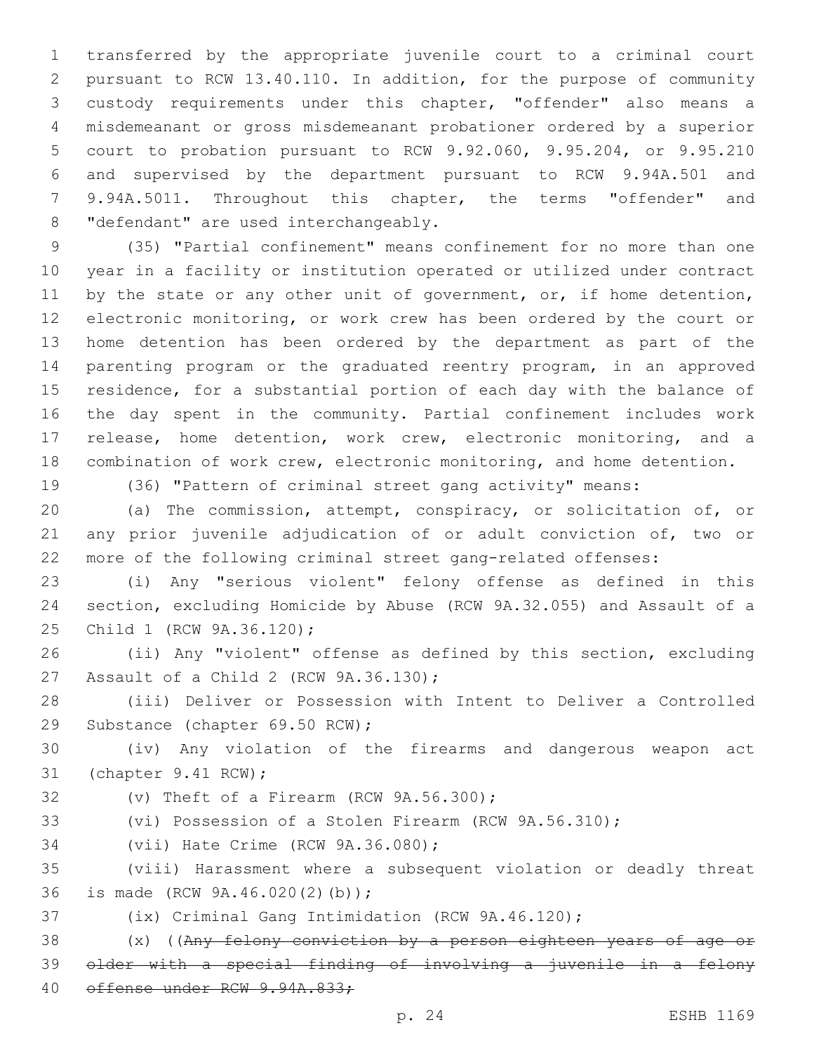transferred by the appropriate juvenile court to a criminal court pursuant to RCW 13.40.110. In addition, for the purpose of community custody requirements under this chapter, "offender" also means a misdemeanant or gross misdemeanant probationer ordered by a superior court to probation pursuant to RCW 9.92.060, 9.95.204, or 9.95.210 and supervised by the department pursuant to RCW 9.94A.501 and 9.94A.5011. Throughout this chapter, the terms "offender" and "defendant" are used interchangeably.

(35) "Partial confinement" means confinement for no more than one year in a facility or institution operated or utilized under contract by the state or any other unit of government, or, if home detention, electronic monitoring, or work crew has been ordered by the court or home detention has been ordered by the department as part of the parenting program or the graduated reentry program, in an approved residence, for a substantial portion of each day with the balance of the day spent in the community. Partial confinement includes work release, home detention, work crew, electronic monitoring, and a combination of work crew, electronic monitoring, and home detention.

(36) "Pattern of criminal street gang activity" means:

(a) The commission, attempt, conspiracy, or solicitation of, or any prior juvenile adjudication of or adult conviction of, two or more of the following criminal street gang-related offenses:

(i) Any "serious violent" felony offense as defined in this section, excluding Homicide by Abuse (RCW 9A.32.055) and Assault of a Child 1 (RCW 9A.36.120);

(ii) Any "violent" offense as defined by this section, excluding Assault of a Child 2 (RCW 9A.36.130);

(iii) Deliver or Possession with Intent to Deliver a Controlled Substance (chapter 69.50 RCW);

(iv) Any violation of the firearms and dangerous weapon act (chapter 9.41 RCW);

(v) Theft of a Firearm (RCW 9A.56.300);

(vi) Possession of a Stolen Firearm (RCW 9A.56.310);

(vii) Hate Crime (RCW 9A.36.080);

(viii) Harassment where a subsequent violation or deadly threat is made (RCW 9A.46.020(2)(b));

(ix) Criminal Gang Intimidation (RCW 9A.46.120);

(x) ((~~Any felony conviction by a person eighteen years of age or older with a special finding of involving a juvenile in a felony offense under RCW 9.94A.833;~~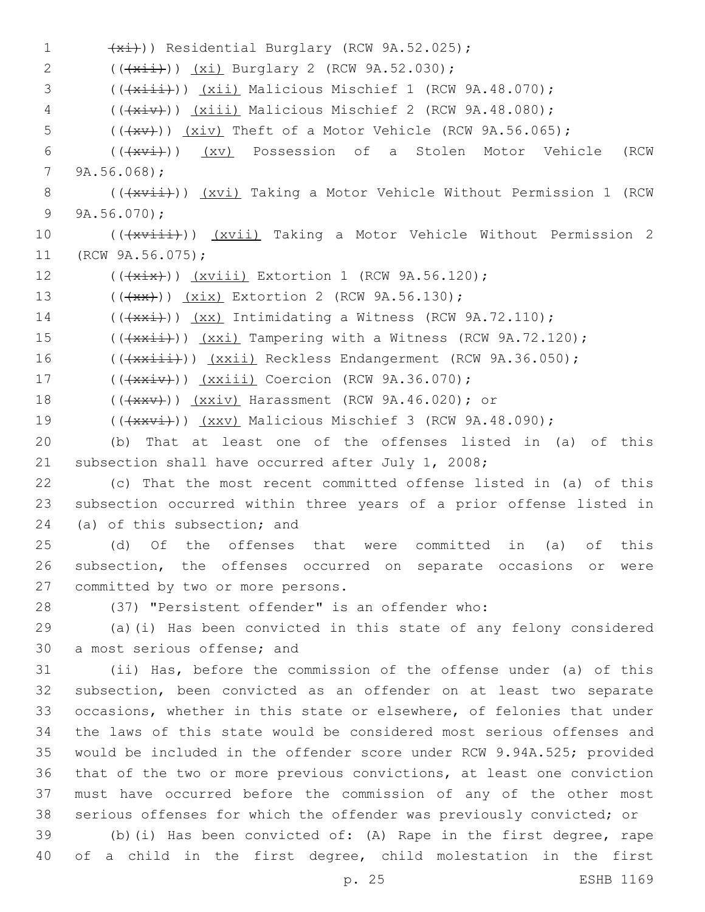(~~(xi)~~)) Residential Burglary (RCW 9A.52.025);

((~~(xii)~~)) <u>(xi)</u> Burglary 2 (RCW 9A.52.030);

((~~(xiii)~~)) <u>(xii)</u> Malicious Mischief 1 (RCW 9A.48.070);

((~~(xiv)~~)) <u>(xiii)</u> Malicious Mischief 2 (RCW 9A.48.080);

((~~(xv)~~)) <u>(xiv)</u> Theft of a Motor Vehicle (RCW 9A.56.065);

((~~(xvi)~~)) <u>(xv)</u> Possession of a Stolen Motor Vehicle (RCW 9A.56.068);

((~~(xvii)~~)) <u>(xvi)</u> Taking a Motor Vehicle Without Permission 1 (RCW 9A.56.070);

((~~(xviii)~~)) <u>(xvii)</u> Taking a Motor Vehicle Without Permission 2 (RCW 9A.56.075);

((~~(xix)~~)) <u>(xviii)</u> Extortion 1 (RCW 9A.56.120);

((~~(xx)~~)) <u>(xix)</u> Extortion 2 (RCW 9A.56.130);

((~~(xxi)~~)) <u>(xx)</u> Intimidating a Witness (RCW 9A.72.110);

((~~(xxii)~~)) <u>(xxi)</u> Tampering with a Witness (RCW 9A.72.120);

((~~(xxiii)~~)) <u>(xxii)</u> Reckless Endangerment (RCW 9A.36.050);

((~~(xxiv)~~)) <u>(xxiii)</u> Coercion (RCW 9A.36.070);

((~~(xxv)~~)) <u>(xxiv)</u> Harassment (RCW 9A.46.020); or

((~~(xxvi)~~)) <u>(xxv)</u> Malicious Mischief 3 (RCW 9A.48.090);

(b) That at least one of the offenses listed in (a) of this subsection shall have occurred after July 1, 2008;

(c) That the most recent committed offense listed in (a) of this subsection occurred within three years of a prior offense listed in (a) of this subsection; and

(d) Of the offenses that were committed in (a) of this subsection, the offenses occurred on separate occasions or were committed by two or more persons.

(37) "Persistent offender" is an offender who:

(a)(i) Has been convicted in this state of any felony considered a most serious offense; and

(ii) Has, before the commission of the offense under (a) of this subsection, been convicted as an offender on at least two separate occasions, whether in this state or elsewhere, of felonies that under the laws of this state would be considered most serious offenses and would be included in the offender score under RCW 9.94A.525; provided that of the two or more previous convictions, at least one conviction must have occurred before the commission of any of the other most serious offenses for which the offender was previously convicted; or

(b)(i) Has been convicted of: (A) Rape in the first degree, rape of a child in the first degree, child molestation in the first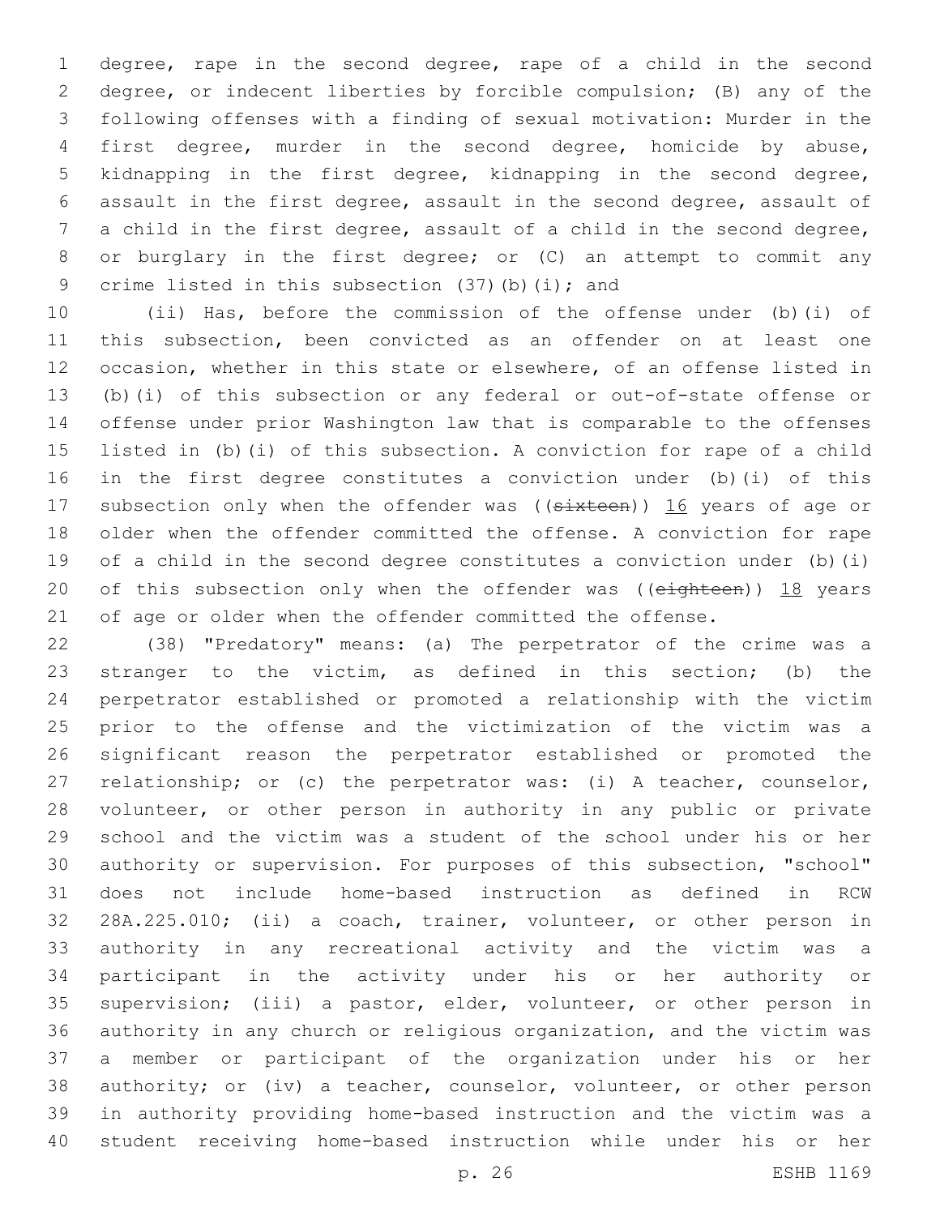degree, rape in the second degree, rape of a child in the second degree, or indecent liberties by forcible compulsion; (B) any of the following offenses with a finding of sexual motivation: Murder in the first degree, murder in the second degree, homicide by abuse, kidnapping in the first degree, kidnapping in the second degree, assault in the first degree, assault in the second degree, assault of a child in the first degree, assault of a child in the second degree, or burglary in the first degree; or (C) an attempt to commit any crime listed in this subsection (37)(b)(i); and

(ii) Has, before the commission of the offense under (b)(i) of this subsection, been convicted as an offender on at least one occasion, whether in this state or elsewhere, of an offense listed in (b)(i) of this subsection or any federal or out-of-state offense or offense under prior Washington law that is comparable to the offenses listed in (b)(i) of this subsection. A conviction for rape of a child in the first degree constitutes a conviction under (b)(i) of this subsection only when the offender was ((~~sixteen~~)) 16 years of age or older when the offender committed the offense. A conviction for rape of a child in the second degree constitutes a conviction under (b)(i) of this subsection only when the offender was ((~~eighteen~~)) 18 years of age or older when the offender committed the offense.

(38) "Predatory" means: (a) The perpetrator of the crime was a stranger to the victim, as defined in this section; (b) the perpetrator established or promoted a relationship with the victim prior to the offense and the victimization of the victim was a significant reason the perpetrator established or promoted the relationship; or (c) the perpetrator was: (i) A teacher, counselor, volunteer, or other person in authority in any public or private school and the victim was a student of the school under his or her authority or supervision. For purposes of this subsection, "school" does not include home-based instruction as defined in RCW 28A.225.010; (ii) a coach, trainer, volunteer, or other person in authority in any recreational activity and the victim was a participant in the activity under his or her authority or supervision; (iii) a pastor, elder, volunteer, or other person in authority in any church or religious organization, and the victim was a member or participant of the organization under his or her authority; or (iv) a teacher, counselor, volunteer, or other person in authority providing home-based instruction and the victim was a student receiving home-based instruction while under his or her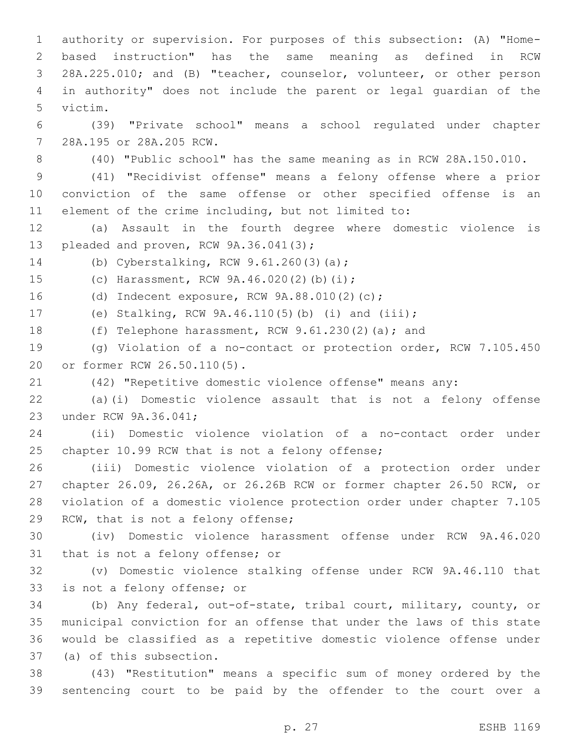authority or supervision. For purposes of this subsection: (A) "Home-based instruction" has the same meaning as defined in RCW 28A.225.010; and (B) "teacher, counselor, volunteer, or other person in authority" does not include the parent or legal guardian of the victim.

(39) "Private school" means a school regulated under chapter 28A.195 or 28A.205 RCW.

(40) "Public school" has the same meaning as in RCW 28A.150.010.

(41) "Recidivist offense" means a felony offense where a prior conviction of the same offense or other specified offense is an element of the crime including, but not limited to:

(a) Assault in the fourth degree where domestic violence is pleaded and proven, RCW 9A.36.041(3);

(b) Cyberstalking, RCW 9.61.260(3)(a);

(c) Harassment, RCW 9A.46.020(2)(b)(i);

(d) Indecent exposure, RCW 9A.88.010(2)(c);

(e) Stalking, RCW 9A.46.110(5)(b) (i) and (iii);

(f) Telephone harassment, RCW 9.61.230(2)(a); and

(g) Violation of a no-contact or protection order, RCW 7.105.450 or former RCW 26.50.110(5).

(42) "Repetitive domestic violence offense" means any:

(a)(i) Domestic violence assault that is not a felony offense under RCW 9A.36.041;

(ii) Domestic violence violation of a no-contact order under chapter 10.99 RCW that is not a felony offense;

(iii) Domestic violence violation of a protection order under chapter 26.09, 26.26A, or 26.26B RCW or former chapter 26.50 RCW, or violation of a domestic violence protection order under chapter 7.105 RCW, that is not a felony offense;

(iv) Domestic violence harassment offense under RCW 9A.46.020 that is not a felony offense; or

(v) Domestic violence stalking offense under RCW 9A.46.110 that is not a felony offense; or

(b) Any federal, out-of-state, tribal court, military, county, or municipal conviction for an offense that under the laws of this state would be classified as a repetitive domestic violence offense under (a) of this subsection.

(43) "Restitution" means a specific sum of money ordered by the sentencing court to be paid by the offender to the court over a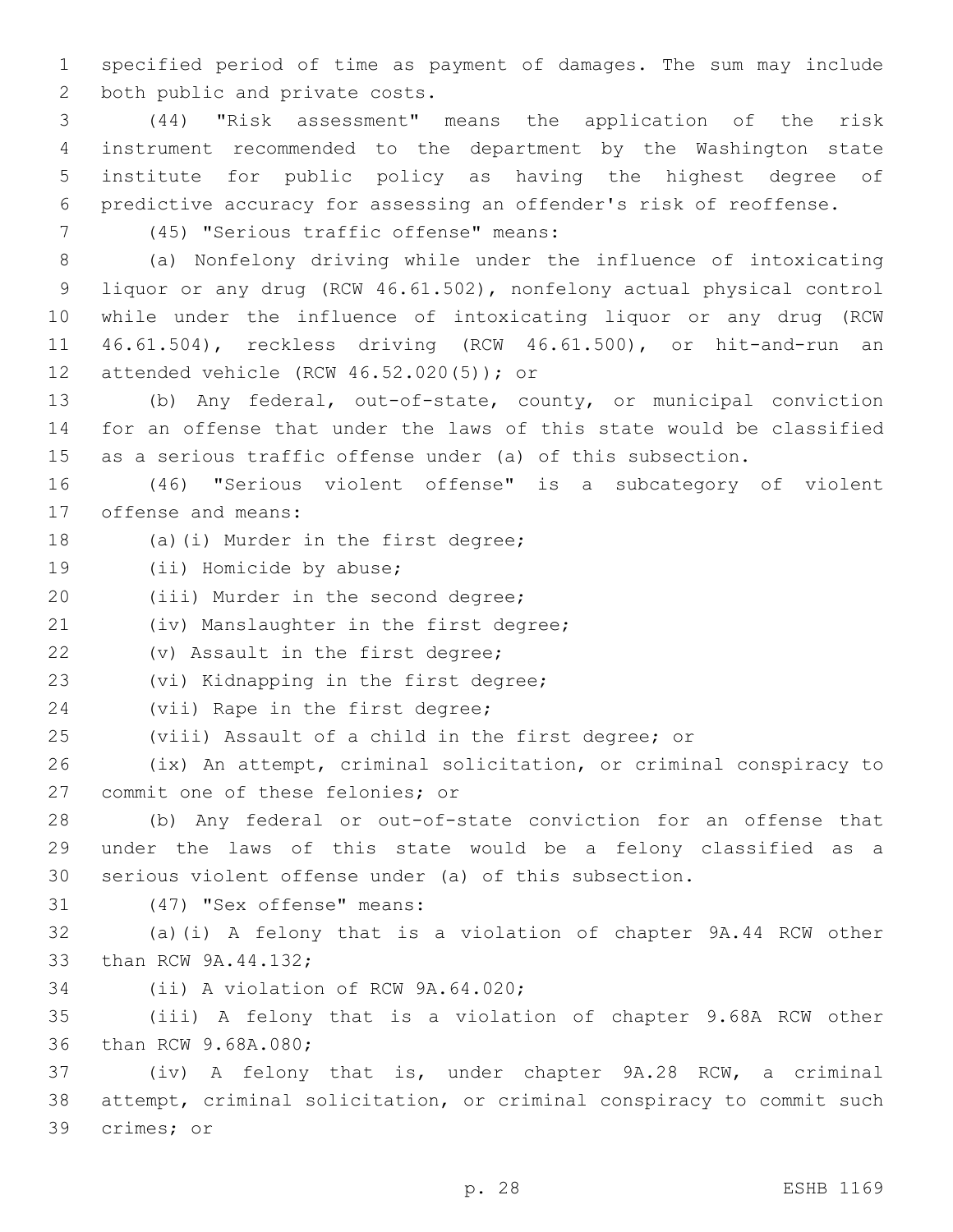specified period of time as payment of damages. The sum may include both public and private costs.

(44) "Risk assessment" means the application of the risk instrument recommended to the department by the Washington state institute for public policy as having the highest degree of predictive accuracy for assessing an offender's risk of reoffense.

(45) "Serious traffic offense" means:

(a) Nonfelony driving while under the influence of intoxicating liquor or any drug (RCW 46.61.502), nonfelony actual physical control while under the influence of intoxicating liquor or any drug (RCW 46.61.504), reckless driving (RCW 46.61.500), or hit-and-run an attended vehicle (RCW 46.52.020(5)); or

(b) Any federal, out-of-state, county, or municipal conviction for an offense that under the laws of this state would be classified as a serious traffic offense under (a) of this subsection.

(46) "Serious violent offense" is a subcategory of violent offense and means:

(a)(i) Murder in the first degree;

(ii) Homicide by abuse;

(iii) Murder in the second degree;

(iv) Manslaughter in the first degree;

(v) Assault in the first degree;

(vi) Kidnapping in the first degree;

(vii) Rape in the first degree;

(viii) Assault of a child in the first degree; or

(ix) An attempt, criminal solicitation, or criminal conspiracy to commit one of these felonies; or

(b) Any federal or out-of-state conviction for an offense that under the laws of this state would be a felony classified as a serious violent offense under (a) of this subsection.

(47) "Sex offense" means:

(a)(i) A felony that is a violation of chapter 9A.44 RCW other than RCW 9A.44.132;

(ii) A violation of RCW 9A.64.020;

(iii) A felony that is a violation of chapter 9.68A RCW other than RCW 9.68A.080;

(iv) A felony that is, under chapter 9A.28 RCW, a criminal attempt, criminal solicitation, or criminal conspiracy to commit such crimes; or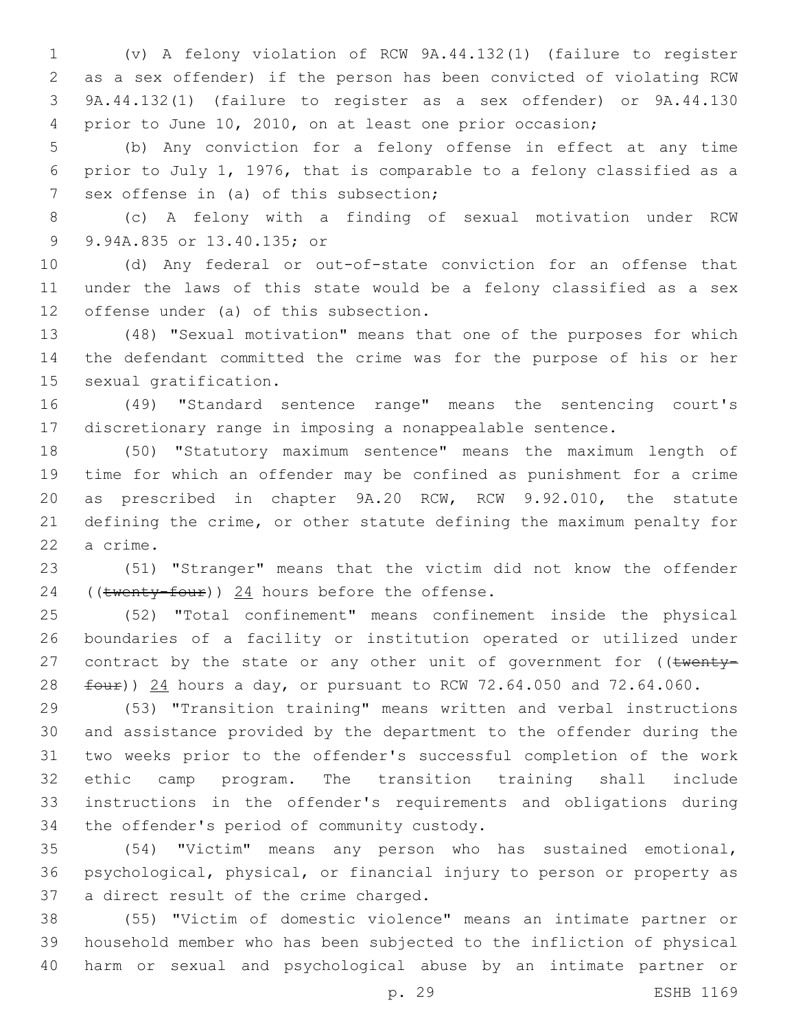(v) A felony violation of RCW 9A.44.132(1) (failure to register as a sex offender) if the person has been convicted of violating RCW 9A.44.132(1) (failure to register as a sex offender) or 9A.44.130 prior to June 10, 2010, on at least one prior occasion;

(b) Any conviction for a felony offense in effect at any time prior to July 1, 1976, that is comparable to a felony classified as a sex offense in (a) of this subsection;

(c) A felony with a finding of sexual motivation under RCW 9.94A.835 or 13.40.135; or

(d) Any federal or out-of-state conviction for an offense that under the laws of this state would be a felony classified as a sex offense under (a) of this subsection.

(48) "Sexual motivation" means that one of the purposes for which the defendant committed the crime was for the purpose of his or her sexual gratification.

(49) "Standard sentence range" means the sentencing court's discretionary range in imposing a nonappealable sentence.

(50) "Statutory maximum sentence" means the maximum length of time for which an offender may be confined as punishment for a crime as prescribed in chapter 9A.20 RCW, RCW 9.92.010, the statute defining the crime, or other statute defining the maximum penalty for a crime.

(51) "Stranger" means that the victim did not know the offender ((~~twenty-four~~)) <u>24</u> hours before the offense.

(52) "Total confinement" means confinement inside the physical boundaries of a facility or institution operated or utilized under contract by the state or any other unit of government for ((~~twenty-four~~)) <u>24</u> hours a day, or pursuant to RCW 72.64.050 and 72.64.060.

(53) "Transition training" means written and verbal instructions and assistance provided by the department to the offender during the two weeks prior to the offender's successful completion of the work ethic camp program. The transition training shall include instructions in the offender's requirements and obligations during the offender's period of community custody.

(54) "Victim" means any person who has sustained emotional, psychological, physical, or financial injury to person or property as a direct result of the crime charged.

(55) "Victim of domestic violence" means an intimate partner or household member who has been subjected to the infliction of physical harm or sexual and psychological abuse by an intimate partner or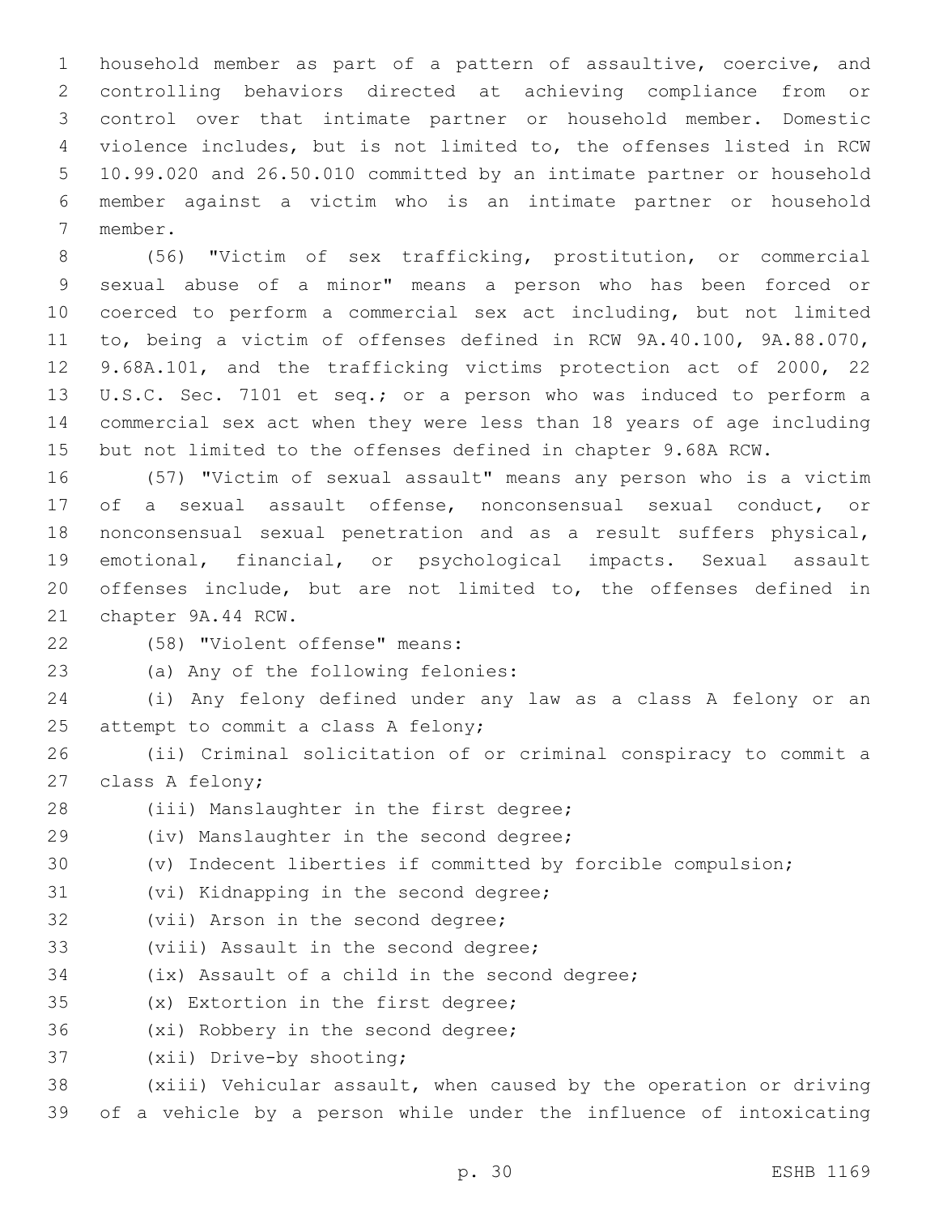household member as part of a pattern of assaultive, coercive, and controlling behaviors directed at achieving compliance from or control over that intimate partner or household member. Domestic violence includes, but is not limited to, the offenses listed in RCW 10.99.020 and 26.50.010 committed by an intimate partner or household member against a victim who is an intimate partner or household member.

(56) "Victim of sex trafficking, prostitution, or commercial sexual abuse of a minor" means a person who has been forced or coerced to perform a commercial sex act including, but not limited to, being a victim of offenses defined in RCW 9A.40.100, 9A.88.070, 9.68A.101, and the trafficking victims protection act of 2000, 22 U.S.C. Sec. 7101 et seq.; or a person who was induced to perform a commercial sex act when they were less than 18 years of age including but not limited to the offenses defined in chapter 9.68A RCW.

(57) "Victim of sexual assault" means any person who is a victim of a sexual assault offense, nonconsensual sexual conduct, or nonconsensual sexual penetration and as a result suffers physical, emotional, financial, or psychological impacts. Sexual assault offenses include, but are not limited to, the offenses defined in chapter 9A.44 RCW.

(58) "Violent offense" means:

(a) Any of the following felonies:

(i) Any felony defined under any law as a class A felony or an attempt to commit a class A felony;

(ii) Criminal solicitation of or criminal conspiracy to commit a class A felony;

(iii) Manslaughter in the first degree;

(iv) Manslaughter in the second degree;

(v) Indecent liberties if committed by forcible compulsion;

(vi) Kidnapping in the second degree;

(vii) Arson in the second degree;

(viii) Assault in the second degree;

(ix) Assault of a child in the second degree;

(x) Extortion in the first degree;

(xi) Robbery in the second degree;

(xii) Drive-by shooting;

(xiii) Vehicular assault, when caused by the operation or driving of a vehicle by a person while under the influence of intoxicating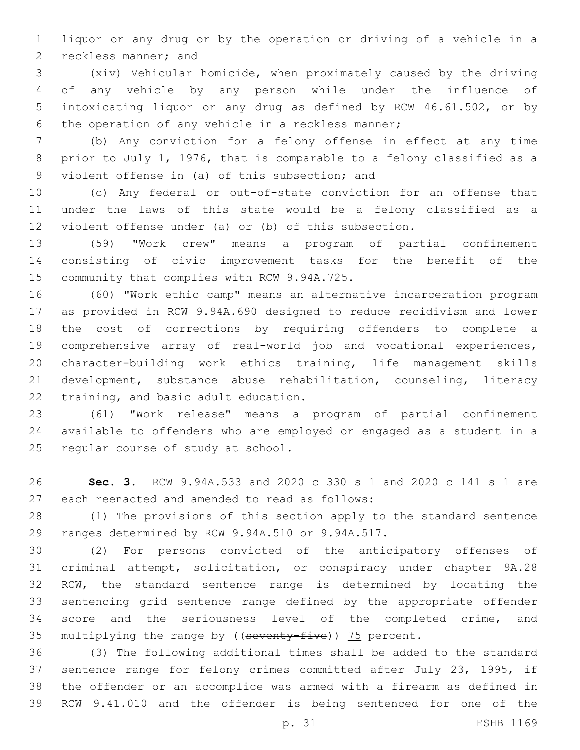liquor or any drug or by the operation or driving of a vehicle in a reckless manner; and

(xiv) Vehicular homicide, when proximately caused by the driving of any vehicle by any person while under the influence of intoxicating liquor or any drug as defined by RCW 46.61.502, or by the operation of any vehicle in a reckless manner;

(b) Any conviction for a felony offense in effect at any time prior to July 1, 1976, that is comparable to a felony classified as a violent offense in (a) of this subsection; and

(c) Any federal or out-of-state conviction for an offense that under the laws of this state would be a felony classified as a violent offense under (a) or (b) of this subsection.

(59) "Work crew" means a program of partial confinement consisting of civic improvement tasks for the benefit of the community that complies with RCW 9.94A.725.

(60) "Work ethic camp" means an alternative incarceration program as provided in RCW 9.94A.690 designed to reduce recidivism and lower the cost of corrections by requiring offenders to complete a comprehensive array of real-world job and vocational experiences, character-building work ethics training, life management skills development, substance abuse rehabilitation, counseling, literacy training, and basic adult education.

(61) "Work release" means a program of partial confinement available to offenders who are employed or engaged as a student in a regular course of study at school.

**Sec. 3.** RCW 9.94A.533 and 2020 c 330 s 1 and 2020 c 141 s 1 are each reenacted and amended to read as follows:

(1) The provisions of this section apply to the standard sentence ranges determined by RCW 9.94A.510 or 9.94A.517.

(2) For persons convicted of the anticipatory offenses of criminal attempt, solicitation, or conspiracy under chapter 9A.28 RCW, the standard sentence range is determined by locating the sentencing grid sentence range defined by the appropriate offender score and the seriousness level of the completed crime, and multiplying the range by ((~~seventy-five~~)) <u>75</u> percent.

(3) The following additional times shall be added to the standard sentence range for felony crimes committed after July 23, 1995, if the offender or an accomplice was armed with a firearm as defined in RCW 9.41.010 and the offender is being sentenced for one of the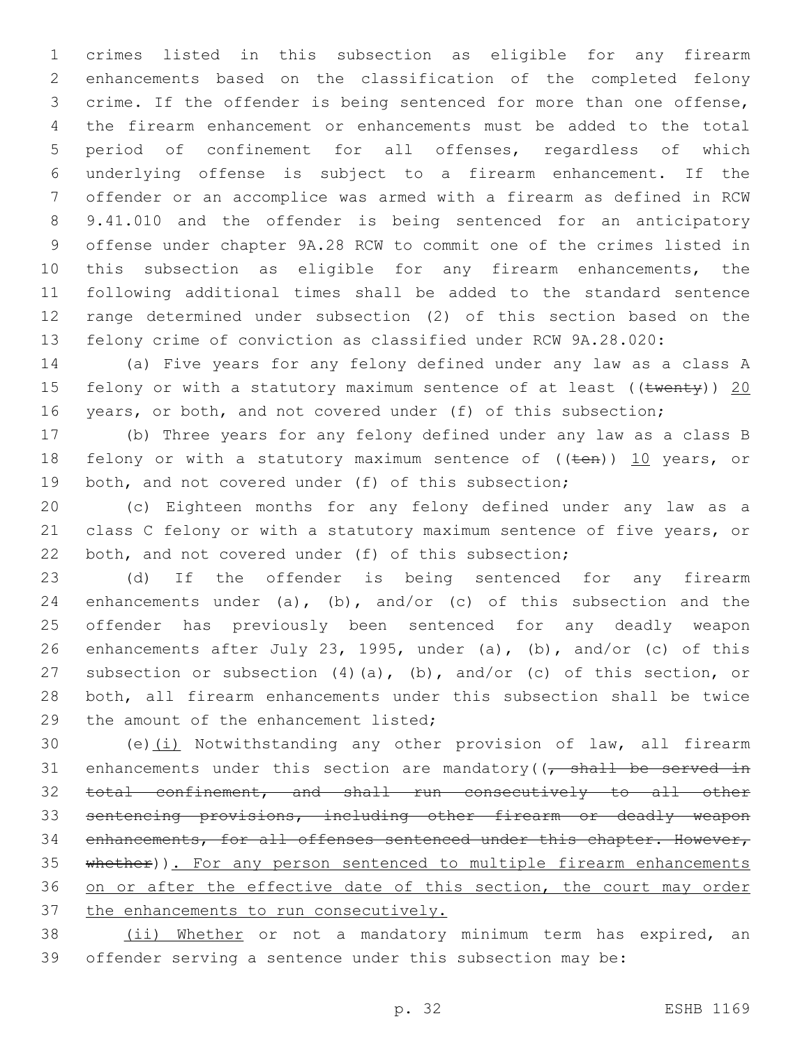crimes listed in this subsection as eligible for any firearm enhancements based on the classification of the completed felony crime. If the offender is being sentenced for more than one offense, the firearm enhancement or enhancements must be added to the total period of confinement for all offenses, regardless of which underlying offense is subject to a firearm enhancement. If the offender or an accomplice was armed with a firearm as defined in RCW 9.41.010 and the offender is being sentenced for an anticipatory offense under chapter 9A.28 RCW to commit one of the crimes listed in this subsection as eligible for any firearm enhancements, the following additional times shall be added to the standard sentence range determined under subsection (2) of this section based on the felony crime of conviction as classified under RCW 9A.28.020:

(a) Five years for any felony defined under any law as a class A felony or with a statutory maximum sentence of at least ((~~twenty~~)) <u>20</u> years, or both, and not covered under (f) of this subsection;

(b) Three years for any felony defined under any law as a class B felony or with a statutory maximum sentence of ((~~ten~~)) <u>10</u> years, or both, and not covered under (f) of this subsection;

(c) Eighteen months for any felony defined under any law as a class C felony or with a statutory maximum sentence of five years, or both, and not covered under (f) of this subsection;

(d) If the offender is being sentenced for any firearm enhancements under (a), (b), and/or (c) of this subsection and the offender has previously been sentenced for any deadly weapon enhancements after July 23, 1995, under (a), (b), and/or (c) of this subsection or subsection (4)(a), (b), and/or (c) of this section, or both, all firearm enhancements under this subsection shall be twice the amount of the enhancement listed;

(e)<u>(i)</u> Notwithstanding any other provision of law, all firearm enhancements under this section are mandatory((~~, shall be served in total confinement, and shall run consecutively to all other sentencing provisions, including other firearm or deadly weapon enhancements, for all offenses sentenced under this chapter. However, whether~~))<u>. For any person sentenced to multiple firearm enhancements on or after the effective date of this section, the court may order the enhancements to run consecutively.</u>

<u>(ii) Whether</u> or not a mandatory minimum term has expired, an offender serving a sentence under this subsection may be: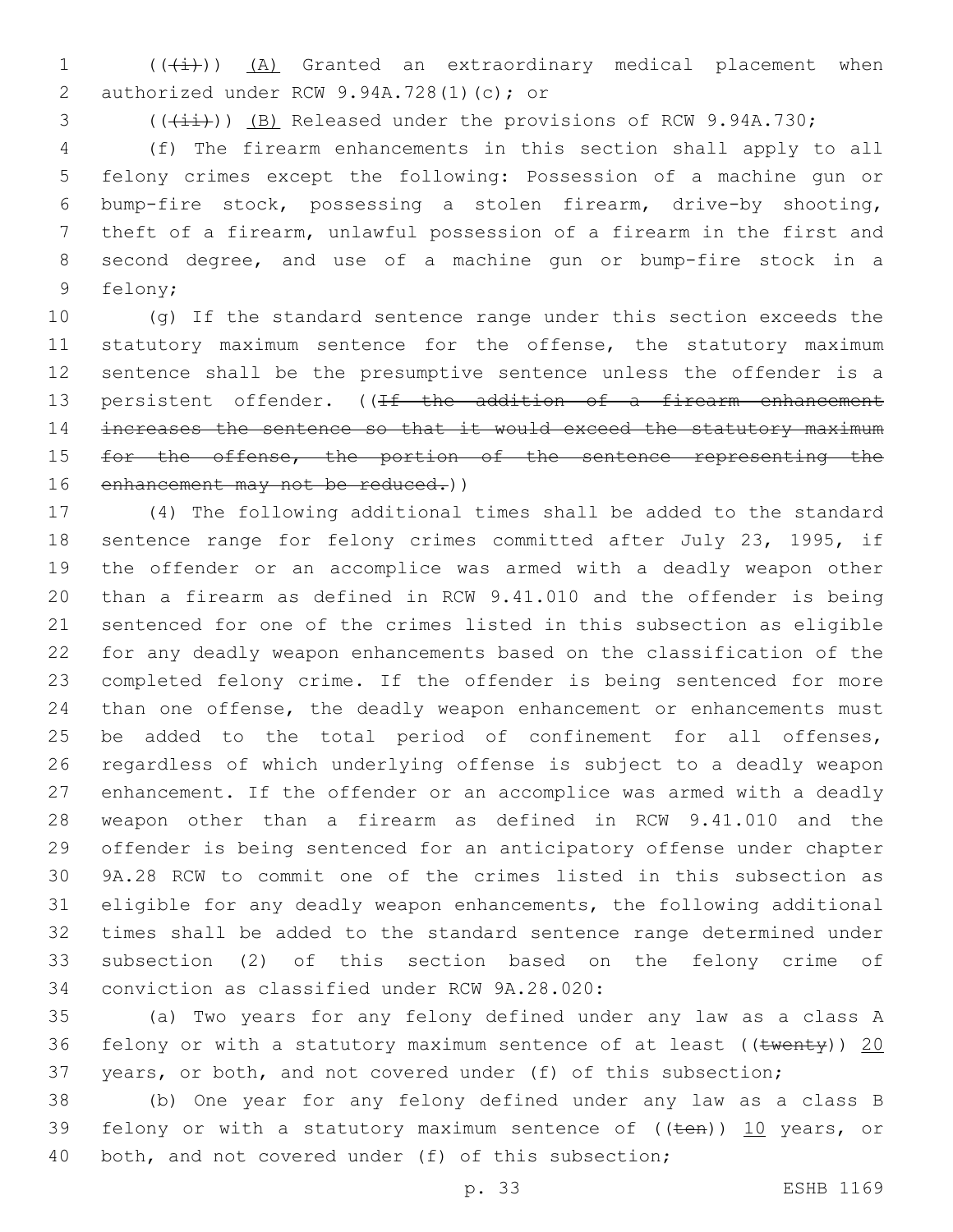((~~(i)~~)) (A) Granted an extraordinary medical placement when authorized under RCW 9.94A.728(1)(c); or

((~~(ii)~~)) (B) Released under the provisions of RCW 9.94A.730;

(f) The firearm enhancements in this section shall apply to all felony crimes except the following: Possession of a machine gun or bump-fire stock, possessing a stolen firearm, drive-by shooting, theft of a firearm, unlawful possession of a firearm in the first and second degree, and use of a machine gun or bump-fire stock in a felony;

(g) If the standard sentence range under this section exceeds the statutory maximum sentence for the offense, the statutory maximum sentence shall be the presumptive sentence unless the offender is a persistent offender. ((~~If the addition of a firearm enhancement increases the sentence so that it would exceed the statutory maximum for the offense, the portion of the sentence representing the enhancement may not be reduced.~~))

(4) The following additional times shall be added to the standard sentence range for felony crimes committed after July 23, 1995, if the offender or an accomplice was armed with a deadly weapon other than a firearm as defined in RCW 9.41.010 and the offender is being sentenced for one of the crimes listed in this subsection as eligible for any deadly weapon enhancements based on the classification of the completed felony crime. If the offender is being sentenced for more than one offense, the deadly weapon enhancement or enhancements must be added to the total period of confinement for all offenses, regardless of which underlying offense is subject to a deadly weapon enhancement. If the offender or an accomplice was armed with a deadly weapon other than a firearm as defined in RCW 9.41.010 and the offender is being sentenced for an anticipatory offense under chapter 9A.28 RCW to commit one of the crimes listed in this subsection as eligible for any deadly weapon enhancements, the following additional times shall be added to the standard sentence range determined under subsection (2) of this section based on the felony crime of conviction as classified under RCW 9A.28.020:

(a) Two years for any felony defined under any law as a class A felony or with a statutory maximum sentence of at least ((~~twenty~~)) 20 years, or both, and not covered under (f) of this subsection;

(b) One year for any felony defined under any law as a class B felony or with a statutory maximum sentence of ((~~ten~~)) 10 years, or both, and not covered under (f) of this subsection;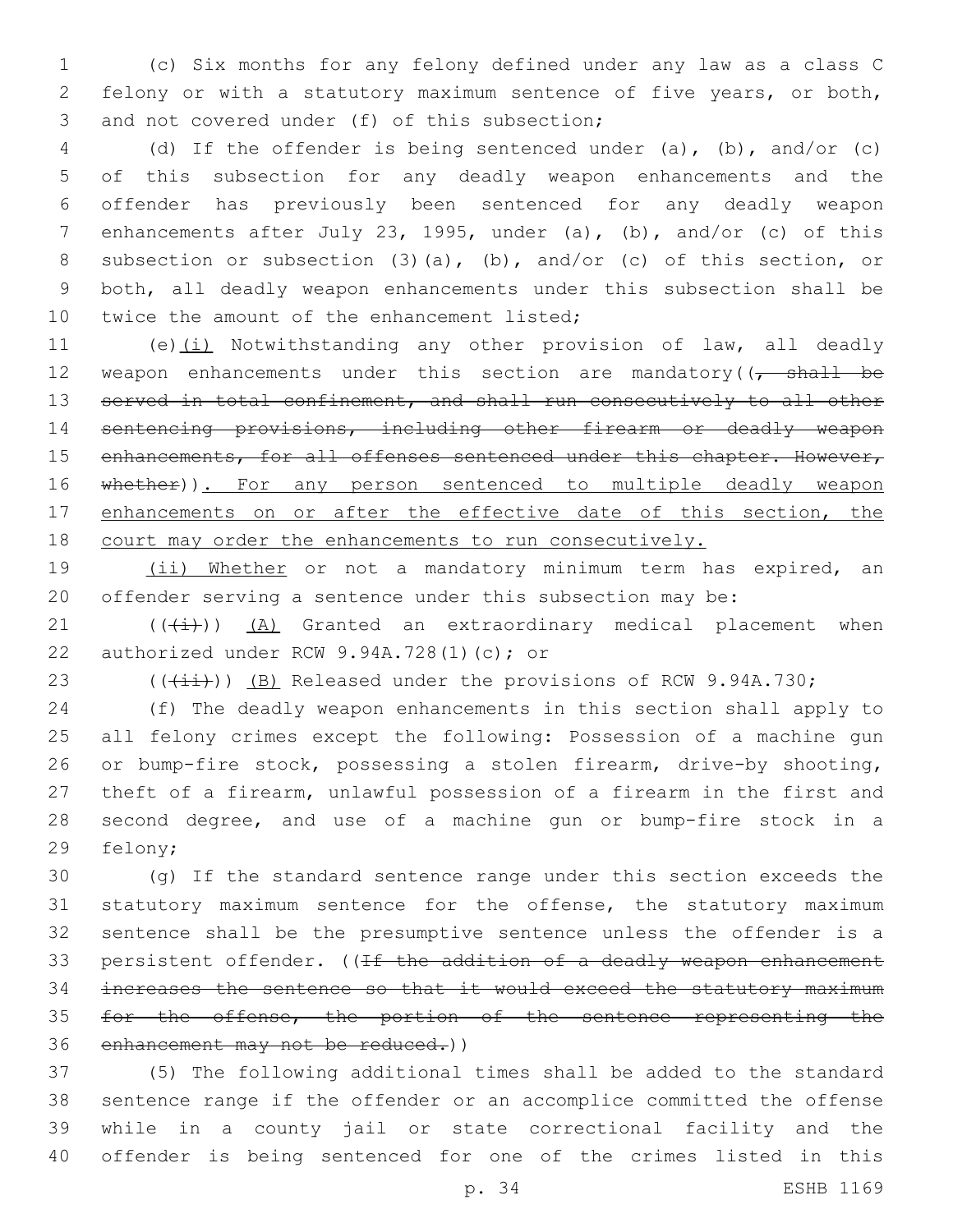(c) Six months for any felony defined under any law as a class C felony or with a statutory maximum sentence of five years, or both, and not covered under (f) of this subsection;

(d) If the offender is being sentenced under (a), (b), and/or (c) of this subsection for any deadly weapon enhancements and the offender has previously been sentenced for any deadly weapon enhancements after July 23, 1995, under (a), (b), and/or (c) of this subsection or subsection (3)(a), (b), and/or (c) of this section, or both, all deadly weapon enhancements under this subsection shall be twice the amount of the enhancement listed;

(e)<u>(i)</u> Notwithstanding any other provision of law, all deadly weapon enhancements under this section are mandatory((~~, shall be served in total confinement, and shall run consecutively to all other sentencing provisions, including other firearm or deadly weapon enhancements, for all offenses sentenced under this chapter. However, whether~~))<u>. For any person sentenced to multiple deadly weapon enhancements on or after the effective date of this section, the court may order the enhancements to run consecutively.</u>

<u>(ii) Whether</u> or not a mandatory minimum term has expired, an offender serving a sentence under this subsection may be:

((~~(i)~~)) <u>(A)</u> Granted an extraordinary medical placement when authorized under RCW 9.94A.728(1)(c); or

((~~(ii)~~)) <u>(B)</u> Released under the provisions of RCW 9.94A.730;

(f) The deadly weapon enhancements in this section shall apply to all felony crimes except the following: Possession of a machine gun or bump-fire stock, possessing a stolen firearm, drive-by shooting, theft of a firearm, unlawful possession of a firearm in the first and second degree, and use of a machine gun or bump-fire stock in a felony;

(g) If the standard sentence range under this section exceeds the statutory maximum sentence for the offense, the statutory maximum sentence shall be the presumptive sentence unless the offender is a persistent offender. ((~~If the addition of a deadly weapon enhancement increases the sentence so that it would exceed the statutory maximum for the offense, the portion of the sentence representing the enhancement may not be reduced.~~))

(5) The following additional times shall be added to the standard sentence range if the offender or an accomplice committed the offense while in a county jail or state correctional facility and the offender is being sentenced for one of the crimes listed in this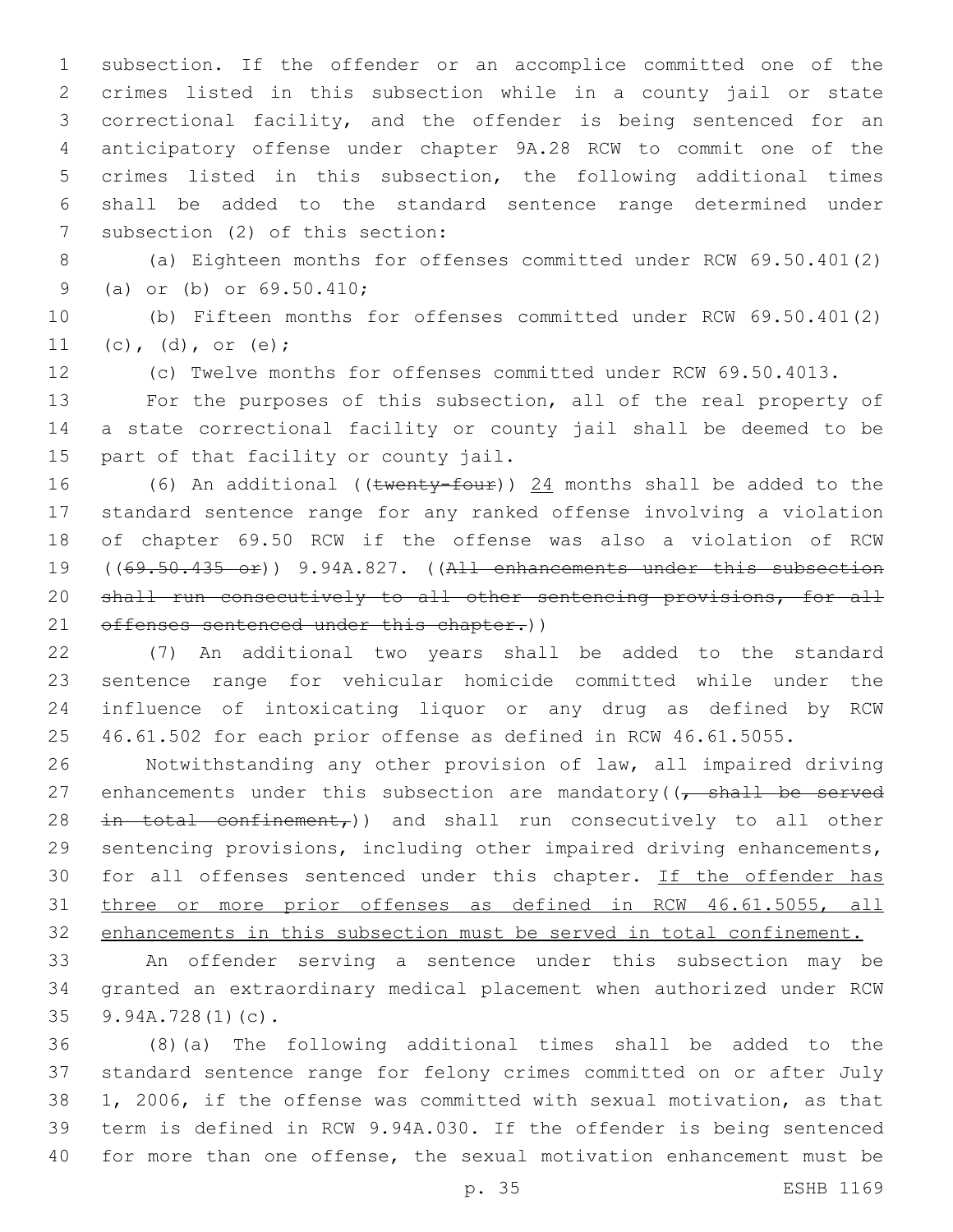subsection. If the offender or an accomplice committed one of the crimes listed in this subsection while in a county jail or state correctional facility, and the offender is being sentenced for an anticipatory offense under chapter 9A.28 RCW to commit one of the crimes listed in this subsection, the following additional times shall be added to the standard sentence range determined under subsection (2) of this section:

(a) Eighteen months for offenses committed under RCW 69.50.401(2) (a) or (b) or 69.50.410;

(b) Fifteen months for offenses committed under RCW 69.50.401(2) (c), (d), or (e);

(c) Twelve months for offenses committed under RCW 69.50.4013.

For the purposes of this subsection, all of the real property of a state correctional facility or county jail shall be deemed to be part of that facility or county jail.

(6) An additional ((~~twenty-four~~)) <u>24</u> months shall be added to the standard sentence range for any ranked offense involving a violation of chapter 69.50 RCW if the offense was also a violation of RCW ((~~69.50.435 or~~)) 9.94A.827. ((~~All enhancements under this subsection shall run consecutively to all other sentencing provisions, for all offenses sentenced under this chapter.~~))

(7) An additional two years shall be added to the standard sentence range for vehicular homicide committed while under the influence of intoxicating liquor or any drug as defined by RCW 46.61.502 for each prior offense as defined in RCW 46.61.5055.

Notwithstanding any other provision of law, all impaired driving enhancements under this subsection are mandatory((~~, shall be served in total confinement,~~)) and shall run consecutively to all other sentencing provisions, including other impaired driving enhancements, for all offenses sentenced under this chapter. <u>If the offender has three or more prior offenses as defined in RCW 46.61.5055, all enhancements in this subsection must be served in total confinement.</u>

An offender serving a sentence under this subsection may be granted an extraordinary medical placement when authorized under RCW 9.94A.728(1)(c).

(8)(a) The following additional times shall be added to the standard sentence range for felony crimes committed on or after July 1, 2006, if the offense was committed with sexual motivation, as that term is defined in RCW 9.94A.030. If the offender is being sentenced for more than one offense, the sexual motivation enhancement must be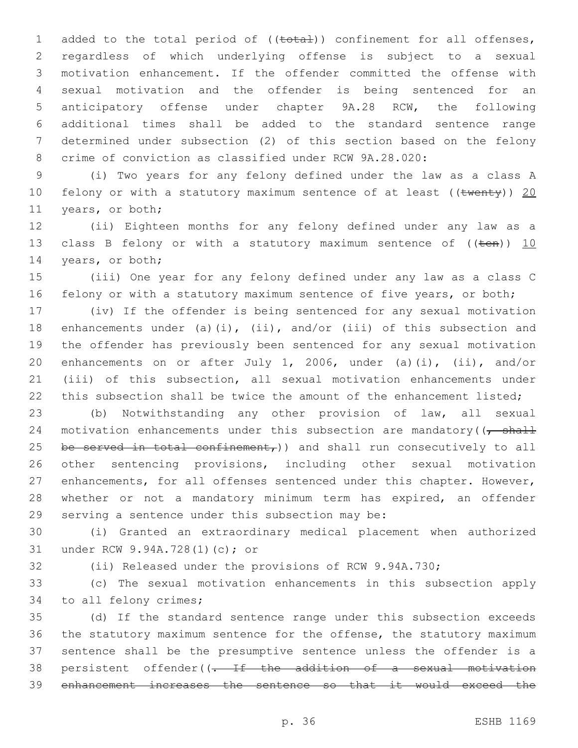added to the total period of ((~~total~~)) confinement for all offenses, regardless of which underlying offense is subject to a sexual motivation enhancement. If the offender committed the offense with sexual motivation and the offender is being sentenced for an anticipatory offense under chapter 9A.28 RCW, the following additional times shall be added to the standard sentence range determined under subsection (2) of this section based on the felony crime of conviction as classified under RCW 9A.28.020:

(i) Two years for any felony defined under the law as a class A felony or with a statutory maximum sentence of at least ((~~twenty~~)) <u>20</u> years, or both;

(ii) Eighteen months for any felony defined under any law as a class B felony or with a statutory maximum sentence of ((~~ten~~)) <u>10</u> years, or both;

(iii) One year for any felony defined under any law as a class C felony or with a statutory maximum sentence of five years, or both;

(iv) If the offender is being sentenced for any sexual motivation enhancements under (a)(i), (ii), and/or (iii) of this subsection and the offender has previously been sentenced for any sexual motivation enhancements on or after July 1, 2006, under (a)(i), (ii), and/or (iii) of this subsection, all sexual motivation enhancements under this subsection shall be twice the amount of the enhancement listed;

(b) Notwithstanding any other provision of law, all sexual motivation enhancements under this subsection are mandatory((~~, shall be served in total confinement,~~)) and shall run consecutively to all other sentencing provisions, including other sexual motivation enhancements, for all offenses sentenced under this chapter. However, whether or not a mandatory minimum term has expired, an offender serving a sentence under this subsection may be:

(i) Granted an extraordinary medical placement when authorized under RCW 9.94A.728(1)(c); or

(ii) Released under the provisions of RCW 9.94A.730;

(c) The sexual motivation enhancements in this subsection apply to all felony crimes;

(d) If the standard sentence range under this subsection exceeds the statutory maximum sentence for the offense, the statutory maximum sentence shall be the presumptive sentence unless the offender is a persistent offender((~~. If the addition of a sexual motivation enhancement increases the sentence so that it would exceed the~~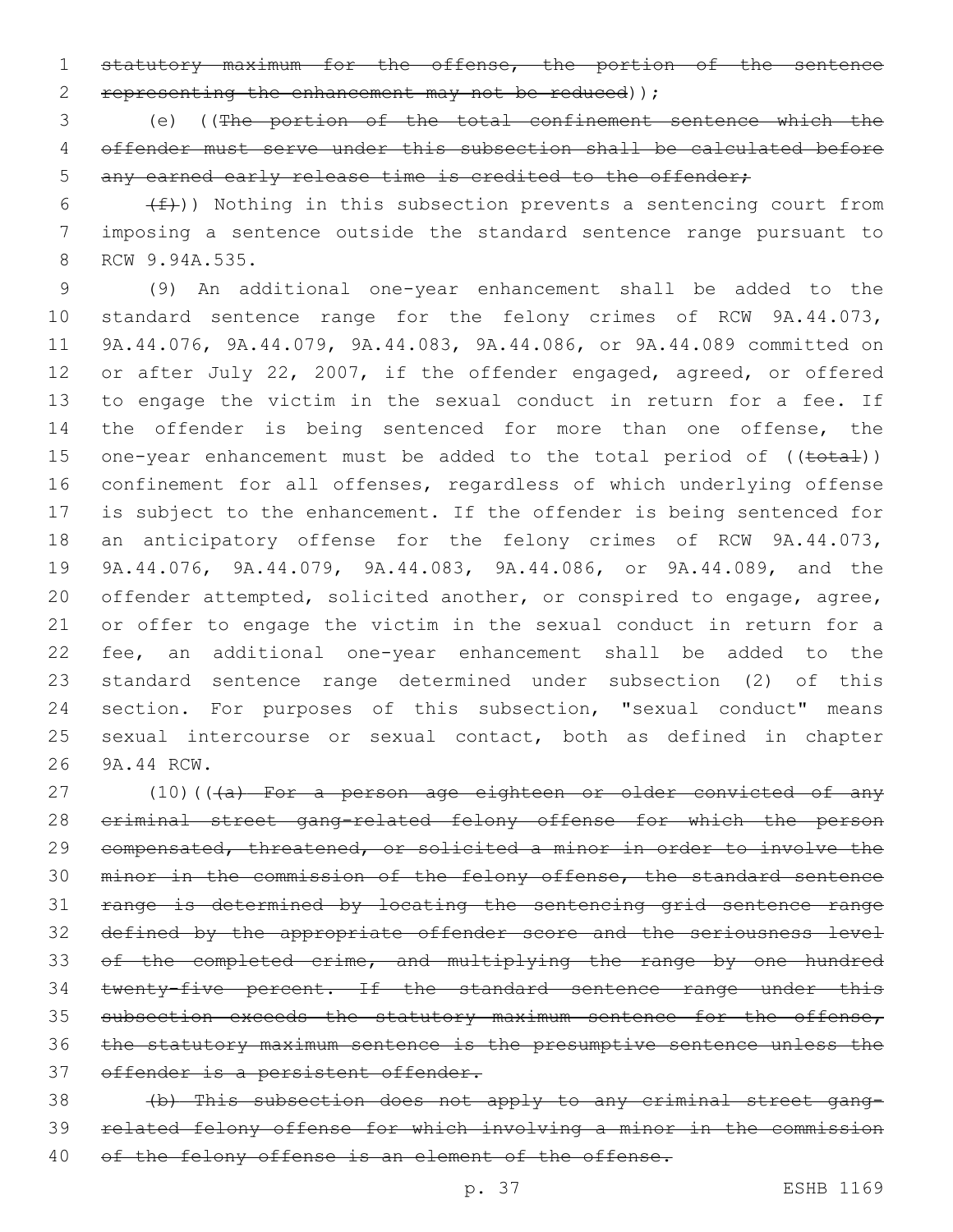statutory maximum for the offense, the portion of the sentence representing the enhancement may not be reduced));

(e) ((The portion of the total confinement sentence which the offender must serve under this subsection shall be calculated before any earned early release time is credited to the offender;

(f))) Nothing in this subsection prevents a sentencing court from imposing a sentence outside the standard sentence range pursuant to RCW 9.94A.535.

(9) An additional one-year enhancement shall be added to the standard sentence range for the felony crimes of RCW 9A.44.073, 9A.44.076, 9A.44.079, 9A.44.083, 9A.44.086, or 9A.44.089 committed on or after July 22, 2007, if the offender engaged, agreed, or offered to engage the victim in the sexual conduct in return for a fee. If the offender is being sentenced for more than one offense, the one-year enhancement must be added to the total period of ((total)) confinement for all offenses, regardless of which underlying offense is subject to the enhancement. If the offender is being sentenced for an anticipatory offense for the felony crimes of RCW 9A.44.073, 9A.44.076, 9A.44.079, 9A.44.083, 9A.44.086, or 9A.44.089, and the offender attempted, solicited another, or conspired to engage, agree, or offer to engage the victim in the sexual conduct in return for a fee, an additional one-year enhancement shall be added to the standard sentence range determined under subsection (2) of this section. For purposes of this subsection, "sexual conduct" means sexual intercourse or sexual contact, both as defined in chapter 9A.44 RCW.

(10)(((a) For a person age eighteen or older convicted of any criminal street gang-related felony offense for which the person compensated, threatened, or solicited a minor in order to involve the minor in the commission of the felony offense, the standard sentence range is determined by locating the sentencing grid sentence range defined by the appropriate offender score and the seriousness level of the completed crime, and multiplying the range by one hundred twenty-five percent. If the standard sentence range under this subsection exceeds the statutory maximum sentence for the offense, the statutory maximum sentence is the presumptive sentence unless the offender is a persistent offender.

(b) This subsection does not apply to any criminal street gang-related felony offense for which involving a minor in the commission of the felony offense is an element of the offense.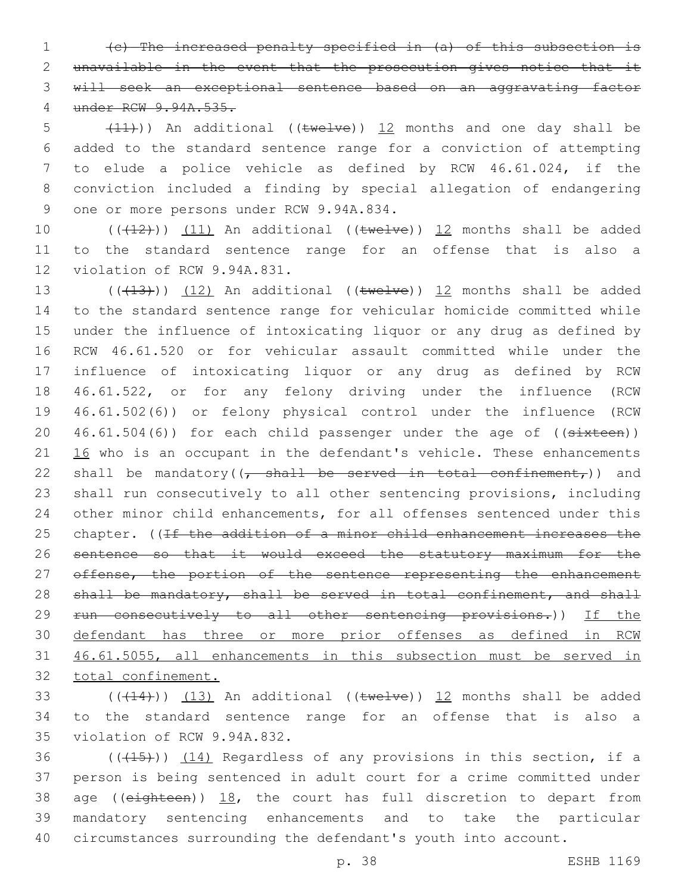~~(c) The increased penalty specified in (a) of this subsection is unavailable in the event that the prosecution gives notice that it will seek an exceptional sentence based on an aggravating factor under RCW 9.94A.535.~~

~~(11)~~)) An additional ((~~twelve~~)) <u>12</u> months and one day shall be added to the standard sentence range for a conviction of attempting to elude a police vehicle as defined by RCW 46.61.024, if the conviction included a finding by special allegation of endangering one or more persons under RCW 9.94A.834.

((~~(12)~~)) <u>(11)</u> An additional ((~~twelve~~)) <u>12</u> months shall be added to the standard sentence range for an offense that is also a violation of RCW 9.94A.831.

((~~(13)~~)) <u>(12)</u> An additional ((~~twelve~~)) <u>12</u> months shall be added to the standard sentence range for vehicular homicide committed while under the influence of intoxicating liquor or any drug as defined by RCW 46.61.520 or for vehicular assault committed while under the influence of intoxicating liquor or any drug as defined by RCW 46.61.522, or for any felony driving under the influence (RCW 46.61.502(6)) or felony physical control under the influence (RCW 46.61.504(6)) for each child passenger under the age of ((~~sixteen~~)) <u>16</u> who is an occupant in the defendant's vehicle. These enhancements shall be mandatory((~~, shall be served in total confinement,~~)) and shall run consecutively to all other sentencing provisions, including other minor child enhancements, for all offenses sentenced under this chapter. ((~~If the addition of a minor child enhancement increases the sentence so that it would exceed the statutory maximum for the offense, the portion of the sentence representing the enhancement shall be mandatory, shall be served in total confinement, and shall run consecutively to all other sentencing provisions.~~)) <u>If the defendant has three or more prior offenses as defined in RCW 46.61.5055, all enhancements in this subsection must be served in total confinement.</u>

((~~(14)~~)) <u>(13)</u> An additional ((~~twelve~~)) <u>12</u> months shall be added to the standard sentence range for an offense that is also a violation of RCW 9.94A.832.

((~~(15)~~)) <u>(14)</u> Regardless of any provisions in this section, if a person is being sentenced in adult court for a crime committed under age ((~~eighteen~~)) <u>18</u>, the court has full discretion to depart from mandatory sentencing enhancements and to take the particular circumstances surrounding the defendant's youth into account.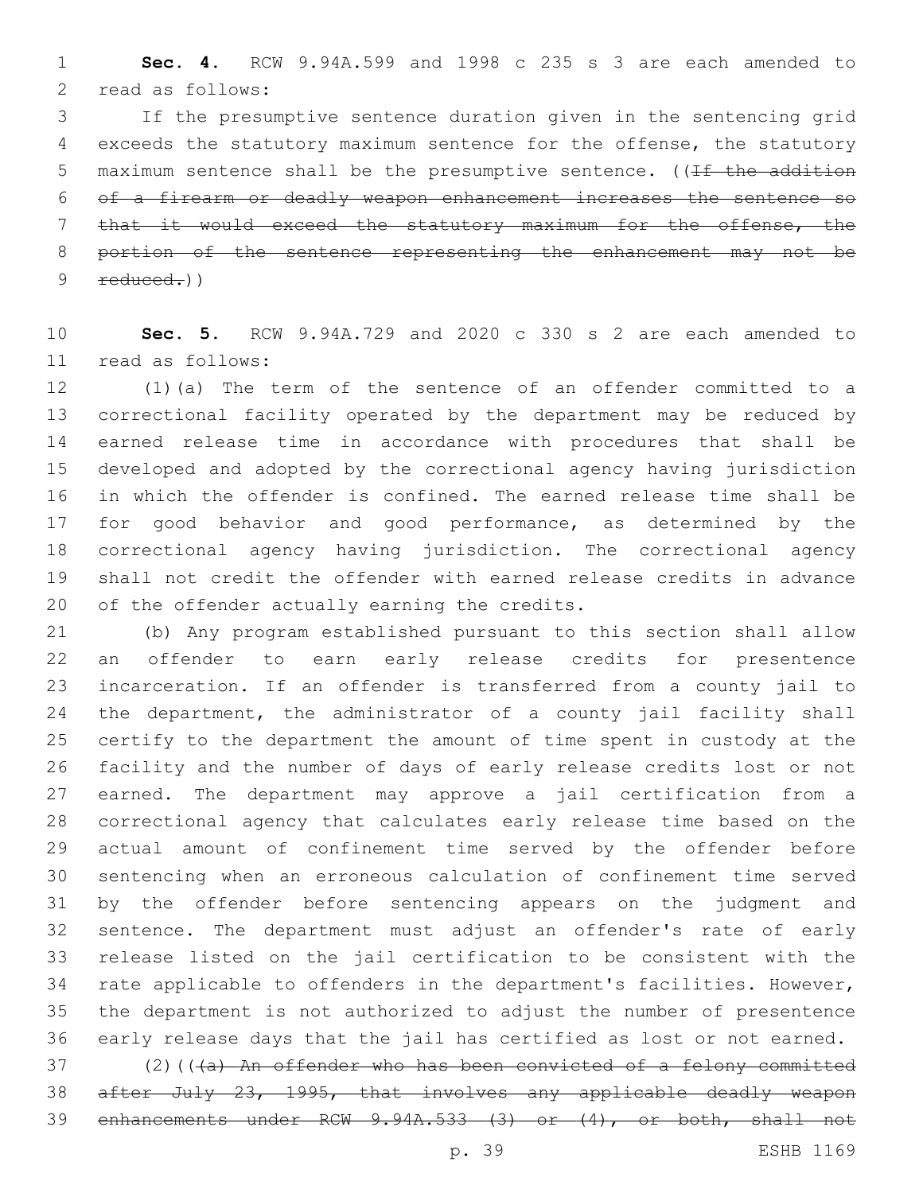**Sec. 4.** RCW 9.94A.599 and 1998 c 235 s 3 are each amended to read as follows:

If the presumptive sentence duration given in the sentencing grid exceeds the statutory maximum sentence for the offense, the statutory maximum sentence shall be the presumptive sentence. ((~~If the addition of a firearm or deadly weapon enhancement increases the sentence so that it would exceed the statutory maximum for the offense, the portion of the sentence representing the enhancement may not be reduced.~~))

**Sec. 5.** RCW 9.94A.729 and 2020 c 330 s 2 are each amended to read as follows:

(1)(a) The term of the sentence of an offender committed to a correctional facility operated by the department may be reduced by earned release time in accordance with procedures that shall be developed and adopted by the correctional agency having jurisdiction in which the offender is confined. The earned release time shall be for good behavior and good performance, as determined by the correctional agency having jurisdiction. The correctional agency shall not credit the offender with earned release credits in advance of the offender actually earning the credits.

(b) Any program established pursuant to this section shall allow an offender to earn early release credits for presentence incarceration. If an offender is transferred from a county jail to the department, the administrator of a county jail facility shall certify to the department the amount of time spent in custody at the facility and the number of days of early release credits lost or not earned. The department may approve a jail certification from a correctional agency that calculates early release time based on the actual amount of confinement time served by the offender before sentencing when an erroneous calculation of confinement time served by the offender before sentencing appears on the judgment and sentence. The department must adjust an offender's rate of early release listed on the jail certification to be consistent with the rate applicable to offenders in the department's facilities. However, the department is not authorized to adjust the number of presentence early release days that the jail has certified as lost or not earned.

(2)((~~(a) An offender who has been convicted of a felony committed after July 23, 1995, that involves any applicable deadly weapon enhancements under RCW 9.94A.533 (3) or (4), or both, shall not~~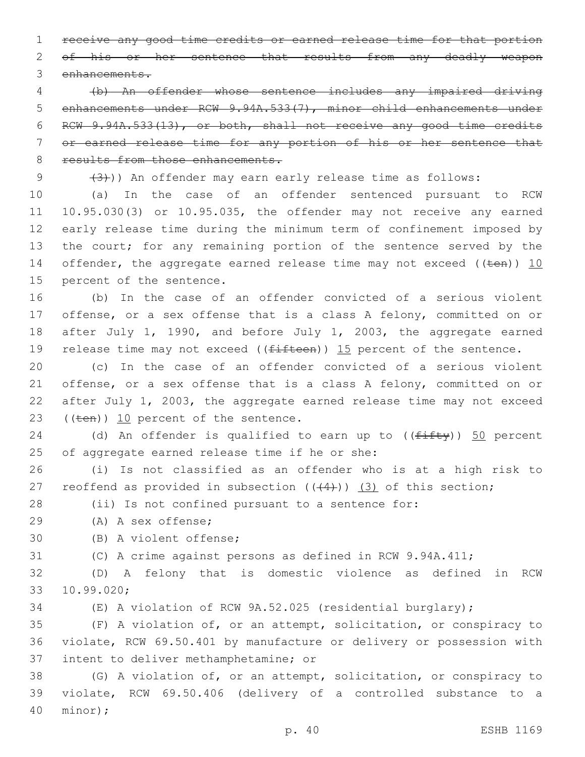~~receive any good time credits or earned release time for that portion of his or her sentence that results from any deadly weapon enhancements.~~

~~(b) An offender whose sentence includes any impaired driving enhancements under RCW 9.94A.533(7), minor child enhancements under RCW 9.94A.533(13), or both, shall not receive any good time credits or earned release time for any portion of his or her sentence that results from those enhancements.~~

~~(3)~~)) An offender may earn early release time as follows:

(a) In the case of an offender sentenced pursuant to RCW 10.95.030(3) or 10.95.035, the offender may not receive any earned early release time during the minimum term of confinement imposed by the court; for any remaining portion of the sentence served by the offender, the aggregate earned release time may not exceed ((~~ten~~)) 10 percent of the sentence.

(b) In the case of an offender convicted of a serious violent offense, or a sex offense that is a class A felony, committed on or after July 1, 1990, and before July 1, 2003, the aggregate earned release time may not exceed ((~~fifteen~~)) 15 percent of the sentence.

(c) In the case of an offender convicted of a serious violent offense, or a sex offense that is a class A felony, committed on or after July 1, 2003, the aggregate earned release time may not exceed ((~~ten~~)) 10 percent of the sentence.

(d) An offender is qualified to earn up to ((~~fifty~~)) 50 percent of aggregate earned release time if he or she:

(i) Is not classified as an offender who is at a high risk to reoffend as provided in subsection ((~~(4)~~)) (3) of this section;

(ii) Is not confined pursuant to a sentence for:

(A) A sex offense;

(B) A violent offense;

(C) A crime against persons as defined in RCW 9.94A.411;

(D) A felony that is domestic violence as defined in RCW 10.99.020;

(E) A violation of RCW 9A.52.025 (residential burglary);

(F) A violation of, or an attempt, solicitation, or conspiracy to violate, RCW 69.50.401 by manufacture or delivery or possession with intent to deliver methamphetamine; or

(G) A violation of, or an attempt, solicitation, or conspiracy to violate, RCW 69.50.406 (delivery of a controlled substance to a minor);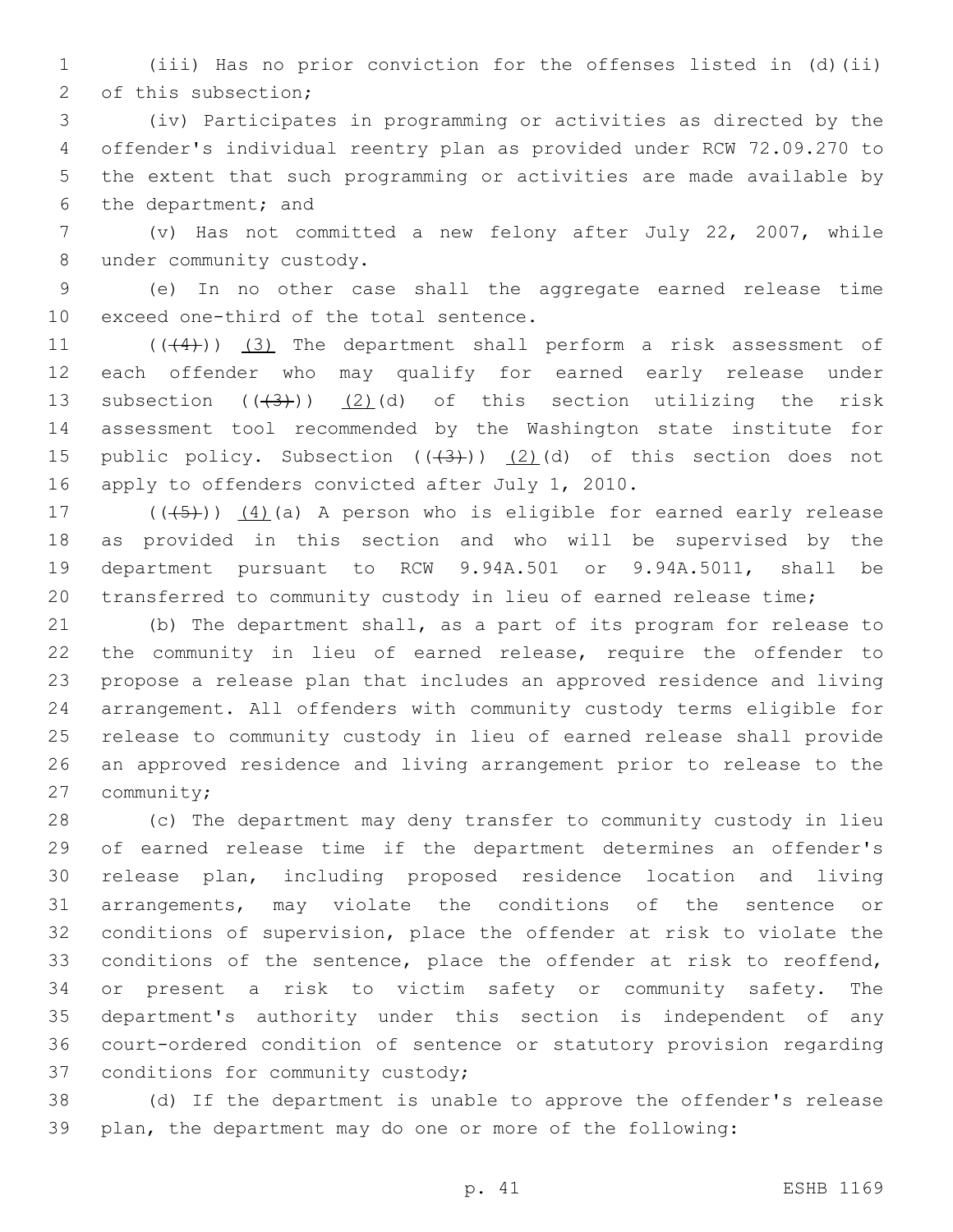(iii) Has no prior conviction for the offenses listed in (d)(ii) of this subsection;

(iv) Participates in programming or activities as directed by the offender's individual reentry plan as provided under RCW 72.09.270 to the extent that such programming or activities are made available by the department; and

(v) Has not committed a new felony after July 22, 2007, while under community custody.

(e) In no other case shall the aggregate earned release time exceed one-third of the total sentence.

((~~(4)~~)) (3) The department shall perform a risk assessment of each offender who may qualify for earned early release under subsection ((~~(3)~~)) (2)(d) of this section utilizing the risk assessment tool recommended by the Washington state institute for public policy. Subsection ((~~(3)~~)) (2)(d) of this section does not apply to offenders convicted after July 1, 2010.

((~~(5)~~)) (4)(a) A person who is eligible for earned early release as provided in this section and who will be supervised by the department pursuant to RCW 9.94A.501 or 9.94A.5011, shall be transferred to community custody in lieu of earned release time;

(b) The department shall, as a part of its program for release to the community in lieu of earned release, require the offender to propose a release plan that includes an approved residence and living arrangement. All offenders with community custody terms eligible for release to community custody in lieu of earned release shall provide an approved residence and living arrangement prior to release to the community;

(c) The department may deny transfer to community custody in lieu of earned release time if the department determines an offender's release plan, including proposed residence location and living arrangements, may violate the conditions of the sentence or conditions of supervision, place the offender at risk to violate the conditions of the sentence, place the offender at risk to reoffend, or present a risk to victim safety or community safety. The department's authority under this section is independent of any court-ordered condition of sentence or statutory provision regarding conditions for community custody;

(d) If the department is unable to approve the offender's release plan, the department may do one or more of the following: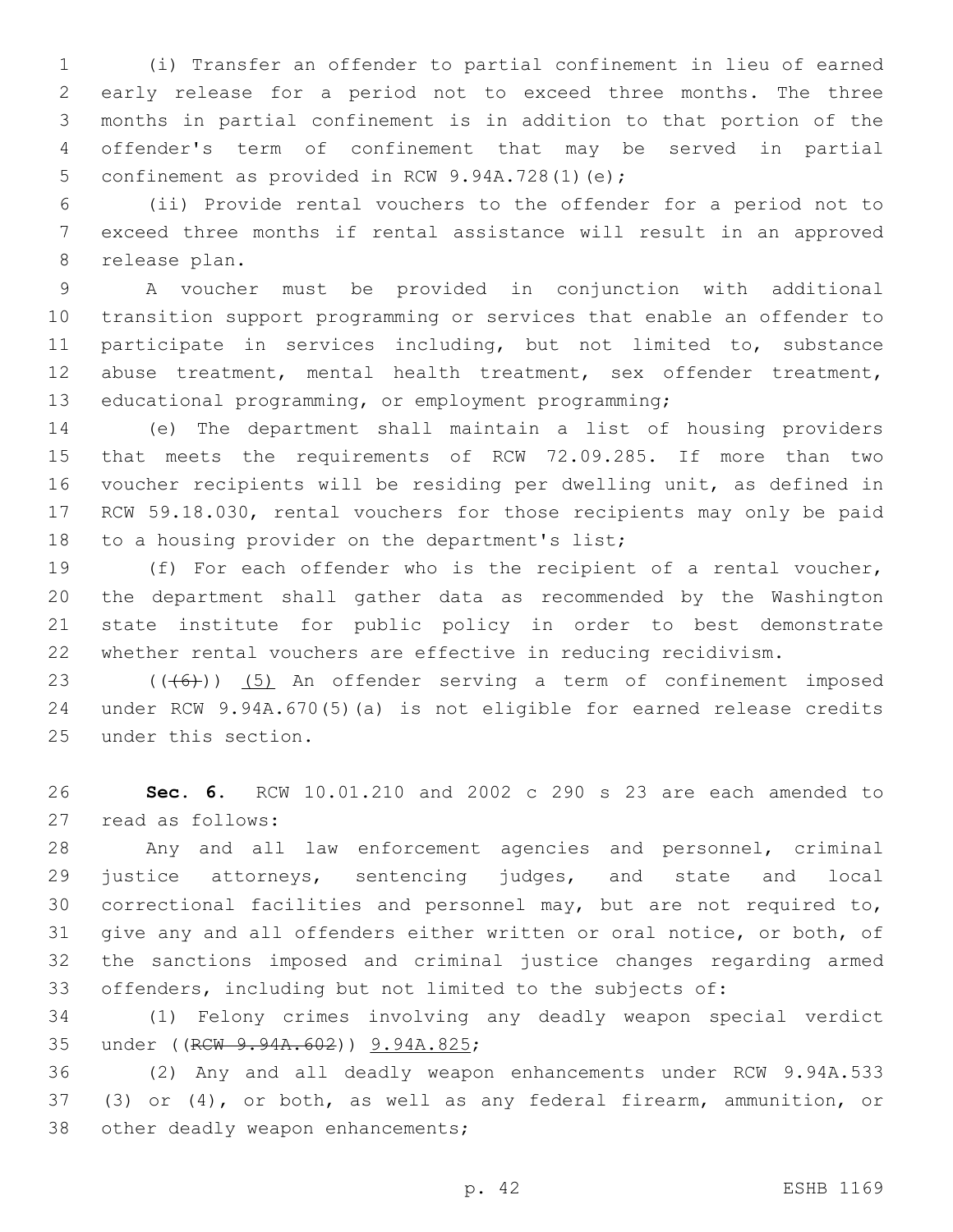(i) Transfer an offender to partial confinement in lieu of earned early release for a period not to exceed three months. The three months in partial confinement is in addition to that portion of the offender's term of confinement that may be served in partial confinement as provided in RCW 9.94A.728(1)(e);

(ii) Provide rental vouchers to the offender for a period not to exceed three months if rental assistance will result in an approved release plan.

A voucher must be provided in conjunction with additional transition support programming or services that enable an offender to participate in services including, but not limited to, substance abuse treatment, mental health treatment, sex offender treatment, educational programming, or employment programming;

(e) The department shall maintain a list of housing providers that meets the requirements of RCW 72.09.285. If more than two voucher recipients will be residing per dwelling unit, as defined in RCW 59.18.030, rental vouchers for those recipients may only be paid to a housing provider on the department's list;

(f) For each offender who is the recipient of a rental voucher, the department shall gather data as recommended by the Washington state institute for public policy in order to best demonstrate whether rental vouchers are effective in reducing recidivism.

~~((6))~~ (5) An offender serving a term of confinement imposed under RCW 9.94A.670(5)(a) is not eligible for earned release credits under this section.

**Sec. 6.** RCW 10.01.210 and 2002 c 290 s 23 are each amended to read as follows:

Any and all law enforcement agencies and personnel, criminal justice attorneys, sentencing judges, and state and local correctional facilities and personnel may, but are not required to, give any and all offenders either written or oral notice, or both, of the sanctions imposed and criminal justice changes regarding armed offenders, including but not limited to the subjects of:

(1) Felony crimes involving any deadly weapon special verdict under ((~~RCW 9.94A.602~~)) 9.94A.825;

(2) Any and all deadly weapon enhancements under RCW 9.94A.533 (3) or (4), or both, as well as any federal firearm, ammunition, or other deadly weapon enhancements;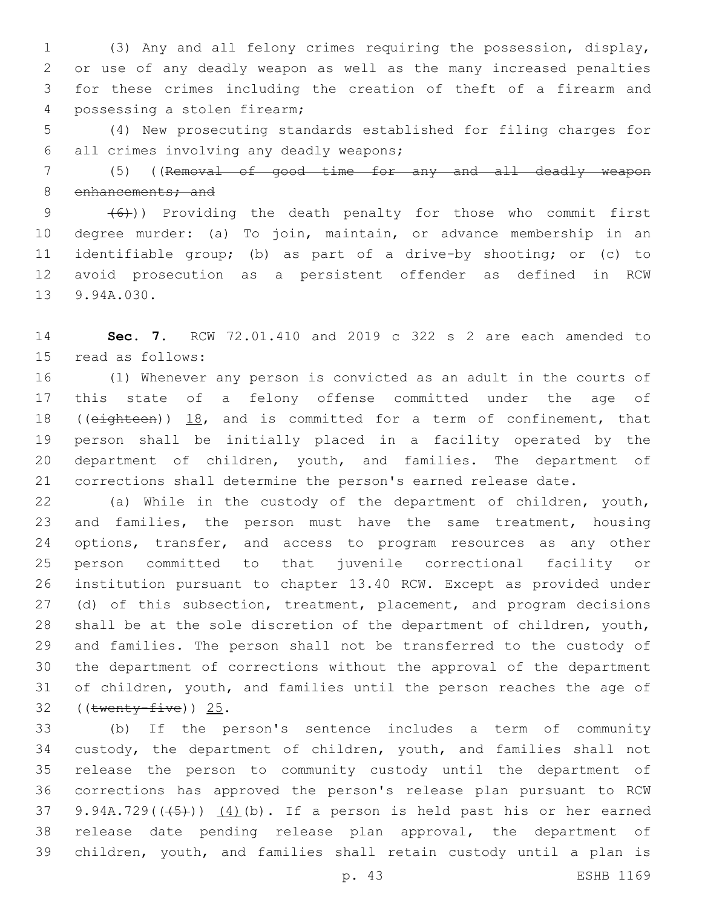(3) Any and all felony crimes requiring the possession, display, or use of any deadly weapon as well as the many increased penalties for these crimes including the creation of theft of a firearm and possessing a stolen firearm;

(4) New prosecuting standards established for filing charges for all crimes involving any deadly weapons;

(5) ((~~Removal of good time for any and all deadly weapon enhancements; and~~

~~(6)~~)) Providing the death penalty for those who commit first degree murder: (a) To join, maintain, or advance membership in an identifiable group; (b) as part of a drive-by shooting; or (c) to avoid prosecution as a persistent offender as defined in RCW 9.94A.030.

**Sec. 7.** RCW 72.01.410 and 2019 c 322 s 2 are each amended to read as follows:

(1) Whenever any person is convicted as an adult in the courts of this state of a felony offense committed under the age of ((~~eighteen~~)) 18, and is committed for a term of confinement, that person shall be initially placed in a facility operated by the department of children, youth, and families. The department of corrections shall determine the person's earned release date.

(a) While in the custody of the department of children, youth, and families, the person must have the same treatment, housing options, transfer, and access to program resources as any other person committed to that juvenile correctional facility or institution pursuant to chapter 13.40 RCW. Except as provided under (d) of this subsection, treatment, placement, and program decisions shall be at the sole discretion of the department of children, youth, and families. The person shall not be transferred to the custody of the department of corrections without the approval of the department of children, youth, and families until the person reaches the age of ((~~twenty-five~~)) 25.

(b) If the person's sentence includes a term of community custody, the department of children, youth, and families shall not release the person to community custody until the department of corrections has approved the person's release plan pursuant to RCW 9.94A.729((~~(5)~~)) (4)(b). If a person is held past his or her earned release date pending release plan approval, the department of children, youth, and families shall retain custody until a plan is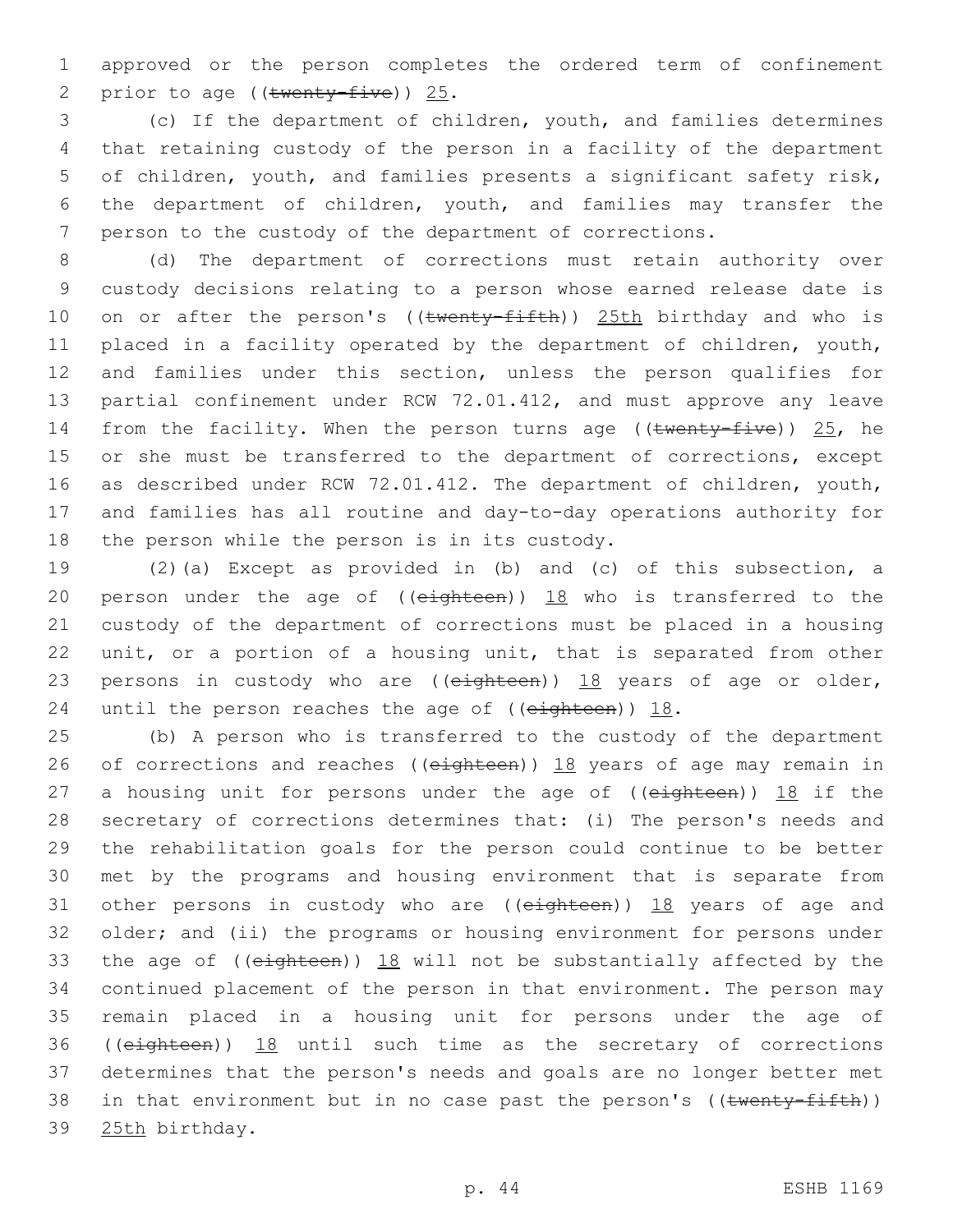approved or the person completes the ordered term of confinement prior to age ((~~twenty-five~~)) 25.

(c) If the department of children, youth, and families determines that retaining custody of the person in a facility of the department of children, youth, and families presents a significant safety risk, the department of children, youth, and families may transfer the person to the custody of the department of corrections.

(d) The department of corrections must retain authority over custody decisions relating to a person whose earned release date is on or after the person's ((~~twenty-fifth~~)) 25th birthday and who is placed in a facility operated by the department of children, youth, and families under this section, unless the person qualifies for partial confinement under RCW 72.01.412, and must approve any leave from the facility. When the person turns age ((~~twenty-five~~)) 25, he or she must be transferred to the department of corrections, except as described under RCW 72.01.412. The department of children, youth, and families has all routine and day-to-day operations authority for the person while the person is in its custody.

(2)(a) Except as provided in (b) and (c) of this subsection, a person under the age of ((~~eighteen~~)) 18 who is transferred to the custody of the department of corrections must be placed in a housing unit, or a portion of a housing unit, that is separated from other persons in custody who are ((~~eighteen~~)) 18 years of age or older, until the person reaches the age of ((~~eighteen~~)) 18.

(b) A person who is transferred to the custody of the department of corrections and reaches ((~~eighteen~~)) 18 years of age may remain in a housing unit for persons under the age of ((~~eighteen~~)) 18 if the secretary of corrections determines that: (i) The person's needs and the rehabilitation goals for the person could continue to be better met by the programs and housing environment that is separate from other persons in custody who are ((~~eighteen~~)) 18 years of age and older; and (ii) the programs or housing environment for persons under the age of ((~~eighteen~~)) 18 will not be substantially affected by the continued placement of the person in that environment. The person may remain placed in a housing unit for persons under the age of ((~~eighteen~~)) 18 until such time as the secretary of corrections determines that the person's needs and goals are no longer better met in that environment but in no case past the person's ((~~twenty-fifth~~)) 25th birthday.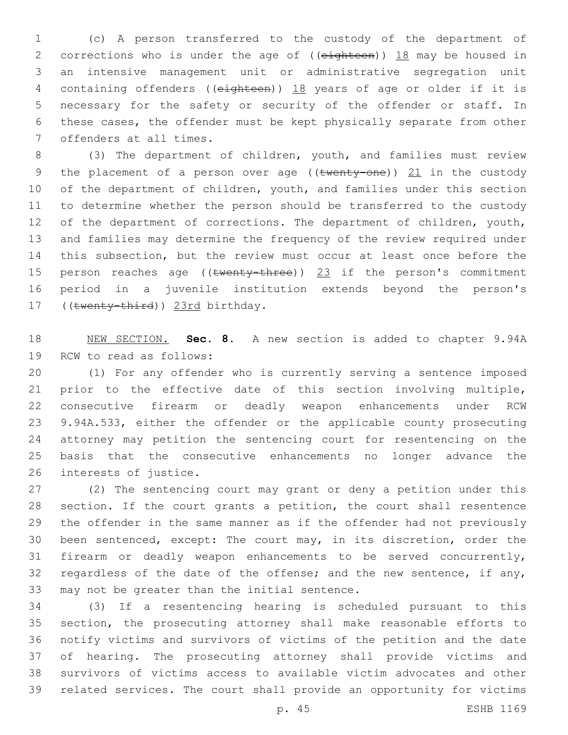(c) A person transferred to the custody of the department of corrections who is under the age of ((~~eighteen~~)) 18 may be housed in an intensive management unit or administrative segregation unit containing offenders ((~~eighteen~~)) 18 years of age or older if it is necessary for the safety or security of the offender or staff. In these cases, the offender must be kept physically separate from other offenders at all times.

(3) The department of children, youth, and families must review the placement of a person over age ((~~twenty-one~~)) 21 in the custody of the department of children, youth, and families under this section to determine whether the person should be transferred to the custody of the department of corrections. The department of children, youth, and families may determine the frequency of the review required under this subsection, but the review must occur at least once before the person reaches age ((~~twenty-three~~)) 23 if the person's commitment period in a juvenile institution extends beyond the person's ((~~twenty-third~~)) 23rd birthday.

NEW SECTION. **Sec. 8.** A new section is added to chapter 9.94A RCW to read as follows:

(1) For any offender who is currently serving a sentence imposed prior to the effective date of this section involving multiple, consecutive firearm or deadly weapon enhancements under RCW 9.94A.533, either the offender or the applicable county prosecuting attorney may petition the sentencing court for resentencing on the basis that the consecutive enhancements no longer advance the interests of justice.

(2) The sentencing court may grant or deny a petition under this section. If the court grants a petition, the court shall resentence the offender in the same manner as if the offender had not previously been sentenced, except: The court may, in its discretion, order the firearm or deadly weapon enhancements to be served concurrently, regardless of the date of the offense; and the new sentence, if any, may not be greater than the initial sentence.

(3) If a resentencing hearing is scheduled pursuant to this section, the prosecuting attorney shall make reasonable efforts to notify victims and survivors of victims of the petition and the date of hearing. The prosecuting attorney shall provide victims and survivors of victims access to available victim advocates and other related services. The court shall provide an opportunity for victims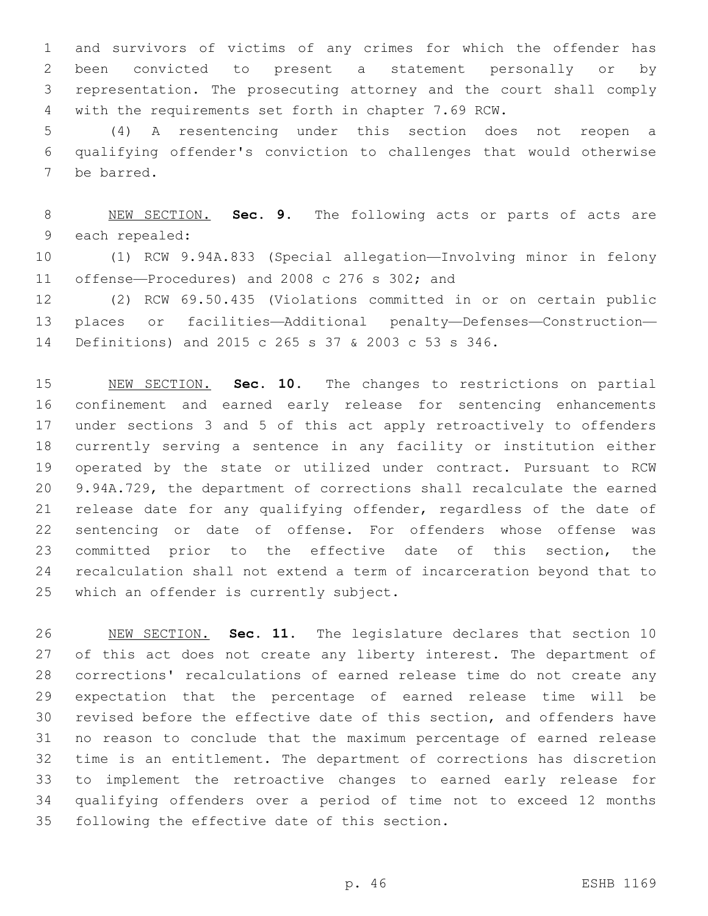and survivors of victims of any crimes for which the offender has been convicted to present a statement personally or by representation. The prosecuting attorney and the court shall comply with the requirements set forth in chapter 7.69 RCW.

(4) A resentencing under this section does not reopen a qualifying offender's conviction to challenges that would otherwise be barred.

NEW SECTION. **Sec. 9.** The following acts or parts of acts are each repealed:

(1) RCW 9.94A.833 (Special allegation—Involving minor in felony offense—Procedures) and 2008 c 276 s 302; and

(2) RCW 69.50.435 (Violations committed in or on certain public places or facilities—Additional penalty—Defenses—Construction—Definitions) and 2015 c 265 s 37 & 2003 c 53 s 346.

NEW SECTION. **Sec. 10.** The changes to restrictions on partial confinement and earned early release for sentencing enhancements under sections 3 and 5 of this act apply retroactively to offenders currently serving a sentence in any facility or institution either operated by the state or utilized under contract. Pursuant to RCW 9.94A.729, the department of corrections shall recalculate the earned release date for any qualifying offender, regardless of the date of sentencing or date of offense. For offenders whose offense was committed prior to the effective date of this section, the recalculation shall not extend a term of incarceration beyond that to which an offender is currently subject.

NEW SECTION. **Sec. 11.** The legislature declares that section 10 of this act does not create any liberty interest. The department of corrections' recalculations of earned release time do not create any expectation that the percentage of earned release time will be revised before the effective date of this section, and offenders have no reason to conclude that the maximum percentage of earned release time is an entitlement. The department of corrections has discretion to implement the retroactive changes to earned early release for qualifying offenders over a period of time not to exceed 12 months following the effective date of this section.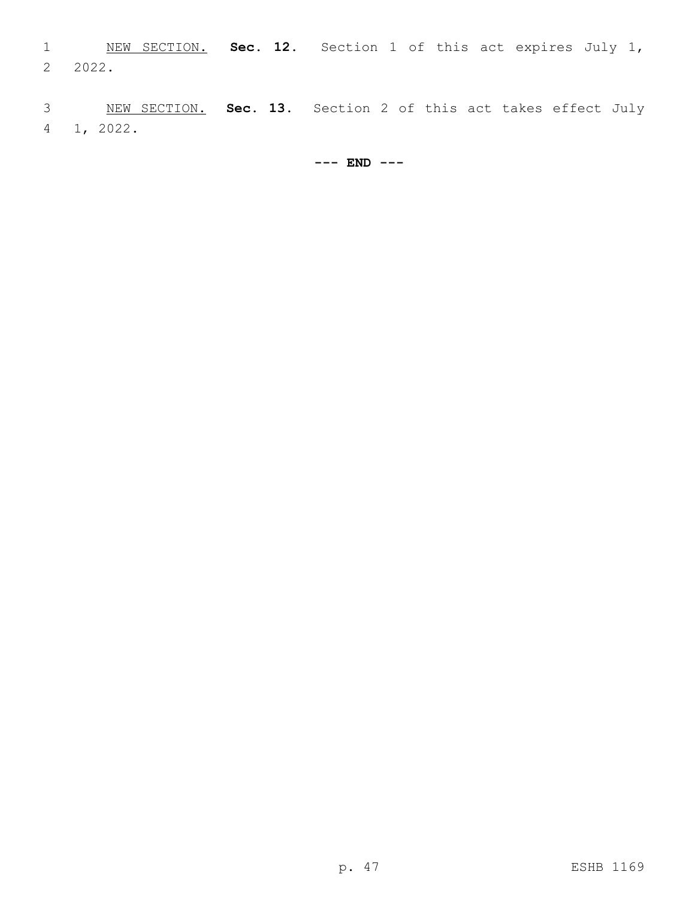NEW SECTION. **Sec. 12.** Section 1 of this act expires July 1, 2022.

NEW SECTION. **Sec. 13.** Section 2 of this act takes effect July 1, 2022.

**--- END ---**